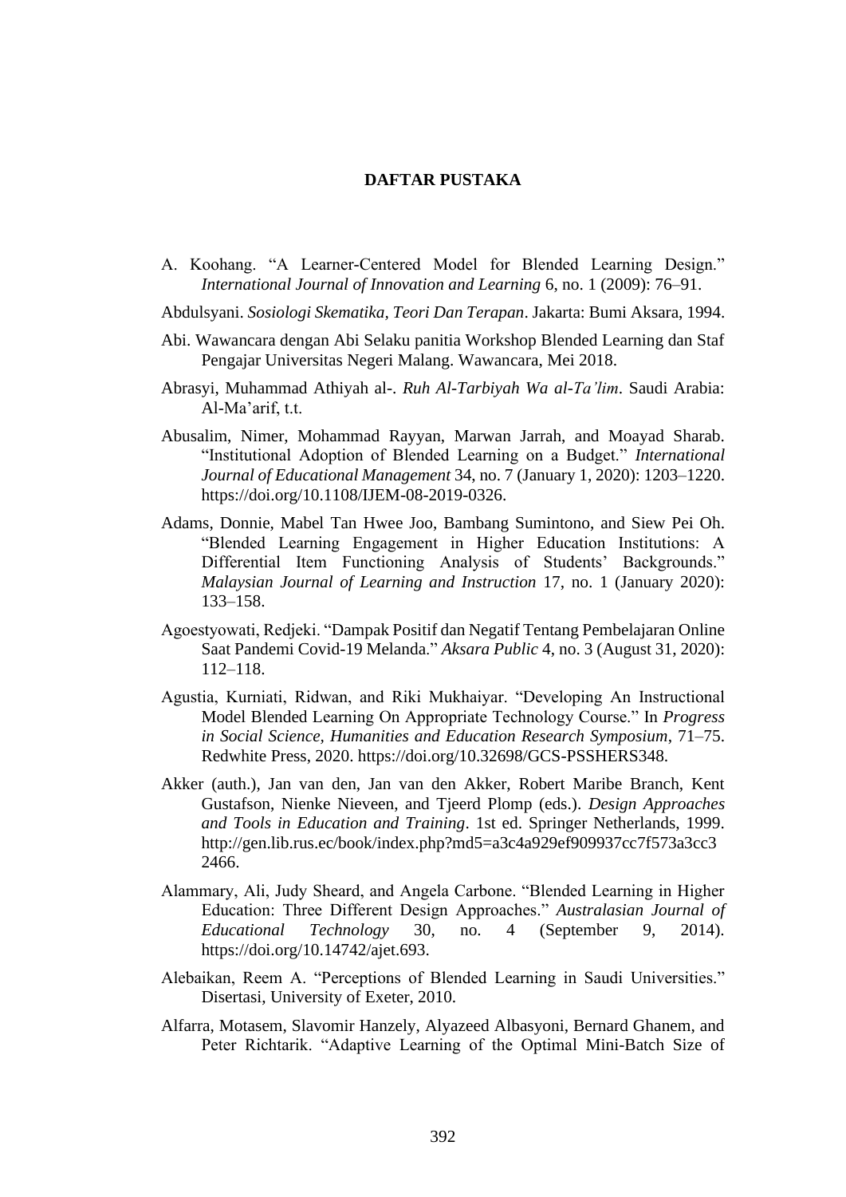# DAFTAR PUSTAKA

A. Koohang. "A Learner-Centered Model for Blended Learning Design." *International Journal of Innovation and Learning* 6, no. 1 (2009): 76–91.

Abdulsyani. *Sosiologi Skematika, Teori Dan Terapan*. Jakarta: Bumi Aksara, 1994.

Abi. Wawancara dengan Abi Selaku panitia Workshop Blended Learning dan Staf Pengajar Universitas Negeri Malang. Wawancara, Mei 2018.

Abrasyi, Muhammad Athiyah al-. *Ruh Al-Tarbiyah Wa al-Ta'lim*. Saudi Arabia: Al-Ma'arif, t.t.

Abusalim, Nimer, Mohammad Rayyan, Marwan Jarrah, and Moayad Sharab. "Institutional Adoption of Blended Learning on a Budget." *International Journal of Educational Management* 34, no. 7 (January 1, 2020): 1203–1220. https://doi.org/10.1108/IJEM-08-2019-0326.

Adams, Donnie, Mabel Tan Hwee Joo, Bambang Sumintono, and Siew Pei Oh. "Blended Learning Engagement in Higher Education Institutions: A Differential Item Functioning Analysis of Students' Backgrounds." *Malaysian Journal of Learning and Instruction* 17, no. 1 (January 2020): 133–158.

Agoestyowati, Redjeki. "Dampak Positif dan Negatif Tentang Pembelajaran Online Saat Pandemi Covid-19 Melanda." *Aksara Public* 4, no. 3 (August 31, 2020): 112–118.

Agustia, Kurniati, Ridwan, and Riki Mukhaiyar. "Developing An Instructional Model Blended Learning On Appropriate Technology Course." In *Progress in Social Science, Humanities and Education Research Symposium*, 71–75. Redwhite Press, 2020. https://doi.org/10.32698/GCS-PSSHERS348.

Akker (auth.), Jan van den, Jan van den Akker, Robert Maribe Branch, Kent Gustafson, Nienke Nieveen, and Tjeerd Plomp (eds.). *Design Approaches and Tools in Education and Training*. 1st ed. Springer Netherlands, 1999. http://gen.lib.rus.ec/book/index.php?md5=a3c4a929ef909937cc7f573a3cc32466.

Alammary, Ali, Judy Sheard, and Angela Carbone. "Blended Learning in Higher Education: Three Different Design Approaches." *Australasian Journal of Educational Technology* 30, no. 4 (September 9, 2014). https://doi.org/10.14742/ajet.693.

Alebaikan, Reem A. "Perceptions of Blended Learning in Saudi Universities." Disertasi, University of Exeter, 2010.

Alfarra, Motasem, Slavomir Hanzely, Alyazeed Albasyoni, Bernard Ghanem, and Peter Richtarik. "Adaptive Learning of the Optimal Mini-Batch Size of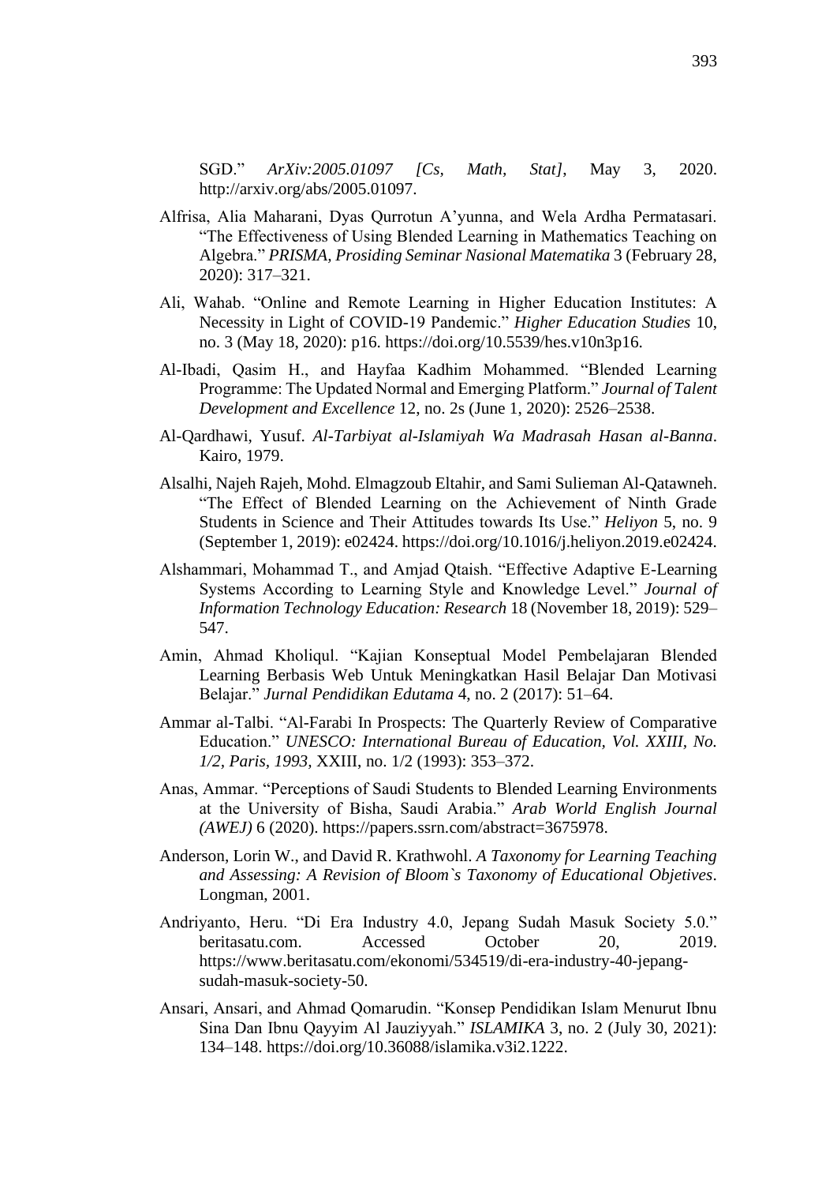SGD." *ArXiv:2005.01097 [Cs, Math, Stat]*, May 3, 2020. http://arxiv.org/abs/2005.01097.

Alfrisa, Alia Maharani, Dyas Qurrotun A'yunna, and Wela Ardha Permatasari. "The Effectiveness of Using Blended Learning in Mathematics Teaching on Algebra." *PRISMA, Prosiding Seminar Nasional Matematika* 3 (February 28, 2020): 317–321.

Ali, Wahab. "Online and Remote Learning in Higher Education Institutes: A Necessity in Light of COVID-19 Pandemic." *Higher Education Studies* 10, no. 3 (May 18, 2020): p16. https://doi.org/10.5539/hes.v10n3p16.

Al-Ibadi, Qasim H., and Hayfaa Kadhim Mohammed. "Blended Learning Programme: The Updated Normal and Emerging Platform." *Journal of Talent Development and Excellence* 12, no. 2s (June 1, 2020): 2526–2538.

Al-Qardhawi, Yusuf. *Al-Tarbiyat al-Islamiyah Wa Madrasah Hasan al-Banna*. Kairo, 1979.

Alsalhi, Najeh Rajeh, Mohd. Elmagzoub Eltahir, and Sami Sulieman Al-Qatawneh. "The Effect of Blended Learning on the Achievement of Ninth Grade Students in Science and Their Attitudes towards Its Use." *Heliyon* 5, no. 9 (September 1, 2019): e02424. https://doi.org/10.1016/j.heliyon.2019.e02424.

Alshammari, Mohammad T., and Amjad Qtaish. "Effective Adaptive E-Learning Systems According to Learning Style and Knowledge Level." *Journal of Information Technology Education: Research* 18 (November 18, 2019): 529–547.

Amin, Ahmad Kholiqul. "Kajian Konseptual Model Pembelajaran Blended Learning Berbasis Web Untuk Meningkatkan Hasil Belajar Dan Motivasi Belajar." *Jurnal Pendidikan Edutama* 4, no. 2 (2017): 51–64.

Ammar al-Talbi. "Al-Farabi In Prospects: The Quarterly Review of Comparative Education." *UNESCO: International Bureau of Education, Vol. XXIII, No. 1/2, Paris, 1993,* XXIII, no. 1/2 (1993): 353–372.

Anas, Ammar. "Perceptions of Saudi Students to Blended Learning Environments at the University of Bisha, Saudi Arabia." *Arab World English Journal (AWEJ)* 6 (2020). https://papers.ssrn.com/abstract=3675978.

Anderson, Lorin W., and David R. Krathwohl. *A Taxonomy for Learning Teaching and Assessing: A Revision of Bloom`s Taxonomy of Educational Objetives*. Longman, 2001.

Andriyanto, Heru. "Di Era Industry 4.0, Jepang Sudah Masuk Society 5.0." beritasatu.com. Accessed October 20, 2019. https://www.beritasatu.com/ekonomi/534519/di-era-industry-40-jepang-sudah-masuk-society-50.

Ansari, Ansari, and Ahmad Qomarudin. "Konsep Pendidikan Islam Menurut Ibnu Sina Dan Ibnu Qayyim Al Jauziyyah." *ISLAMIKA* 3, no. 2 (July 30, 2021): 134–148. https://doi.org/10.36088/islamika.v3i2.1222.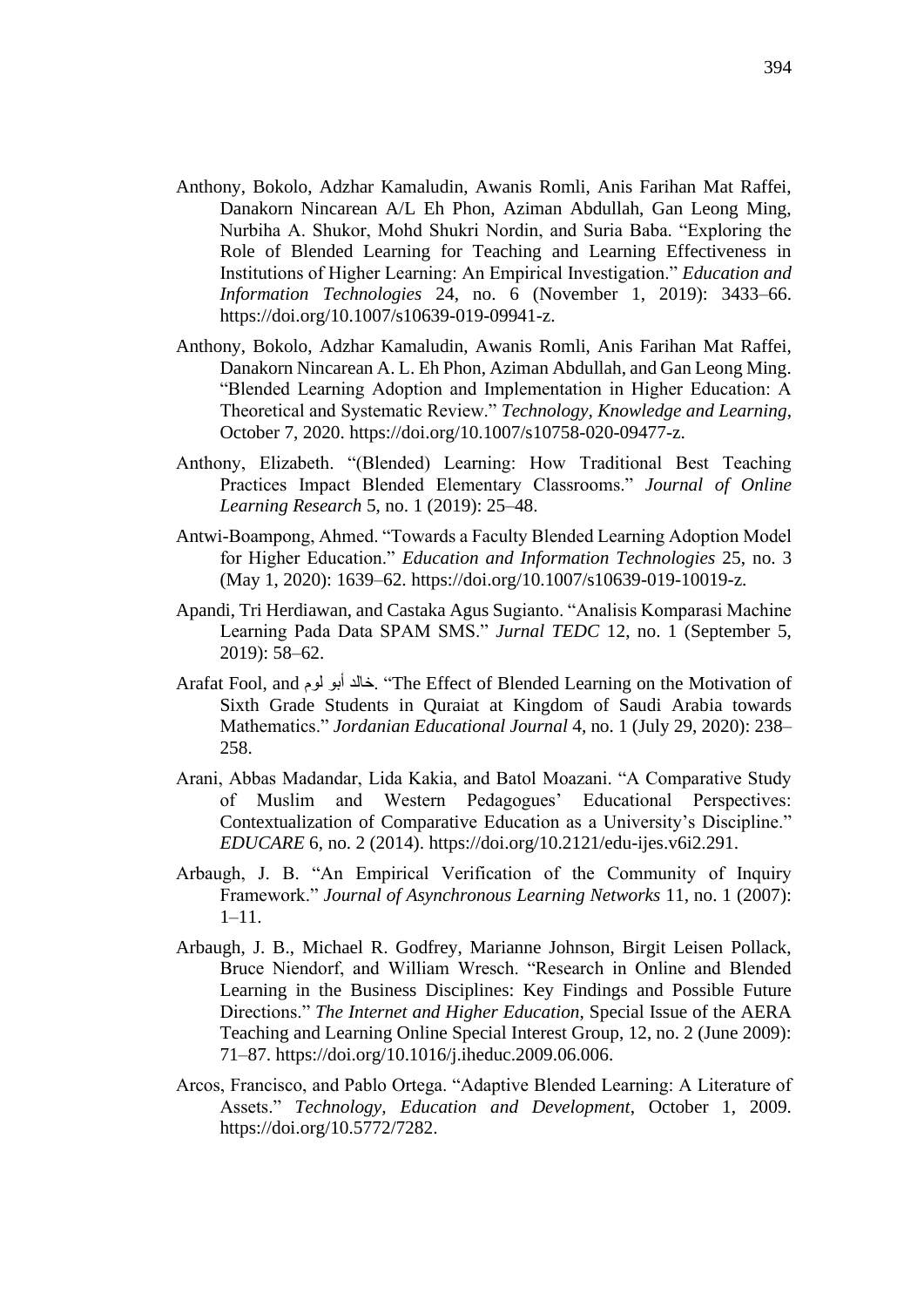Anthony, Bokolo, Adzhar Kamaludin, Awanis Romli, Anis Farihan Mat Raffei, Danakorn Nincarean A/L Eh Phon, Aziman Abdullah, Gan Leong Ming, Nurbiha A. Shukor, Mohd Shukri Nordin, and Suria Baba. "Exploring the Role of Blended Learning for Teaching and Learning Effectiveness in Institutions of Higher Learning: An Empirical Investigation." *Education and Information Technologies* 24, no. 6 (November 1, 2019): 3433–66. https://doi.org/10.1007/s10639-019-09941-z.

Anthony, Bokolo, Adzhar Kamaludin, Awanis Romli, Anis Farihan Mat Raffei, Danakorn Nincarean A. L. Eh Phon, Aziman Abdullah, and Gan Leong Ming. "Blended Learning Adoption and Implementation in Higher Education: A Theoretical and Systematic Review." *Technology, Knowledge and Learning*, October 7, 2020. https://doi.org/10.1007/s10758-020-09477-z.

Anthony, Elizabeth. "(Blended) Learning: How Traditional Best Teaching Practices Impact Blended Elementary Classrooms." *Journal of Online Learning Research* 5, no. 1 (2019): 25–48.

Antwi-Boampong, Ahmed. "Towards a Faculty Blended Learning Adoption Model for Higher Education." *Education and Information Technologies* 25, no. 3 (May 1, 2020): 1639–62. https://doi.org/10.1007/s10639-019-10019-z.

Apandi, Tri Herdiawan, and Castaka Agus Sugianto. "Analisis Komparasi Machine Learning Pada Data SPAM SMS." *Jurnal TEDC* 12, no. 1 (September 5, 2019): 58–62.

Arafat Fool, and خالد أبو لوم. "The Effect of Blended Learning on the Motivation of Sixth Grade Students in Quraiat at Kingdom of Saudi Arabia towards Mathematics." *Jordanian Educational Journal* 4, no. 1 (July 29, 2020): 238–258.

Arani, Abbas Madandar, Lida Kakia, and Batol Moazani. "A Comparative Study of Muslim and Western Pedagogues' Educational Perspectives: Contextualization of Comparative Education as a University's Discipline." *EDUCARE* 6, no. 2 (2014). https://doi.org/10.2121/edu-ijes.v6i2.291.

Arbaugh, J. B. "An Empirical Verification of the Community of Inquiry Framework." *Journal of Asynchronous Learning Networks* 11, no. 1 (2007): 1–11.

Arbaugh, J. B., Michael R. Godfrey, Marianne Johnson, Birgit Leisen Pollack, Bruce Niendorf, and William Wresch. "Research in Online and Blended Learning in the Business Disciplines: Key Findings and Possible Future Directions." *The Internet and Higher Education*, Special Issue of the AERA Teaching and Learning Online Special Interest Group, 12, no. 2 (June 2009): 71–87. https://doi.org/10.1016/j.iheduc.2009.06.006.

Arcos, Francisco, and Pablo Ortega. "Adaptive Blended Learning: A Literature of Assets." *Technology, Education and Development*, October 1, 2009. https://doi.org/10.5772/7282.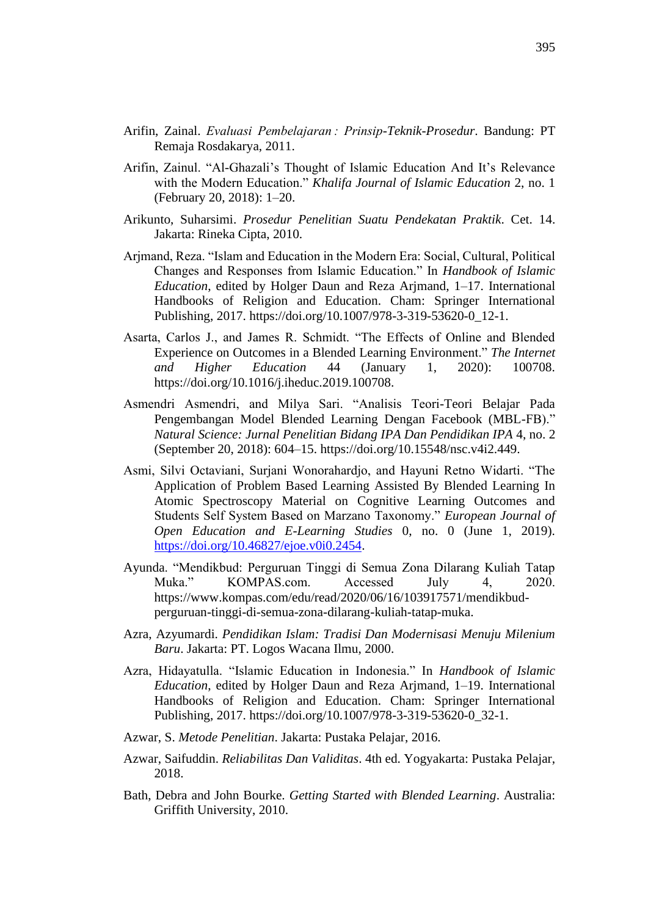Arifin, Zainal. *Evaluasi Pembelajaran : Prinsip-Teknik-Prosedur*. Bandung: PT Remaja Rosdakarya, 2011.

Arifin, Zainul. "Al-Ghazali's Thought of Islamic Education And It's Relevance with the Modern Education." *Khalifa Journal of Islamic Education* 2, no. 1 (February 20, 2018): 1–20.

Arikunto, Suharsimi. *Prosedur Penelitian Suatu Pendekatan Praktik*. Cet. 14. Jakarta: Rineka Cipta, 2010.

Arjmand, Reza. "Islam and Education in the Modern Era: Social, Cultural, Political Changes and Responses from Islamic Education." In *Handbook of Islamic Education*, edited by Holger Daun and Reza Arjmand, 1–17. International Handbooks of Religion and Education. Cham: Springer International Publishing, 2017. https://doi.org/10.1007/978-3-319-53620-0_12-1.

Asarta, Carlos J., and James R. Schmidt. "The Effects of Online and Blended Experience on Outcomes in a Blended Learning Environment." *The Internet and Higher Education* 44 (January 1, 2020): 100708. https://doi.org/10.1016/j.iheduc.2019.100708.

Asmendri Asmendri, and Milya Sari. "Analisis Teori-Teori Belajar Pada Pengembangan Model Blended Learning Dengan Facebook (MBL-FB)." *Natural Science: Jurnal Penelitian Bidang IPA Dan Pendidikan IPA* 4, no. 2 (September 20, 2018): 604–15. https://doi.org/10.15548/nsc.v4i2.449.

Asmi, Silvi Octaviani, Surjani Wonorahardjo, and Hayuni Retno Widarti. "The Application of Problem Based Learning Assisted By Blended Learning In Atomic Spectroscopy Material on Cognitive Learning Outcomes and Students Self System Based on Marzano Taxonomy." *European Journal of Open Education and E-Learning Studies* 0, no. 0 (June 1, 2019). https://doi.org/10.46827/ejoe.v0i0.2454.

Ayunda. "Mendikbud: Perguruan Tinggi di Semua Zona Dilarang Kuliah Tatap Muka." KOMPAS.com. Accessed July 4, 2020. https://www.kompas.com/edu/read/2020/06/16/103917571/mendikbud-perguruan-tinggi-di-semua-zona-dilarang-kuliah-tatap-muka.

Azra, Azyumardi. *Pendidikan Islam: Tradisi Dan Modernisasi Menuju Milenium Baru*. Jakarta: PT. Logos Wacana Ilmu, 2000.

Azra, Hidayatulla. "Islamic Education in Indonesia." In *Handbook of Islamic Education*, edited by Holger Daun and Reza Arjmand, 1–19. International Handbooks of Religion and Education. Cham: Springer International Publishing, 2017. https://doi.org/10.1007/978-3-319-53620-0_32-1.

Azwar, S. *Metode Penelitian*. Jakarta: Pustaka Pelajar, 2016.

Azwar, Saifuddin. *Reliabilitas Dan Validitas*. 4th ed. Yogyakarta: Pustaka Pelajar, 2018.

Bath, Debra and John Bourke. *Getting Started with Blended Learning*. Australia: Griffith University, 2010.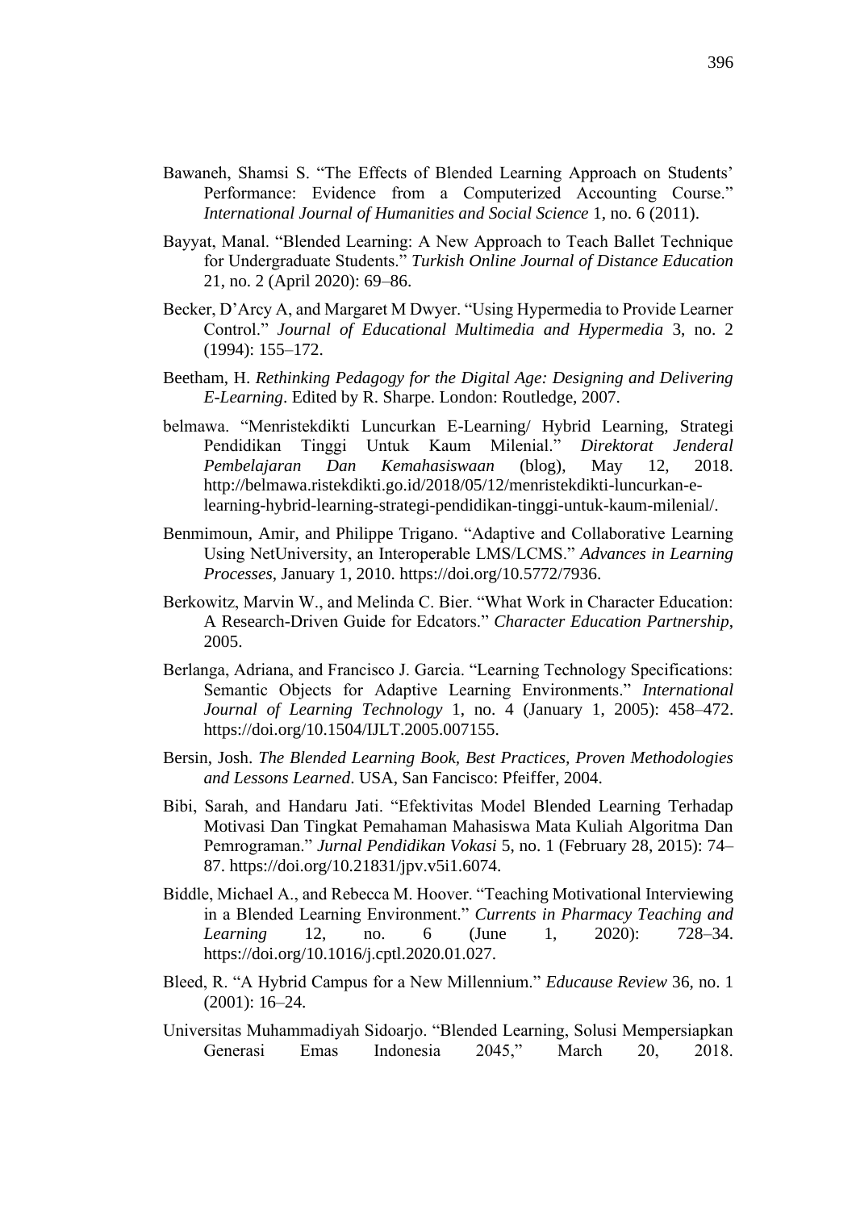Bawaneh, Shamsi S. "The Effects of Blended Learning Approach on Students' Performance: Evidence from a Computerized Accounting Course." *International Journal of Humanities and Social Science* 1, no. 6 (2011).

Bayyat, Manal. "Blended Learning: A New Approach to Teach Ballet Technique for Undergraduate Students." *Turkish Online Journal of Distance Education* 21, no. 2 (April 2020): 69–86.

Becker, D'Arcy A, and Margaret M Dwyer. "Using Hypermedia to Provide Learner Control." *Journal of Educational Multimedia and Hypermedia* 3, no. 2 (1994): 155–172.

Beetham, H. *Rethinking Pedagogy for the Digital Age: Designing and Delivering E-Learning*. Edited by R. Sharpe. London: Routledge, 2007.

belmawa. "Menristekdikti Luncurkan E-Learning/ Hybrid Learning, Strategi Pendidikan Tinggi Untuk Kaum Milenial." *Direktorat Jenderal Pembelajaran Dan Kemahasiswaan* (blog), May 12, 2018. http://belmawa.ristekdikti.go.id/2018/05/12/menristekdikti-luncurkan-e-learning-hybrid-learning-strategi-pendidikan-tinggi-untuk-kaum-milenial/.

Benmimoun, Amir, and Philippe Trigano. "Adaptive and Collaborative Learning Using NetUniversity, an Interoperable LMS/LCMS." *Advances in Learning Processes*, January 1, 2010. https://doi.org/10.5772/7936.

Berkowitz, Marvin W., and Melinda C. Bier. "What Work in Character Education: A Research-Driven Guide for Edcators." *Character Education Partnership*, 2005.

Berlanga, Adriana, and Francisco J. Garcia. "Learning Technology Specifications: Semantic Objects for Adaptive Learning Environments." *International Journal of Learning Technology* 1, no. 4 (January 1, 2005): 458–472. https://doi.org/10.1504/IJLT.2005.007155.

Bersin, Josh. *The Blended Learning Book, Best Practices, Proven Methodologies and Lessons Learned*. USA, San Fancisco: Pfeiffer, 2004.

Bibi, Sarah, and Handaru Jati. "Efektivitas Model Blended Learning Terhadap Motivasi Dan Tingkat Pemahaman Mahasiswa Mata Kuliah Algoritma Dan Pemrograman." *Jurnal Pendidikan Vokasi* 5, no. 1 (February 28, 2015): 74–87. https://doi.org/10.21831/jpv.v5i1.6074.

Biddle, Michael A., and Rebecca M. Hoover. "Teaching Motivational Interviewing in a Blended Learning Environment." *Currents in Pharmacy Teaching and Learning* 12, no. 6 (June 1, 2020): 728–34. https://doi.org/10.1016/j.cptl.2020.01.027.

Bleed, R. "A Hybrid Campus for a New Millennium." *Educause Review* 36, no. 1 (2001): 16–24.

Universitas Muhammadiyah Sidoarjo. "Blended Learning, Solusi Mempersiapkan Generasi Emas Indonesia 2045," March 20, 2018.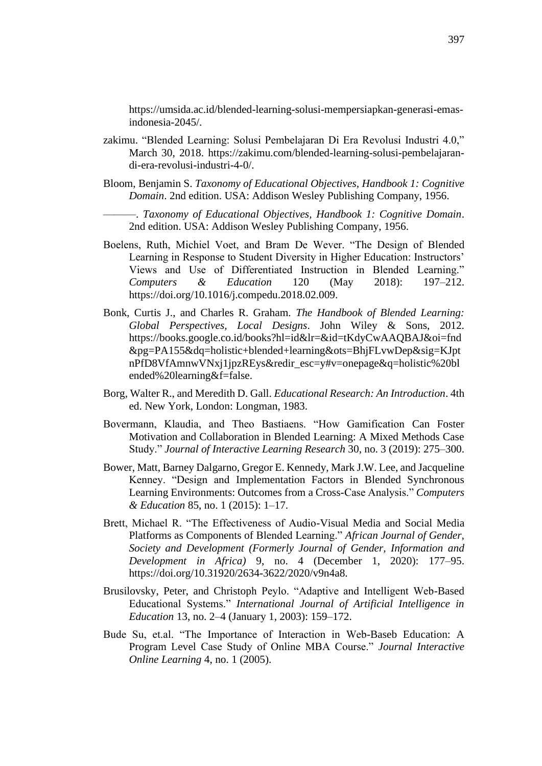https://umsida.ac.id/blended-learning-solusi-mempersiapkan-generasi-emas-indonesia-2045/.

zakimu. "Blended Learning: Solusi Pembelajaran Di Era Revolusi Industri 4.0," March 30, 2018. https://zakimu.com/blended-learning-solusi-pembelajaran-di-era-revolusi-industri-4-0/.

Bloom, Benjamin S. *Taxonomy of Educational Objectives, Handbook 1: Cognitive Domain*. 2nd edition. USA: Addison Wesley Publishing Company, 1956.

———. *Taxonomy of Educational Objectives, Handbook 1: Cognitive Domain*. 2nd edition. USA: Addison Wesley Publishing Company, 1956.

Boelens, Ruth, Michiel Voet, and Bram De Wever. "The Design of Blended Learning in Response to Student Diversity in Higher Education: Instructors' Views and Use of Differentiated Instruction in Blended Learning." *Computers & Education* 120 (May 2018): 197–212. https://doi.org/10.1016/j.compedu.2018.02.009.

Bonk, Curtis J., and Charles R. Graham. *The Handbook of Blended Learning: Global Perspectives, Local Designs*. John Wiley & Sons, 2012. https://books.google.co.id/books?hl=id&lr=&id=tKdyCwAAQBAJ&oi=fnd&pg=PA155&dq=holistic+blended+learning&ots=BhjFLvwDep&sig=KJptnPfD8VfAmnwVNxj1jpzREys&redir_esc=y#v=onepage&q=holistic%20blended%20learning&f=false.

Borg, Walter R., and Meredith D. Gall. *Educational Research: An Introduction*. 4th ed. New York, London: Longman, 1983.

Bovermann, Klaudia, and Theo Bastiaens. "How Gamification Can Foster Motivation and Collaboration in Blended Learning: A Mixed Methods Case Study." *Journal of Interactive Learning Research* 30, no. 3 (2019): 275–300.

Bower, Matt, Barney Dalgarno, Gregor E. Kennedy, Mark J.W. Lee, and Jacqueline Kenney. "Design and Implementation Factors in Blended Synchronous Learning Environments: Outcomes from a Cross-Case Analysis." *Computers & Education* 85, no. 1 (2015): 1–17.

Brett, Michael R. "The Effectiveness of Audio-Visual Media and Social Media Platforms as Components of Blended Learning." *African Journal of Gender, Society and Development (Formerly Journal of Gender, Information and Development in Africa)* 9, no. 4 (December 1, 2020): 177–95. https://doi.org/10.31920/2634-3622/2020/v9n4a8.

Brusilovsky, Peter, and Christoph Peylo. "Adaptive and Intelligent Web-Based Educational Systems." *International Journal of Artificial Intelligence in Education* 13, no. 2–4 (January 1, 2003): 159–172.

Bude Su, et.al. "The Importance of Interaction in Web-Baseb Education: A Program Level Case Study of Online MBA Course." *Journal Interactive Online Learning* 4, no. 1 (2005).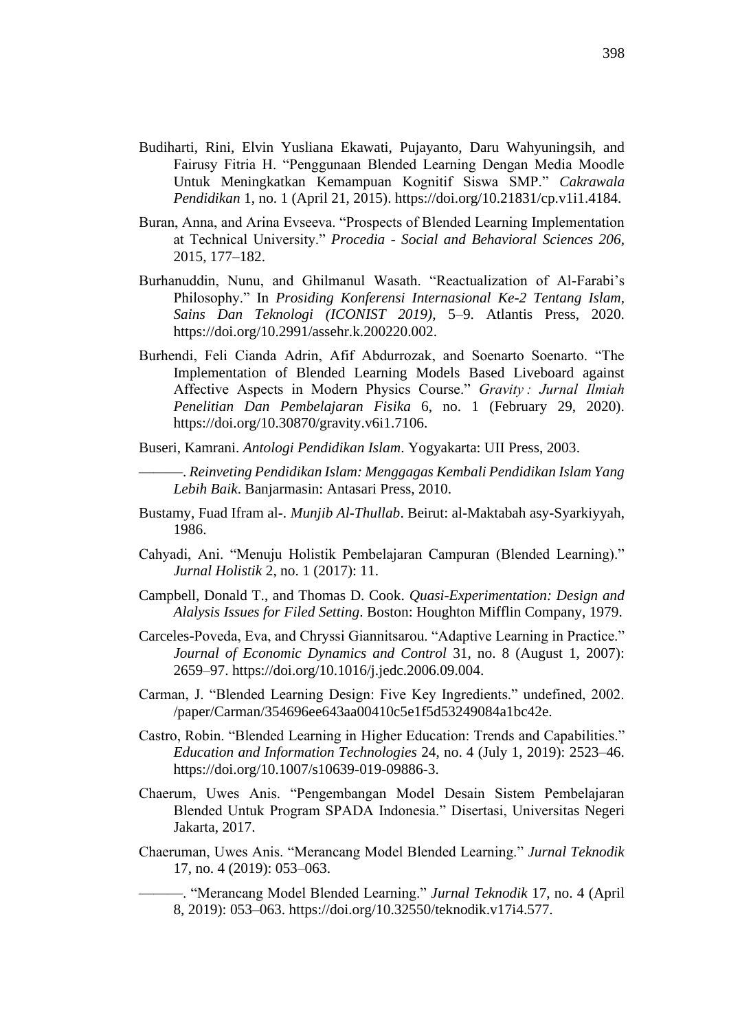Budiharti, Rini, Elvin Yusliana Ekawati, Pujayanto, Daru Wahyuningsih, and Fairusy Fitria H. "Penggunaan Blended Learning Dengan Media Moodle Untuk Meningkatkan Kemampuan Kognitif Siswa SMP." *Cakrawala Pendidikan* 1, no. 1 (April 21, 2015). https://doi.org/10.21831/cp.v1i1.4184.

Buran, Anna, and Arina Evseeva. "Prospects of Blended Learning Implementation at Technical University." *Procedia - Social and Behavioral Sciences 206*, 2015, 177–182.

Burhanuddin, Nunu, and Ghilmanul Wasath. "Reactualization of Al-Farabi's Philosophy." In *Prosiding Konferensi Internasional Ke-2 Tentang Islam, Sains Dan Teknologi (ICONIST 2019)*, 5–9. Atlantis Press, 2020. https://doi.org/10.2991/assehr.k.200220.002.

Burhendi, Feli Cianda Adrin, Afif Abdurrozak, and Soenarto Soenarto. "The Implementation of Blended Learning Models Based Liveboard against Affective Aspects in Modern Physics Course." *Gravity : Jurnal Ilmiah Penelitian Dan Pembelajaran Fisika* 6, no. 1 (February 29, 2020). https://doi.org/10.30870/gravity.v6i1.7106.

Buseri, Kamrani. *Antologi Pendidikan Islam*. Yogyakarta: UII Press, 2003.

———. *Reinveting Pendidikan Islam: Menggagas Kembali Pendidikan Islam Yang Lebih Baik*. Banjarmasin: Antasari Press, 2010.

Bustamy, Fuad Ifram al-. *Munjib Al-Thullab*. Beirut: al-Maktabah asy-Syarkiyyah, 1986.

Cahyadi, Ani. "Menuju Holistik Pembelajaran Campuran (Blended Learning)." *Jurnal Holistik* 2, no. 1 (2017): 11.

Campbell, Donald T., and Thomas D. Cook. *Quasi-Experimentation: Design and Alalysis Issues for Filed Setting*. Boston: Houghton Mifflin Company, 1979.

Carceles-Poveda, Eva, and Chryssi Giannitsarou. "Adaptive Learning in Practice." *Journal of Economic Dynamics and Control* 31, no. 8 (August 1, 2007): 2659–97. https://doi.org/10.1016/j.jedc.2006.09.004.

Carman, J. "Blended Learning Design: Five Key Ingredients." undefined, 2002. /paper/Carman/354696ee643aa00410c5e1f5d53249084a1bc42e.

Castro, Robin. "Blended Learning in Higher Education: Trends and Capabilities." *Education and Information Technologies* 24, no. 4 (July 1, 2019): 2523–46. https://doi.org/10.1007/s10639-019-09886-3.

Chaerum, Uwes Anis. "Pengembangan Model Desain Sistem Pembelajaran Blended Untuk Program SPADA Indonesia." Disertasi, Universitas Negeri Jakarta, 2017.

Chaeruman, Uwes Anis. "Merancang Model Blended Learning." *Jurnal Teknodik* 17, no. 4 (2019): 053–063.

———. "Merancang Model Blended Learning." *Jurnal Teknodik* 17, no. 4 (April 8, 2019): 053–063. https://doi.org/10.32550/teknodik.v17i4.577.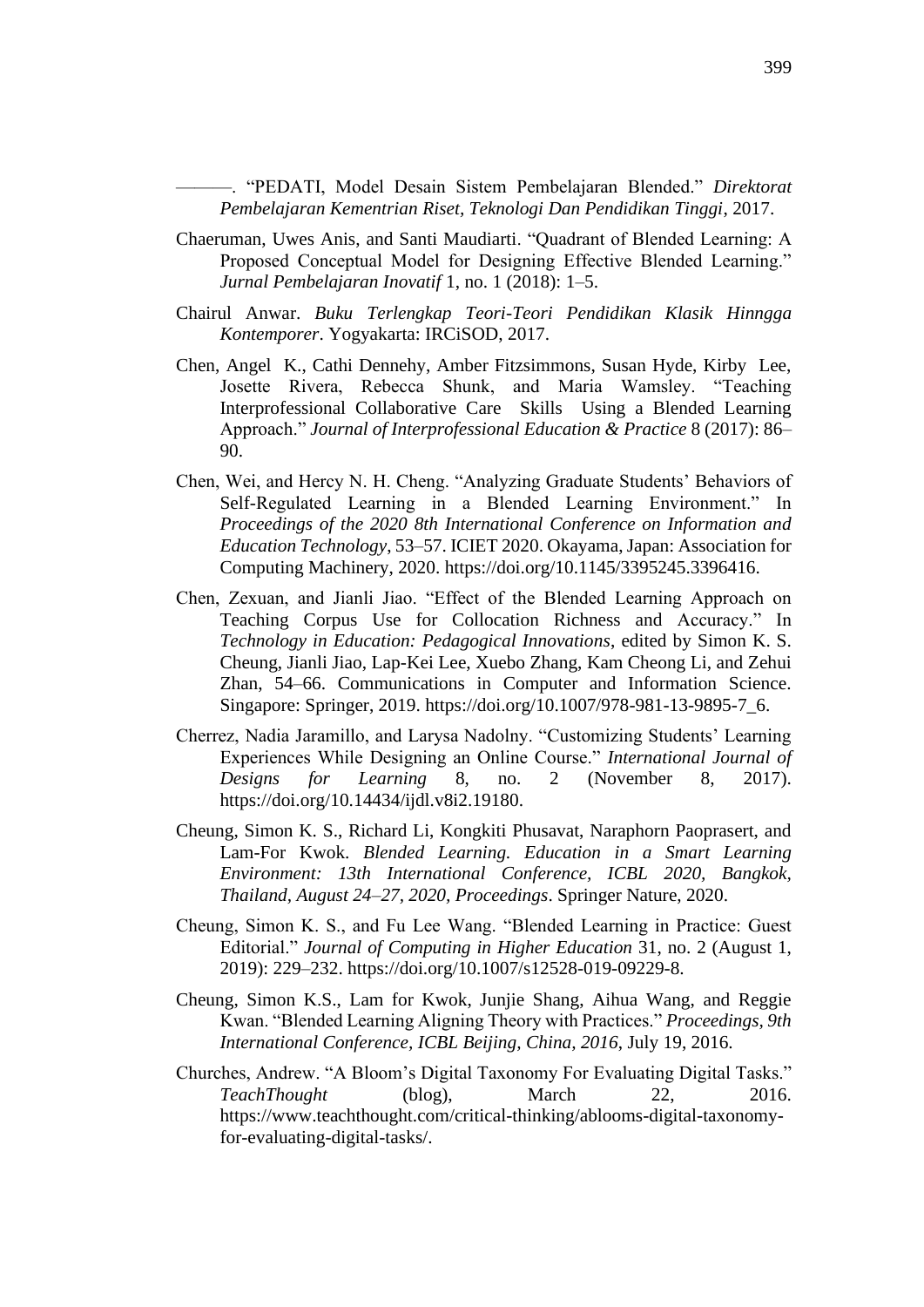———. “PEDATI, Model Desain Sistem Pembelajaran Blended.” *Direktorat Pembelajaran Kementrian Riset, Teknologi Dan Pendidikan Tinggi*, 2017.

Chaeruman, Uwes Anis, and Santi Maudiarti. “Quadrant of Blended Learning: A Proposed Conceptual Model for Designing Effective Blended Learning.” *Jurnal Pembelajaran Inovatif* 1, no. 1 (2018): 1–5.

Chairul Anwar. *Buku Terlengkap Teori-Teori Pendidikan Klasik Hinngga Kontemporer*. Yogyakarta: IRCiSOD, 2017.

Chen, Angel K., Cathi Dennehy, Amber Fitzsimmons, Susan Hyde, Kirby Lee, Josette Rivera, Rebecca Shunk, and Maria Wamsley. “Teaching Interprofessional Collaborative Care Skills Using a Blended Learning Approach.” *Journal of Interprofessional Education & Practice* 8 (2017): 86–90.

Chen, Wei, and Hercy N. H. Cheng. “Analyzing Graduate Students’ Behaviors of Self-Regulated Learning in a Blended Learning Environment.” In *Proceedings of the 2020 8th International Conference on Information and Education Technology*, 53–57. ICIET 2020. Okayama, Japan: Association for Computing Machinery, 2020. https://doi.org/10.1145/3395245.3396416.

Chen, Zexuan, and Jianli Jiao. “Effect of the Blended Learning Approach on Teaching Corpus Use for Collocation Richness and Accuracy.” In *Technology in Education: Pedagogical Innovations*, edited by Simon K. S. Cheung, Jianli Jiao, Lap-Kei Lee, Xuebo Zhang, Kam Cheong Li, and Zehui Zhan, 54–66. Communications in Computer and Information Science. Singapore: Springer, 2019. https://doi.org/10.1007/978-981-13-9895-7_6.

Cherrez, Nadia Jaramillo, and Larysa Nadolny. “Customizing Students’ Learning Experiences While Designing an Online Course.” *International Journal of Designs for Learning* 8, no. 2 (November 8, 2017). https://doi.org/10.14434/ijdl.v8i2.19180.

Cheung, Simon K. S., Richard Li, Kongkiti Phusavat, Naraphorn Paoprasert, and Lam-For Kwok. *Blended Learning. Education in a Smart Learning Environment: 13th International Conference, ICBL 2020, Bangkok, Thailand, August 24–27, 2020, Proceedings*. Springer Nature, 2020.

Cheung, Simon K. S., and Fu Lee Wang. “Blended Learning in Practice: Guest Editorial.” *Journal of Computing in Higher Education* 31, no. 2 (August 1, 2019): 229–232. https://doi.org/10.1007/s12528-019-09229-8.

Cheung, Simon K.S., Lam for Kwok, Junjie Shang, Aihua Wang, and Reggie Kwan. “Blended Learning Aligning Theory with Practices.” *Proceedings, 9th International Conference, ICBL Beijing, China, 2016*, July 19, 2016.

Churches, Andrew. “A Bloom’s Digital Taxonomy For Evaluating Digital Tasks.” *TeachThought* (blog), March 22, 2016. https://www.teachthought.com/critical-thinking/ablooms-digital-taxonomy-for-evaluating-digital-tasks/.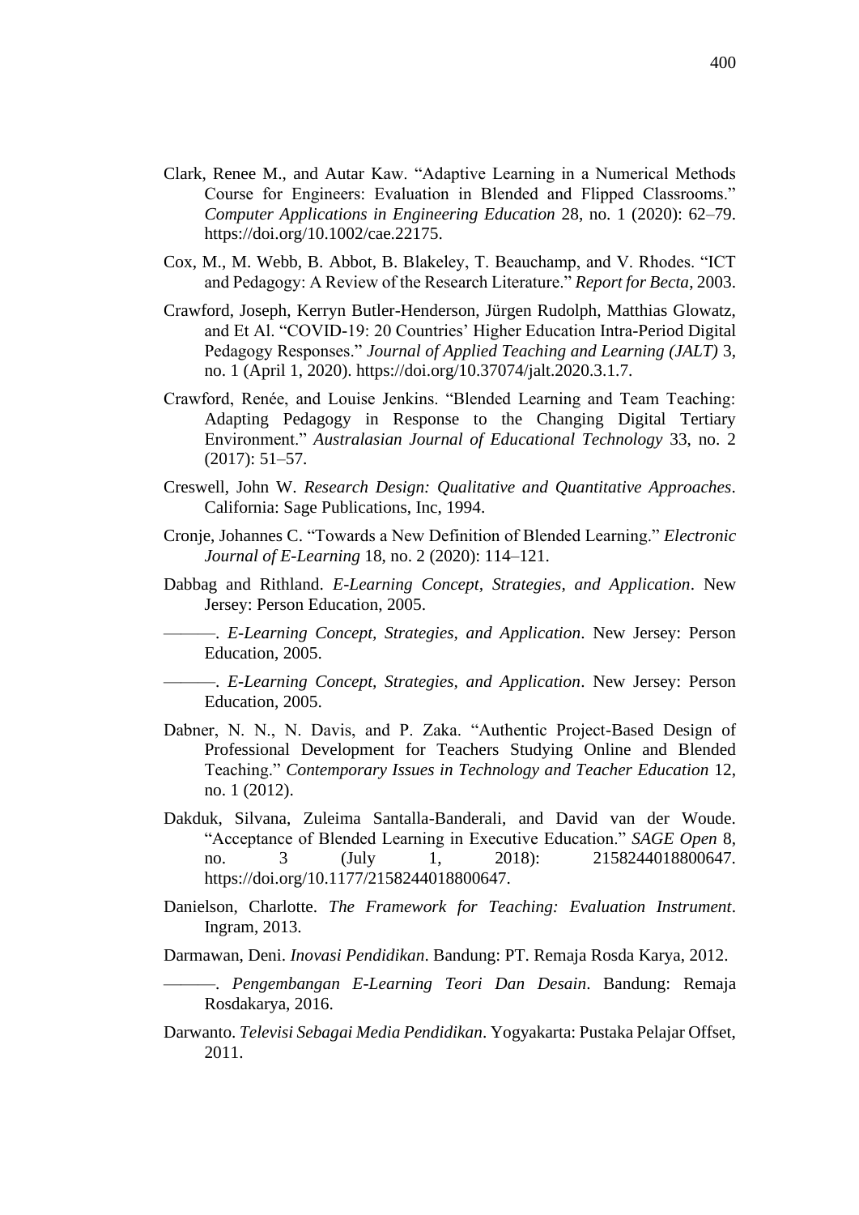Clark, Renee M., and Autar Kaw. “Adaptive Learning in a Numerical Methods Course for Engineers: Evaluation in Blended and Flipped Classrooms.” *Computer Applications in Engineering Education* 28, no. 1 (2020): 62–79. https://doi.org/10.1002/cae.22175.

Cox, M., M. Webb, B. Abbot, B. Blakeley, T. Beauchamp, and V. Rhodes. “ICT and Pedagogy: A Review of the Research Literature.” *Report for Becta*, 2003.

Crawford, Joseph, Kerryn Butler-Henderson, Jürgen Rudolph, Matthias Glowatz, and Et Al. “COVID-19: 20 Countries’ Higher Education Intra-Period Digital Pedagogy Responses.” *Journal of Applied Teaching and Learning (JALT)* 3, no. 1 (April 1, 2020). https://doi.org/10.37074/jalt.2020.3.1.7.

Crawford, Renée, and Louise Jenkins. “Blended Learning and Team Teaching: Adapting Pedagogy in Response to the Changing Digital Tertiary Environment.” *Australasian Journal of Educational Technology* 33, no. 2 (2017): 51–57.

Creswell, John W. *Research Design: Qualitative and Quantitative Approaches*. California: Sage Publications, Inc, 1994.

Cronje, Johannes C. “Towards a New Definition of Blended Learning.” *Electronic Journal of E-Learning* 18, no. 2 (2020): 114–121.

Dabbag and Rithland. *E-Learning Concept, Strategies, and Application*. New Jersey: Person Education, 2005.

———. *E-Learning Concept, Strategies, and Application*. New Jersey: Person Education, 2005.

———. *E-Learning Concept, Strategies, and Application*. New Jersey: Person Education, 2005.

Dabner, N. N., N. Davis, and P. Zaka. “Authentic Project-Based Design of Professional Development for Teachers Studying Online and Blended Teaching.” *Contemporary Issues in Technology and Teacher Education* 12, no. 1 (2012).

Dakduk, Silvana, Zuleima Santalla-Banderali, and David van der Woude. “Acceptance of Blended Learning in Executive Education.” *SAGE Open* 8, no. 3 (July 1, 2018): 2158244018800647. https://doi.org/10.1177/2158244018800647.

Danielson, Charlotte. *The Framework for Teaching: Evaluation Instrument*. Ingram, 2013.

Darmawan, Deni. *Inovasi Pendidikan*. Bandung: PT. Remaja Rosda Karya, 2012.

———. *Pengembangan E-Learning Teori Dan Desain*. Bandung: Remaja Rosdakarya, 2016.

Darwanto. *Televisi Sebagai Media Pendidikan*. Yogyakarta: Pustaka Pelajar Offset, 2011.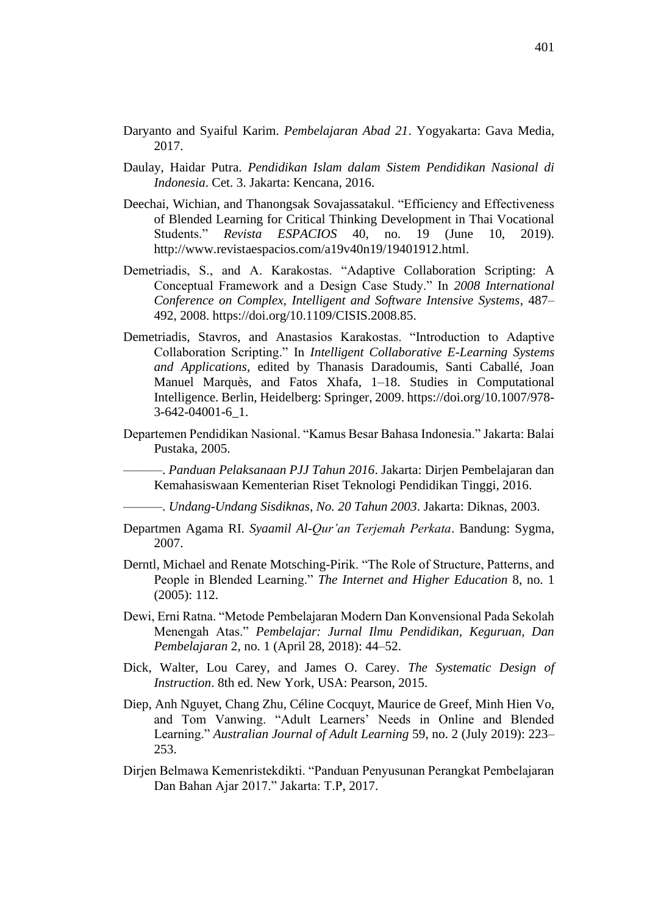Daryanto and Syaiful Karim. *Pembelajaran Abad 21*. Yogyakarta: Gava Media, 2017.

Daulay, Haidar Putra. *Pendidikan Islam dalam Sistem Pendidikan Nasional di Indonesia*. Cet. 3. Jakarta: Kencana, 2016.

Deechai, Wichian, and Thanongsak Sovajassatakul. "Efficiency and Effectiveness of Blended Learning for Critical Thinking Development in Thai Vocational Students." *Revista ESPACIOS* 40, no. 19 (June 10, 2019). http://www.revistaespacios.com/a19v40n19/19401912.html.

Demetriadis, S., and A. Karakostas. "Adaptive Collaboration Scripting: A Conceptual Framework and a Design Case Study." In *2008 International Conference on Complex, Intelligent and Software Intensive Systems*, 487–492, 2008. https://doi.org/10.1109/CISIS.2008.85.

Demetriadis, Stavros, and Anastasios Karakostas. "Introduction to Adaptive Collaboration Scripting." In *Intelligent Collaborative E-Learning Systems and Applications*, edited by Thanasis Daradoumis, Santi Caballé, Joan Manuel Marquès, and Fatos Xhafa, 1–18. Studies in Computational Intelligence. Berlin, Heidelberg: Springer, 2009. https://doi.org/10.1007/978-3-642-04001-6_1.

Departemen Pendidikan Nasional. "Kamus Besar Bahasa Indonesia." Jakarta: Balai Pustaka, 2005.

———. *Panduan Pelaksanaan PJJ Tahun 2016*. Jakarta: Dirjen Pembelajaran dan Kemahasiswaan Kementerian Riset Teknologi Pendidikan Tinggi, 2016.

———. *Undang-Undang Sisdiknas, No. 20 Tahun 2003*. Jakarta: Diknas, 2003.

Departmen Agama RI. *Syaamil Al-Qur'an Terjemah Perkata*. Bandung: Sygma, 2007.

Derntl, Michael and Renate Motsching-Pirik. "The Role of Structure, Patterns, and People in Blended Learning." *The Internet and Higher Education* 8, no. 1 (2005): 112.

Dewi, Erni Ratna. "Metode Pembelajaran Modern Dan Konvensional Pada Sekolah Menengah Atas." *Pembelajar: Jurnal Ilmu Pendidikan, Keguruan, Dan Pembelajaran* 2, no. 1 (April 28, 2018): 44–52.

Dick, Walter, Lou Carey, and James O. Carey. *The Systematic Design of Instruction*. 8th ed. New York, USA: Pearson, 2015.

Diep, Anh Nguyet, Chang Zhu, Céline Cocquyt, Maurice de Greef, Minh Hien Vo, and Tom Vanwing. "Adult Learners' Needs in Online and Blended Learning." *Australian Journal of Adult Learning* 59, no. 2 (July 2019): 223–253.

Dirjen Belmawa Kemenristekdikti. "Panduan Penyusunan Perangkat Pembelajaran Dan Bahan Ajar 2017." Jakarta: T.P, 2017.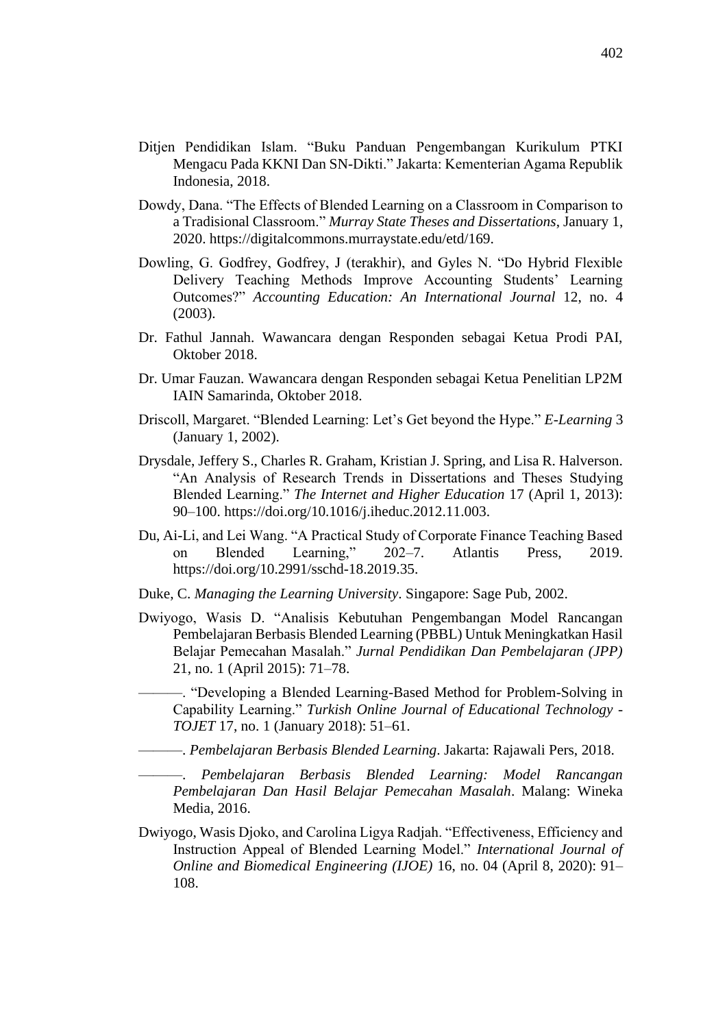Ditjen Pendidikan Islam. "Buku Panduan Pengembangan Kurikulum PTKI Mengacu Pada KKNI Dan SN-Dikti." Jakarta: Kementerian Agama Republik Indonesia, 2018.

Dowdy, Dana. "The Effects of Blended Learning on a Classroom in Comparison to a Tradisional Classroom." *Murray State Theses and Dissertations*, January 1, 2020. https://digitalcommons.murraystate.edu/etd/169.

Dowling, G. Godfrey, Godfrey, J (terakhir), and Gyles N. "Do Hybrid Flexible Delivery Teaching Methods Improve Accounting Students' Learning Outcomes?" *Accounting Education: An International Journal* 12, no. 4 (2003).

Dr. Fathul Jannah. Wawancara dengan Responden sebagai Ketua Prodi PAI, Oktober 2018.

Dr. Umar Fauzan. Wawancara dengan Responden sebagai Ketua Penelitian LP2M IAIN Samarinda, Oktober 2018.

Driscoll, Margaret. "Blended Learning: Let's Get beyond the Hype." *E-Learning* 3 (January 1, 2002).

Drysdale, Jeffery S., Charles R. Graham, Kristian J. Spring, and Lisa R. Halverson. "An Analysis of Research Trends in Dissertations and Theses Studying Blended Learning." *The Internet and Higher Education* 17 (April 1, 2013): 90–100. https://doi.org/10.1016/j.iheduc.2012.11.003.

Du, Ai-Li, and Lei Wang. "A Practical Study of Corporate Finance Teaching Based on Blended Learning," 202–7. Atlantis Press, 2019. https://doi.org/10.2991/sschd-18.2019.35.

Duke, C. *Managing the Learning University*. Singapore: Sage Pub, 2002.

Dwiyogo, Wasis D. "Analisis Kebutuhan Pengembangan Model Rancangan Pembelajaran Berbasis Blended Learning (PBBL) Untuk Meningkatkan Hasil Belajar Pemecahan Masalah." *Jurnal Pendidikan Dan Pembelajaran (JPP)* 21, no. 1 (April 2015): 71–78.

———. "Developing a Blended Learning-Based Method for Problem-Solving in Capability Learning." *Turkish Online Journal of Educational Technology - TOJET* 17, no. 1 (January 2018): 51–61.

———. *Pembelajaran Berbasis Blended Learning*. Jakarta: Rajawali Pers, 2018.

———. *Pembelajaran Berbasis Blended Learning: Model Rancangan Pembelajaran Dan Hasil Belajar Pemecahan Masalah*. Malang: Wineka Media, 2016.

Dwiyogo, Wasis Djoko, and Carolina Ligya Radjah. "Effectiveness, Efficiency and Instruction Appeal of Blended Learning Model." *International Journal of Online and Biomedical Engineering (IJOE)* 16, no. 04 (April 8, 2020): 91–108.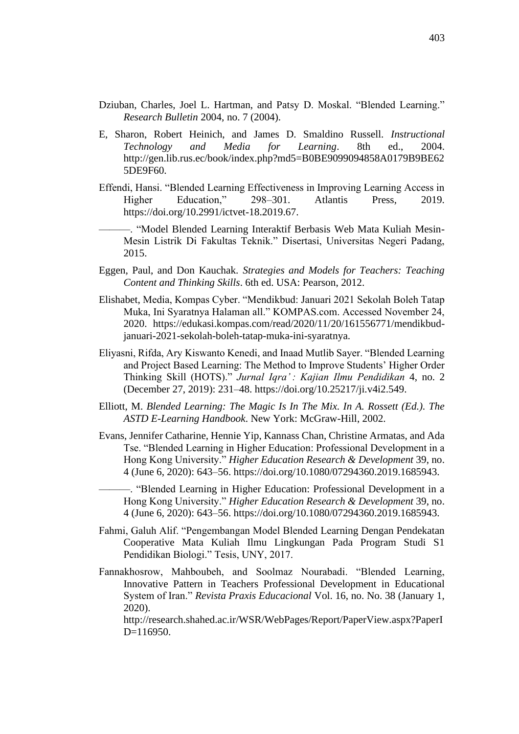Dziuban, Charles, Joel L. Hartman, and Patsy D. Moskal. "Blended Learning." *Research Bulletin* 2004, no. 7 (2004).

E, Sharon, Robert Heinich, and James D. Smaldino Russell. *Instructional Technology and Media for Learning*. 8th ed., 2004. http://gen.lib.rus.ec/book/index.php?md5=B0BE9099094858A0179B9BE625DE9F60.

Effendi, Hansi. "Blended Learning Effectiveness in Improving Learning Access in Higher Education," 298–301. Atlantis Press, 2019. https://doi.org/10.2991/ictvet-18.2019.67.

———. "Model Blended Learning Interaktif Berbasis Web Mata Kuliah Mesin-Mesin Listrik Di Fakultas Teknik." Disertasi, Universitas Negeri Padang, 2015.

Eggen, Paul, and Don Kauchak. *Strategies and Models for Teachers: Teaching Content and Thinking Skills*. 6th ed. USA: Pearson, 2012.

Elishabet, Media, Kompas Cyber. "Mendikbud: Januari 2021 Sekolah Boleh Tatap Muka, Ini Syaratnya Halaman all." KOMPAS.com. Accessed November 24, 2020. https://edukasi.kompas.com/read/2020/11/20/161556771/mendikbud-januari-2021-sekolah-boleh-tatap-muka-ini-syaratnya.

Eliyasni, Rifda, Ary Kiswanto Kenedi, and Inaad Mutlib Sayer. "Blended Learning and Project Based Learning: The Method to Improve Students' Higher Order Thinking Skill (HOTS)." *Jurnal Iqra' : Kajian Ilmu Pendidikan* 4, no. 2 (December 27, 2019): 231–48. https://doi.org/10.25217/ji.v4i2.549.

Elliott, M. *Blended Learning: The Magic Is In The Mix. In A. Rossett (Ed.). The ASTD E-Learning Handbook*. New York: McGraw-Hill, 2002.

Evans, Jennifer Catharine, Hennie Yip, Kannass Chan, Christine Armatas, and Ada Tse. "Blended Learning in Higher Education: Professional Development in a Hong Kong University." *Higher Education Research & Development* 39, no. 4 (June 6, 2020): 643–56. https://doi.org/10.1080/07294360.2019.1685943.

———. "Blended Learning in Higher Education: Professional Development in a Hong Kong University." *Higher Education Research & Development* 39, no. 4 (June 6, 2020): 643–56. https://doi.org/10.1080/07294360.2019.1685943.

Fahmi, Galuh Alif. "Pengembangan Model Blended Learning Dengan Pendekatan Cooperative Mata Kuliah Ilmu Lingkungan Pada Program Studi S1 Pendidikan Biologi." Tesis, UNY, 2017.

Fannakhosrow, Mahboubeh, and Soolmaz Nourabadi. "Blended Learning, Innovative Pattern in Teachers Professional Development in Educational System of Iran." *Revista Praxis Educacional* Vol. 16, no. No. 38 (January 1, 2020). http://research.shahed.ac.ir/WSR/WebPages/Report/PaperView.aspx?PaperID=116950.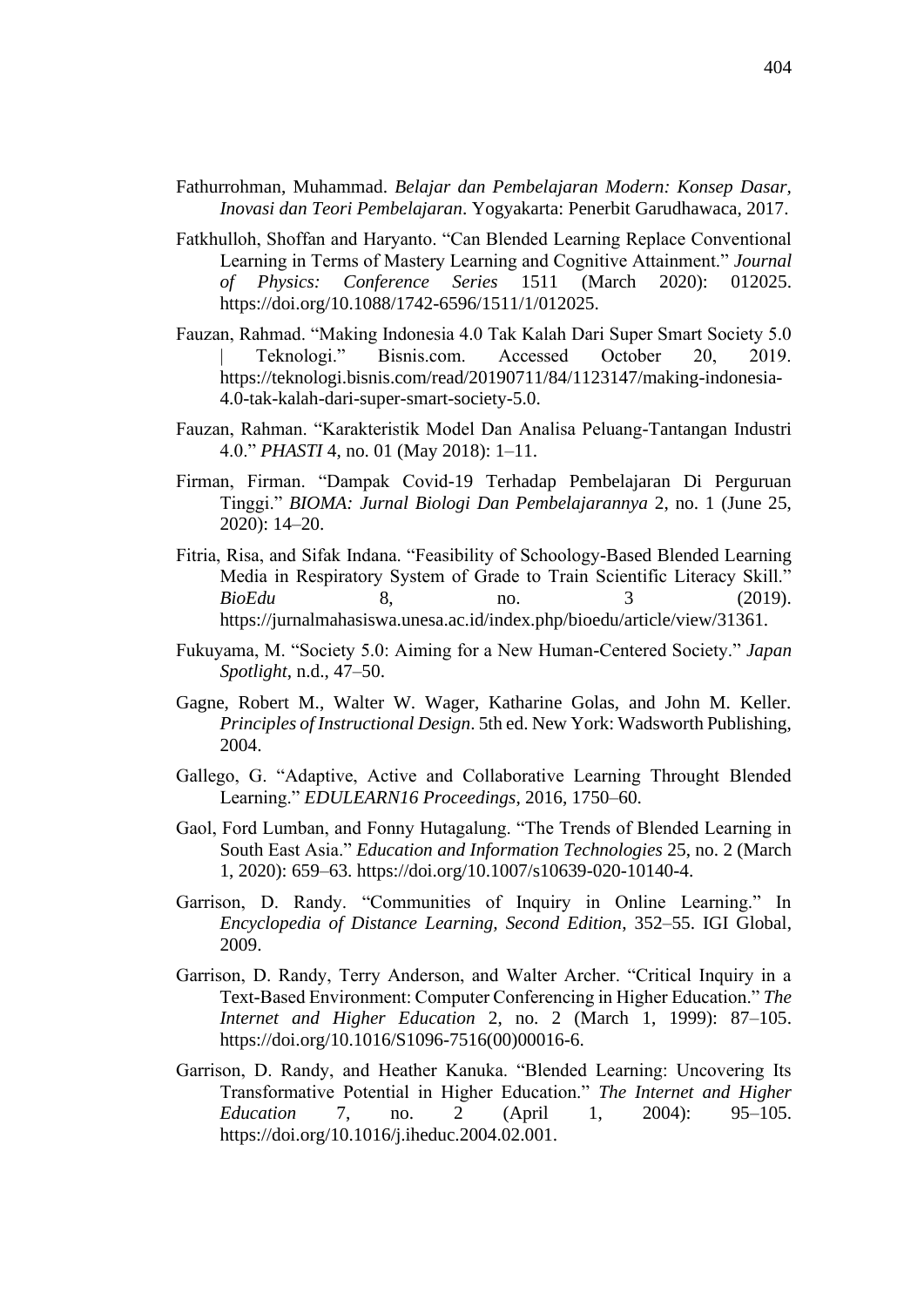Fathurrohman, Muhammad. *Belajar dan Pembelajaran Modern: Konsep Dasar, Inovasi dan Teori Pembelajaran*. Yogyakarta: Penerbit Garudhawaca, 2017.

Fatkhulloh, Shoffan and Haryanto. "Can Blended Learning Replace Conventional Learning in Terms of Mastery Learning and Cognitive Attainment." *Journal of Physics: Conference Series* 1511 (March 2020): 012025. https://doi.org/10.1088/1742-6596/1511/1/012025.

Fauzan, Rahmad. "Making Indonesia 4.0 Tak Kalah Dari Super Smart Society 5.0 | Teknologi." Bisnis.com. Accessed October 20, 2019. https://teknologi.bisnis.com/read/20190711/84/1123147/making-indonesia-4.0-tak-kalah-dari-super-smart-society-5.0.

Fauzan, Rahman. "Karakteristik Model Dan Analisa Peluang-Tantangan Industri 4.0." *PHASTI* 4, no. 01 (May 2018): 1–11.

Firman, Firman. "Dampak Covid-19 Terhadap Pembelajaran Di Perguruan Tinggi." *BIOMA: Jurnal Biologi Dan Pembelajarannya* 2, no. 1 (June 25, 2020): 14–20.

Fitria, Risa, and Sifak Indana. "Feasibility of Schoology-Based Blended Learning Media in Respiratory System of Grade to Train Scientific Literacy Skill." *BioEdu* 8, no. 3 (2019). https://jurnalmahasiswa.unesa.ac.id/index.php/bioedu/article/view/31361.

Fukuyama, M. "Society 5.0: Aiming for a New Human-Centered Society." *Japan Spotlight*, n.d., 47–50.

Gagne, Robert M., Walter W. Wager, Katharine Golas, and John M. Keller. *Principles of Instructional Design*. 5th ed. New York: Wadsworth Publishing, 2004.

Gallego, G. "Adaptive, Active and Collaborative Learning Throught Blended Learning." *EDULEARN16 Proceedings*, 2016, 1750–60.

Gaol, Ford Lumban, and Fonny Hutagalung. "The Trends of Blended Learning in South East Asia." *Education and Information Technologies* 25, no. 2 (March 1, 2020): 659–63. https://doi.org/10.1007/s10639-020-10140-4.

Garrison, D. Randy. "Communities of Inquiry in Online Learning." In *Encyclopedia of Distance Learning, Second Edition*, 352–55. IGI Global, 2009.

Garrison, D. Randy, Terry Anderson, and Walter Archer. "Critical Inquiry in a Text-Based Environment: Computer Conferencing in Higher Education." *The Internet and Higher Education* 2, no. 2 (March 1, 1999): 87–105. https://doi.org/10.1016/S1096-7516(00)00016-6.

Garrison, D. Randy, and Heather Kanuka. "Blended Learning: Uncovering Its Transformative Potential in Higher Education." *The Internet and Higher Education* 7, no. 2 (April 1, 2004): 95–105. https://doi.org/10.1016/j.iheduc.2004.02.001.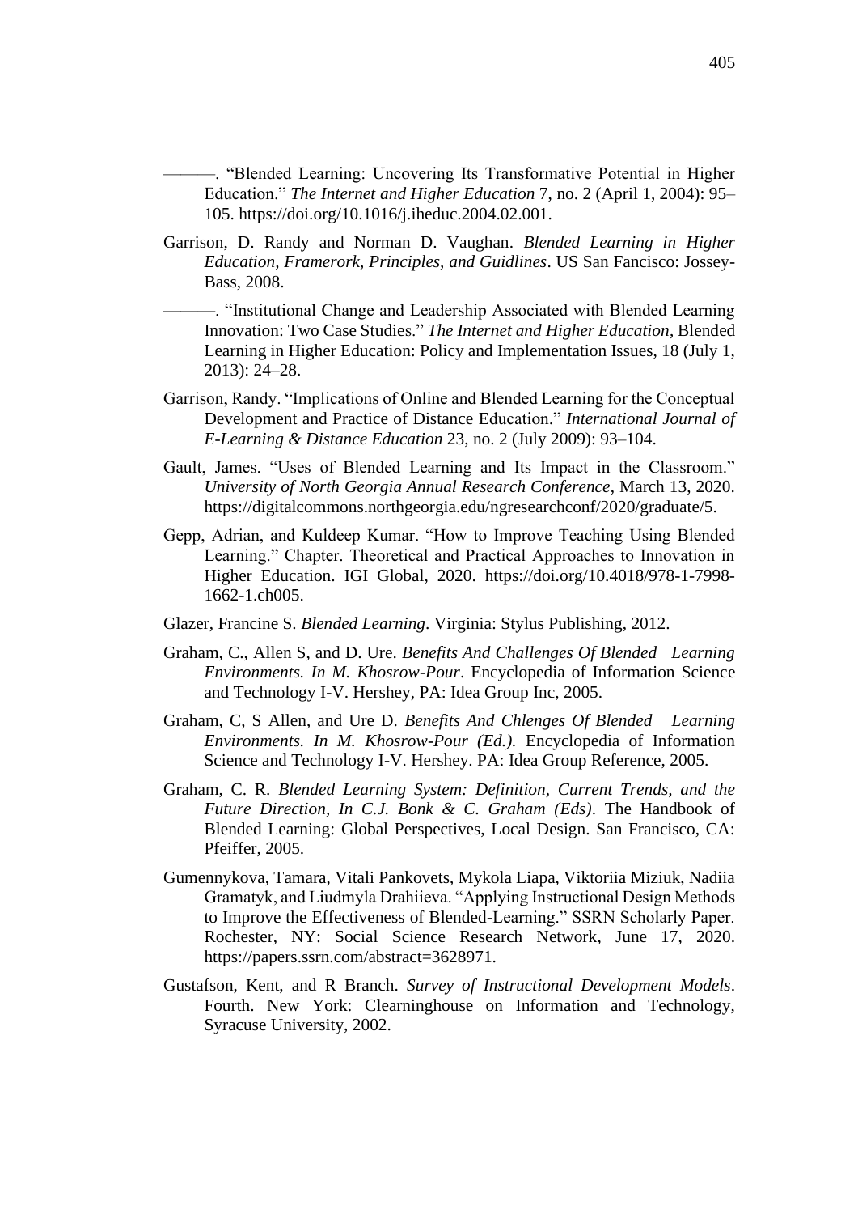———. "Blended Learning: Uncovering Its Transformative Potential in Higher Education." *The Internet and Higher Education* 7, no. 2 (April 1, 2004): 95–105. https://doi.org/10.1016/j.iheduc.2004.02.001.

Garrison, D. Randy and Norman D. Vaughan. *Blended Learning in Higher Education, Framerork, Principles, and Guidlines*. US San Fancisco: Jossey-Bass, 2008.

———. "Institutional Change and Leadership Associated with Blended Learning Innovation: Two Case Studies." *The Internet and Higher Education*, Blended Learning in Higher Education: Policy and Implementation Issues, 18 (July 1, 2013): 24–28.

Garrison, Randy. "Implications of Online and Blended Learning for the Conceptual Development and Practice of Distance Education." *International Journal of E-Learning & Distance Education* 23, no. 2 (July 2009): 93–104.

Gault, James. "Uses of Blended Learning and Its Impact in the Classroom." *University of North Georgia Annual Research Conference*, March 13, 2020. https://digitalcommons.northgeorgia.edu/ngresearchconf/2020/graduate/5.

Gepp, Adrian, and Kuldeep Kumar. "How to Improve Teaching Using Blended Learning." Chapter. Theoretical and Practical Approaches to Innovation in Higher Education. IGI Global, 2020. https://doi.org/10.4018/978-1-7998-1662-1.ch005.

Glazer, Francine S. *Blended Learning*. Virginia: Stylus Publishing, 2012.

Graham, C., Allen S, and D. Ure. *Benefits And Challenges Of Blended Learning Environments. In M. Khosrow-Pour*. Encyclopedia of Information Science and Technology I-V. Hershey, PA: Idea Group Inc, 2005.

Graham, C, S Allen, and Ure D. *Benefits And Chlenges Of Blended Learning Environments. In M. Khosrow-Pour (Ed.).* Encyclopedia of Information Science and Technology I-V. Hershey. PA: Idea Group Reference, 2005.

Graham, C. R. *Blended Learning System: Definition, Current Trends, and the Future Direction, In C.J. Bonk & C. Graham (Eds)*. The Handbook of Blended Learning: Global Perspectives, Local Design. San Francisco, CA: Pfeiffer, 2005.

Gumennykova, Tamara, Vitali Pankovets, Mykola Liapa, Viktoriia Miziuk, Nadiia Gramatyk, and Liudmyla Drahiieva. "Applying Instructional Design Methods to Improve the Effectiveness of Blended-Learning." SSRN Scholarly Paper. Rochester, NY: Social Science Research Network, June 17, 2020. https://papers.ssrn.com/abstract=3628971.

Gustafson, Kent, and R Branch. *Survey of Instructional Development Models*. Fourth. New York: Clearninghouse on Information and Technology, Syracuse University, 2002.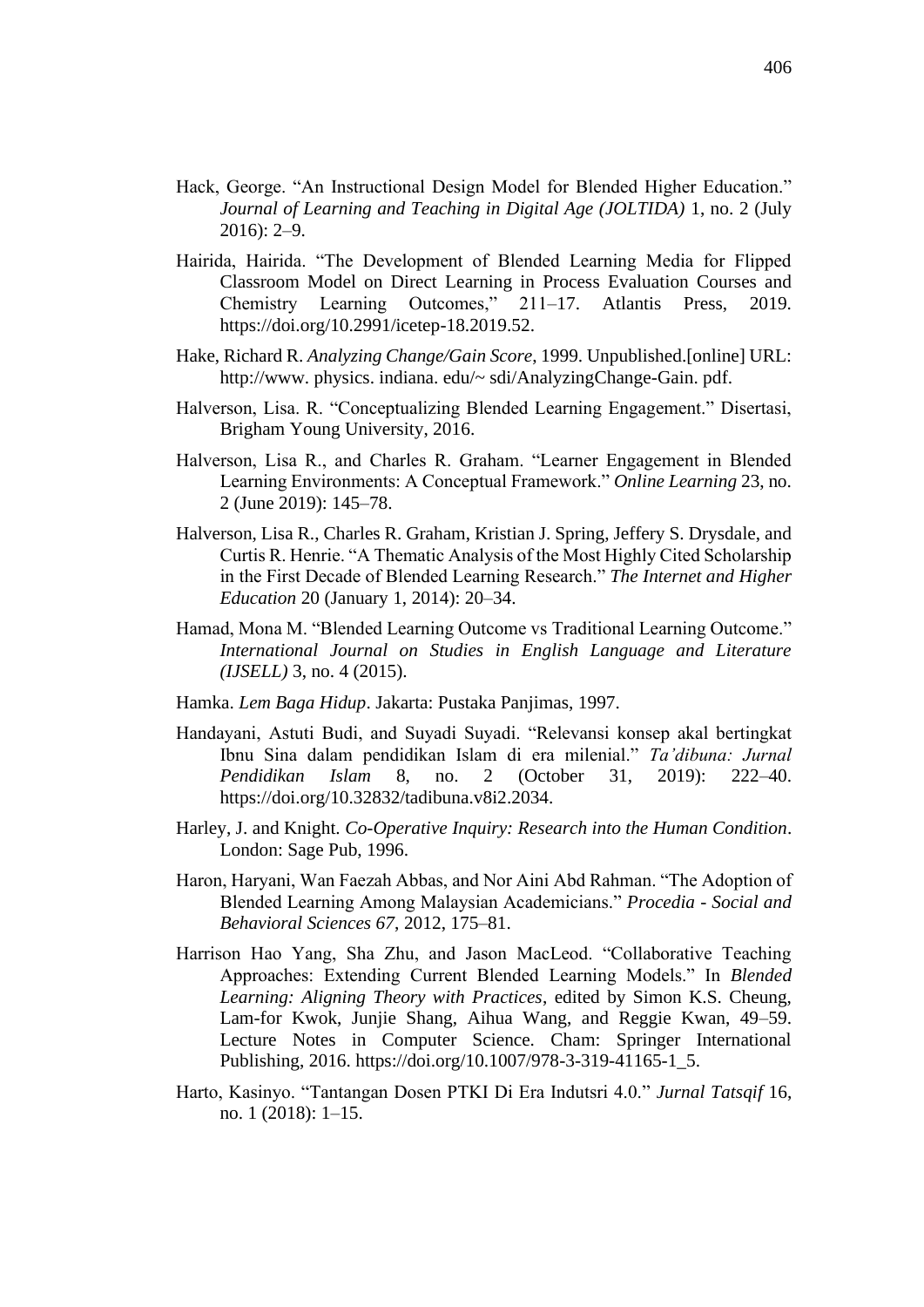Hack, George. "An Instructional Design Model for Blended Higher Education." *Journal of Learning and Teaching in Digital Age (JOLTIDA)* 1, no. 2 (July 2016): 2–9.

Hairida, Hairida. "The Development of Blended Learning Media for Flipped Classroom Model on Direct Learning in Process Evaluation Courses and Chemistry Learning Outcomes," 211–17. Atlantis Press, 2019. https://doi.org/10.2991/icetep-18.2019.52.

Hake, Richard R. *Analyzing Change/Gain Score*, 1999. Unpublished.[online] URL: http://www. physics. indiana. edu/~ sdi/AnalyzingChange-Gain. pdf.

Halverson, Lisa. R. "Conceptualizing Blended Learning Engagement." Disertasi, Brigham Young University, 2016.

Halverson, Lisa R., and Charles R. Graham. "Learner Engagement in Blended Learning Environments: A Conceptual Framework." *Online Learning* 23, no. 2 (June 2019): 145–78.

Halverson, Lisa R., Charles R. Graham, Kristian J. Spring, Jeffery S. Drysdale, and Curtis R. Henrie. "A Thematic Analysis of the Most Highly Cited Scholarship in the First Decade of Blended Learning Research." *The Internet and Higher Education* 20 (January 1, 2014): 20–34.

Hamad, Mona M. "Blended Learning Outcome vs Traditional Learning Outcome." *International Journal on Studies in English Language and Literature (IJSELL)* 3, no. 4 (2015).

Hamka. *Lem Baga Hidup*. Jakarta: Pustaka Panjimas, 1997.

Handayani, Astuti Budi, and Suyadi Suyadi. "Relevansi konsep akal bertingkat Ibnu Sina dalam pendidikan Islam di era milenial." *Ta'dibuna: Jurnal Pendidikan Islam* 8, no. 2 (October 31, 2019): 222–40. https://doi.org/10.32832/tadibuna.v8i2.2034.

Harley, J. and Knight. *Co-Operative Inquiry: Research into the Human Condition*. London: Sage Pub, 1996.

Haron, Haryani, Wan Faezah Abbas, and Nor Aini Abd Rahman. "The Adoption of Blended Learning Among Malaysian Academicians." *Procedia - Social and Behavioral Sciences 67*, 2012, 175–81.

Harrison Hao Yang, Sha Zhu, and Jason MacLeod. "Collaborative Teaching Approaches: Extending Current Blended Learning Models." In *Blended Learning: Aligning Theory with Practices*, edited by Simon K.S. Cheung, Lam-for Kwok, Junjie Shang, Aihua Wang, and Reggie Kwan, 49–59. Lecture Notes in Computer Science. Cham: Springer International Publishing, 2016. https://doi.org/10.1007/978-3-319-41165-1_5.

Harto, Kasinyo. "Tantangan Dosen PTKI Di Era Indutsri 4.0." *Jurnal Tatsqif* 16, no. 1 (2018): 1–15.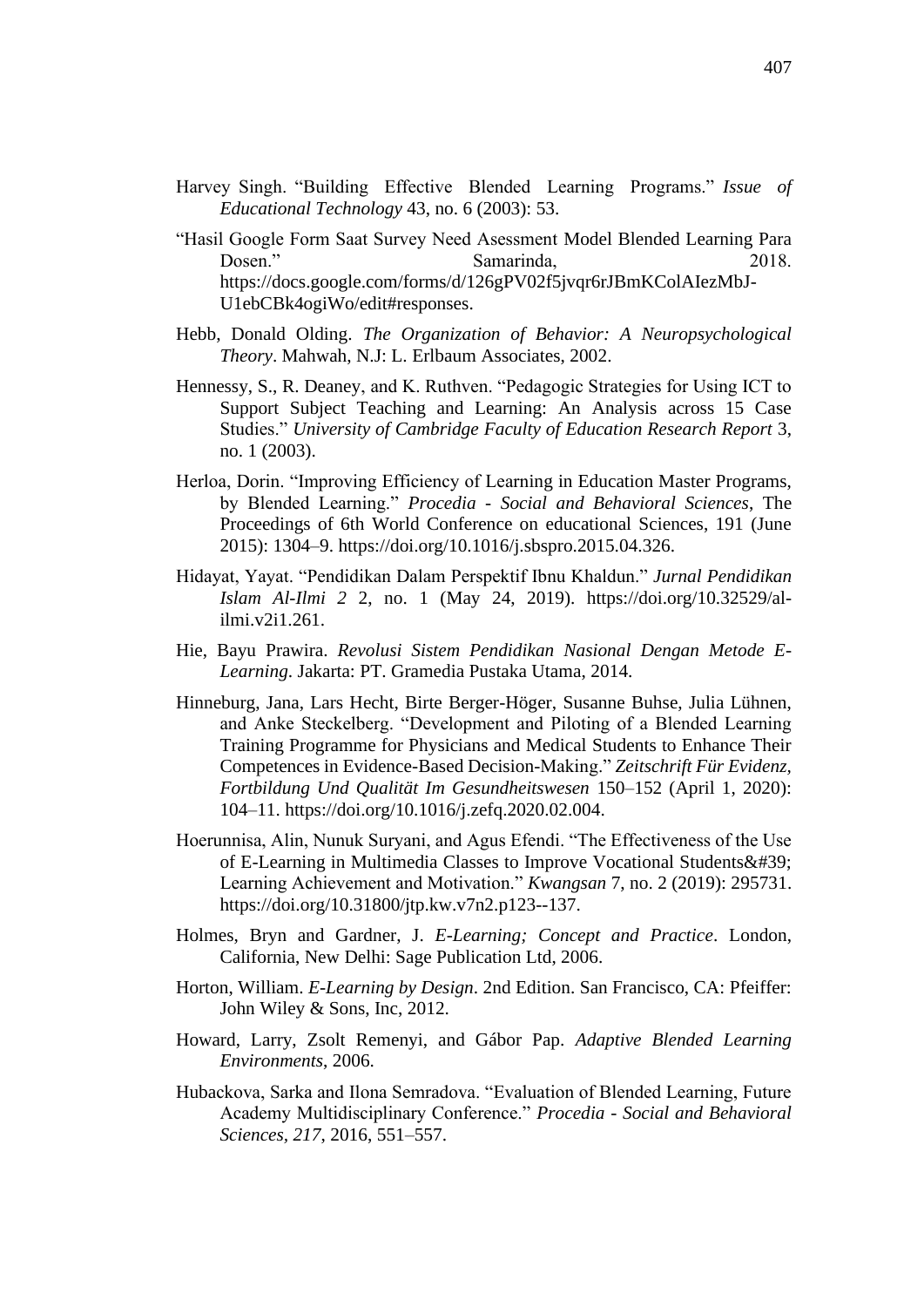Harvey Singh. "Building Effective Blended Learning Programs." *Issue of Educational Technology* 43, no. 6 (2003): 53.

"Hasil Google Form Saat Survey Need Asessment Model Blended Learning Para Dosen." Samarinda, 2018. https://docs.google.com/forms/d/126gPV02f5jvqr6rJBmKColAIezMbJ-U1ebCBk4ogiWo/edit#responses.

Hebb, Donald Olding. *The Organization of Behavior: A Neuropsychological Theory*. Mahwah, N.J: L. Erlbaum Associates, 2002.

Hennessy, S., R. Deaney, and K. Ruthven. "Pedagogic Strategies for Using ICT to Support Subject Teaching and Learning: An Analysis across 15 Case Studies." *University of Cambridge Faculty of Education Research Report* 3, no. 1 (2003).

Herloa, Dorin. "Improving Efficiency of Learning in Education Master Programs, by Blended Learning." *Procedia - Social and Behavioral Sciences*, The Proceedings of 6th World Conference on educational Sciences, 191 (June 2015): 1304–9. https://doi.org/10.1016/j.sbspro.2015.04.326.

Hidayat, Yayat. "Pendidikan Dalam Perspektif Ibnu Khaldun." *Jurnal Pendidikan Islam Al-Ilmi 2* 2, no. 1 (May 24, 2019). https://doi.org/10.32529/al-ilmi.v2i1.261.

Hie, Bayu Prawira. *Revolusi Sistem Pendidikan Nasional Dengan Metode E-Learning*. Jakarta: PT. Gramedia Pustaka Utama, 2014.

Hinneburg, Jana, Lars Hecht, Birte Berger-Höger, Susanne Buhse, Julia Lühnen, and Anke Steckelberg. "Development and Piloting of a Blended Learning Training Programme for Physicians and Medical Students to Enhance Their Competences in Evidence-Based Decision-Making." *Zeitschrift Für Evidenz, Fortbildung Und Qualität Im Gesundheitswesen* 150–152 (April 1, 2020): 104–11. https://doi.org/10.1016/j.zefq.2020.02.004.

Hoerunnisa, Alin, Nunuk Suryani, and Agus Efendi. "The Effectiveness of the Use of E-Learning in Multimedia Classes to Improve Vocational Students&#39; Learning Achievement and Motivation." *Kwangsan* 7, no. 2 (2019): 295731. https://doi.org/10.31800/jtp.kw.v7n2.p123--137.

Holmes, Bryn and Gardner, J. *E-Learning; Concept and Practice*. London, California, New Delhi: Sage Publication Ltd, 2006.

Horton, William. *E-Learning by Design*. 2nd Edition. San Francisco, CA: Pfeiffer: John Wiley & Sons, Inc, 2012.

Howard, Larry, Zsolt Remenyi, and Gábor Pap. *Adaptive Blended Learning Environments*, 2006.

Hubackova, Sarka and Ilona Semradova. "Evaluation of Blended Learning, Future Academy Multidisciplinary Conference." *Procedia - Social and Behavioral Sciences*, *217*, 2016, 551–557.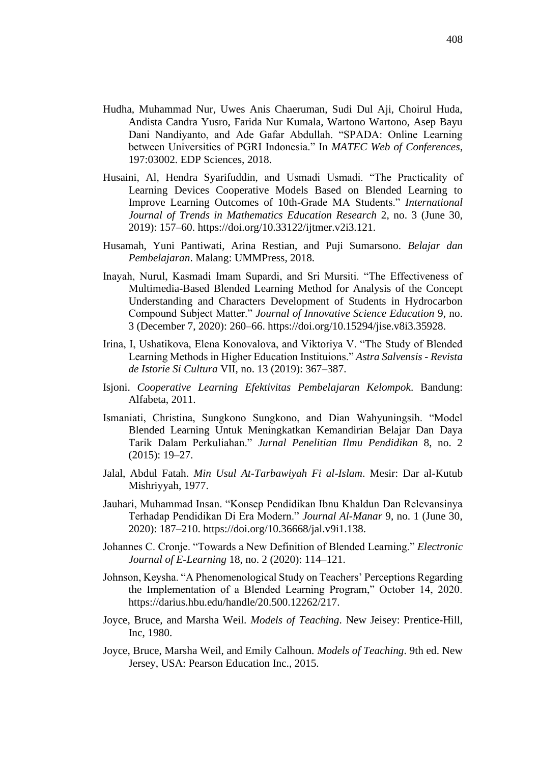Hudha, Muhammad Nur, Uwes Anis Chaeruman, Sudi Dul Aji, Choirul Huda, Andista Candra Yusro, Farida Nur Kumala, Wartono Wartono, Asep Bayu Dani Nandiyanto, and Ade Gafar Abdullah. "SPADA: Online Learning between Universities of PGRI Indonesia." In *MATEC Web of Conferences*, 197:03002. EDP Sciences, 2018.

Husaini, Al, Hendra Syarifuddin, and Usmadi Usmadi. "The Practicality of Learning Devices Cooperative Models Based on Blended Learning to Improve Learning Outcomes of 10th-Grade MA Students." *International Journal of Trends in Mathematics Education Research* 2, no. 3 (June 30, 2019): 157–60. https://doi.org/10.33122/ijtmer.v2i3.121.

Husamah, Yuni Pantiwati, Arina Restian, and Puji Sumarsono. *Belajar dan Pembelajaran*. Malang: UMMPress, 2018.

Inayah, Nurul, Kasmadi Imam Supardi, and Sri Mursiti. "The Effectiveness of Multimedia-Based Blended Learning Method for Analysis of the Concept Understanding and Characters Development of Students in Hydrocarbon Compound Subject Matter." *Journal of Innovative Science Education* 9, no. 3 (December 7, 2020): 260–66. https://doi.org/10.15294/jise.v8i3.35928.

Irina, I, Ushatikova, Elena Konovalova, and Viktoriya V. "The Study of Blended Learning Methods in Higher Education Instituions." *Astra Salvensis - Revista de Istorie Si Cultura* VII, no. 13 (2019): 367–387.

Isjoni. *Cooperative Learning Efektivitas Pembelajaran Kelompok*. Bandung: Alfabeta, 2011.

Ismaniati, Christina, Sungkono Sungkono, and Dian Wahyuningsih. "Model Blended Learning Untuk Meningkatkan Kemandirian Belajar Dan Daya Tarik Dalam Perkuliahan." *Jurnal Penelitian Ilmu Pendidikan* 8, no. 2 (2015): 19–27.

Jalal, Abdul Fatah. *Min Usul At-Tarbawiyah Fi al-Islam*. Mesir: Dar al-Kutub Mishriyyah, 1977.

Jauhari, Muhammad Insan. "Konsep Pendidikan Ibnu Khaldun Dan Relevansinya Terhadap Pendidikan Di Era Modern." *Journal Al-Manar* 9, no. 1 (June 30, 2020): 187–210. https://doi.org/10.36668/jal.v9i1.138.

Johannes C. Cronje. "Towards a New Definition of Blended Learning." *Electronic Journal of E-Learning* 18, no. 2 (2020): 114–121.

Johnson, Keysha. "A Phenomenological Study on Teachers' Perceptions Regarding the Implementation of a Blended Learning Program," October 14, 2020. https://darius.hbu.edu/handle/20.500.12262/217.

Joyce, Bruce, and Marsha Weil. *Models of Teaching*. New Jeisey: Prentice-Hill, Inc, 1980.

Joyce, Bruce, Marsha Weil, and Emily Calhoun. *Models of Teaching*. 9th ed. New Jersey, USA: Pearson Education Inc., 2015.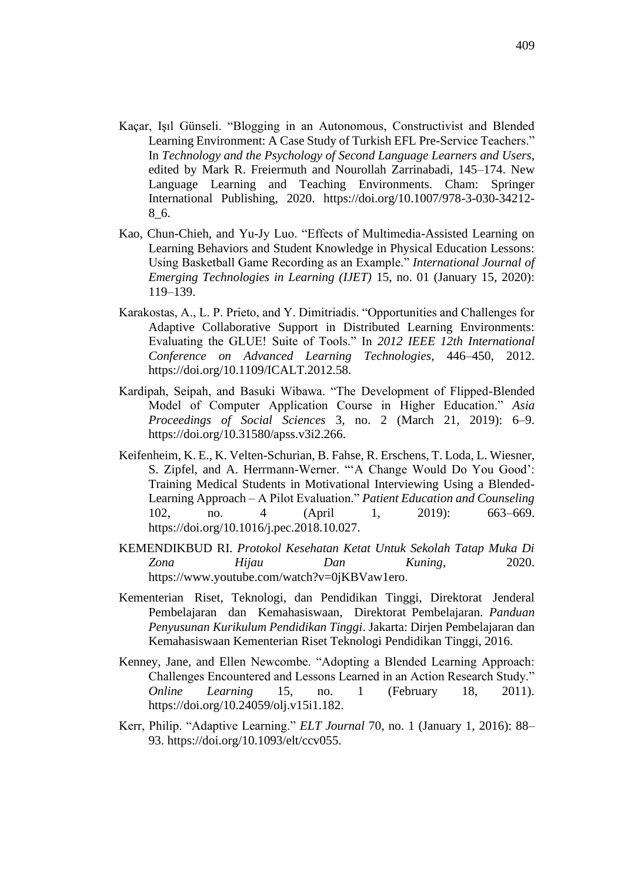Kaçar, Işıl Günseli. "Blogging in an Autonomous, Constructivist and Blended Learning Environment: A Case Study of Turkish EFL Pre-Service Teachers." In *Technology and the Psychology of Second Language Learners and Users*, edited by Mark R. Freiermuth and Nourollah Zarrinabadi, 145–174. New Language Learning and Teaching Environments. Cham: Springer International Publishing, 2020. https://doi.org/10.1007/978-3-030-34212-8_6.

Kao, Chun-Chieh, and Yu-Jy Luo. "Effects of Multimedia-Assisted Learning on Learning Behaviors and Student Knowledge in Physical Education Lessons: Using Basketball Game Recording as an Example." *International Journal of Emerging Technologies in Learning (IJET)* 15, no. 01 (January 15, 2020): 119–139.

Karakostas, A., L. P. Prieto, and Y. Dimitriadis. "Opportunities and Challenges for Adaptive Collaborative Support in Distributed Learning Environments: Evaluating the GLUE! Suite of Tools." In *2012 IEEE 12th International Conference on Advanced Learning Technologies*, 446–450, 2012. https://doi.org/10.1109/ICALT.2012.58.

Kardipah, Seipah, and Basuki Wibawa. "The Development of Flipped-Blended Model of Computer Application Course in Higher Education." *Asia Proceedings of Social Sciences* 3, no. 2 (March 21, 2019): 6–9. https://doi.org/10.31580/apss.v3i2.266.

Keifenheim, K. E., K. Velten-Schurian, B. Fahse, R. Erschens, T. Loda, L. Wiesner, S. Zipfel, and A. Herrmann-Werner. "'A Change Would Do You Good': Training Medical Students in Motivational Interviewing Using a Blended-Learning Approach – A Pilot Evaluation." *Patient Education and Counseling* 102, no. 4 (April 1, 2019): 663–669. https://doi.org/10.1016/j.pec.2018.10.027.

KEMENDIKBUD RI. *Protokol Kesehatan Ketat Untuk Sekolah Tatap Muka Di Zona Hijau Dan Kuning*, 2020. https://www.youtube.com/watch?v=0jKBVaw1ero.

Kementerian Riset, Teknologi, dan Pendidikan Tinggi, Direktorat Jenderal Pembelajaran dan Kemahasiswaan, Direktorat Pembelajaran. *Panduan Penyusunan Kurikulum Pendidikan Tinggi*. Jakarta: Dirjen Pembelajaran dan Kemahasiswaan Kementerian Riset Teknologi Pendidikan Tinggi, 2016.

Kenney, Jane, and Ellen Newcombe. "Adopting a Blended Learning Approach: Challenges Encountered and Lessons Learned in an Action Research Study." *Online Learning* 15, no. 1 (February 18, 2011). https://doi.org/10.24059/olj.v15i1.182.

Kerr, Philip. "Adaptive Learning." *ELT Journal* 70, no. 1 (January 1, 2016): 88–93. https://doi.org/10.1093/elt/ccv055.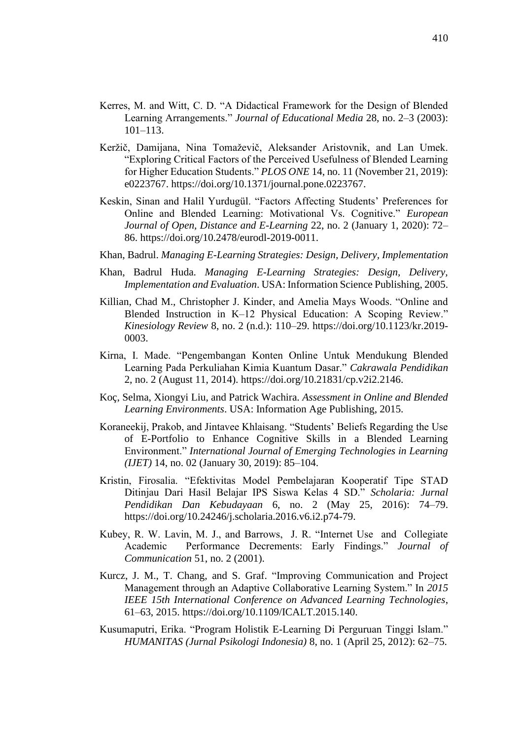Kerres, M. and Witt, C. D. "A Didactical Framework for the Design of Blended Learning Arrangements." *Journal of Educational Media* 28, no. 2–3 (2003): 101–113.

Keržič, Damijana, Nina Tomaževič, Aleksander Aristovnik, and Lan Umek. "Exploring Critical Factors of the Perceived Usefulness of Blended Learning for Higher Education Students." *PLOS ONE* 14, no. 11 (November 21, 2019): e0223767. https://doi.org/10.1371/journal.pone.0223767.

Keskin, Sinan and Halil Yurdugül. "Factors Affecting Students' Preferences for Online and Blended Learning: Motivational Vs. Cognitive." *European Journal of Open, Distance and E-Learning* 22, no. 2 (January 1, 2020): 72–86. https://doi.org/10.2478/eurodl-2019-0011.

Khan, Badrul. *Managing E-Learning Strategies: Design, Delivery, Implementation*

Khan, Badrul Huda. *Managing E-Learning Strategies: Design, Delivery, Implementation and Evaluation*. USA: Information Science Publishing, 2005.

Killian, Chad M., Christopher J. Kinder, and Amelia Mays Woods. "Online and Blended Instruction in K–12 Physical Education: A Scoping Review." *Kinesiology Review* 8, no. 2 (n.d.): 110–29. https://doi.org/10.1123/kr.2019-0003.

Kirna, I. Made. "Pengembangan Konten Online Untuk Mendukung Blended Learning Pada Perkuliahan Kimia Kuantum Dasar." *Cakrawala Pendidikan* 2, no. 2 (August 11, 2014). https://doi.org/10.21831/cp.v2i2.2146.

Koç, Selma, Xiongyi Liu, and Patrick Wachira. *Assessment in Online and Blended Learning Environments*. USA: Information Age Publishing, 2015.

Koraneekij, Prakob, and Jintavee Khlaisang. "Students' Beliefs Regarding the Use of E-Portfolio to Enhance Cognitive Skills in a Blended Learning Environment." *International Journal of Emerging Technologies in Learning (IJET)* 14, no. 02 (January 30, 2019): 85–104.

Kristin, Firosalia. "Efektivitas Model Pembelajaran Kooperatif Tipe STAD Ditinjau Dari Hasil Belajar IPS Siswa Kelas 4 SD." *Scholaria: Jurnal Pendidikan Dan Kebudayaan* 6, no. 2 (May 25, 2016): 74–79. https://doi.org/10.24246/j.scholaria.2016.v6.i2.p74-79.

Kubey, R. W. Lavin, M. J., and Barrows, J. R. "Internet Use and Collegiate Academic Performance Decrements: Early Findings." *Journal of Communication* 51, no. 2 (2001).

Kurcz, J. M., T. Chang, and S. Graf. "Improving Communication and Project Management through an Adaptive Collaborative Learning System." In *2015 IEEE 15th International Conference on Advanced Learning Technologies*, 61–63, 2015. https://doi.org/10.1109/ICALT.2015.140.

Kusumaputri, Erika. "Program Holistik E-Learning Di Perguruan Tinggi Islam." *HUMANITAS (Jurnal Psikologi Indonesia)* 8, no. 1 (April 25, 2012): 62–75.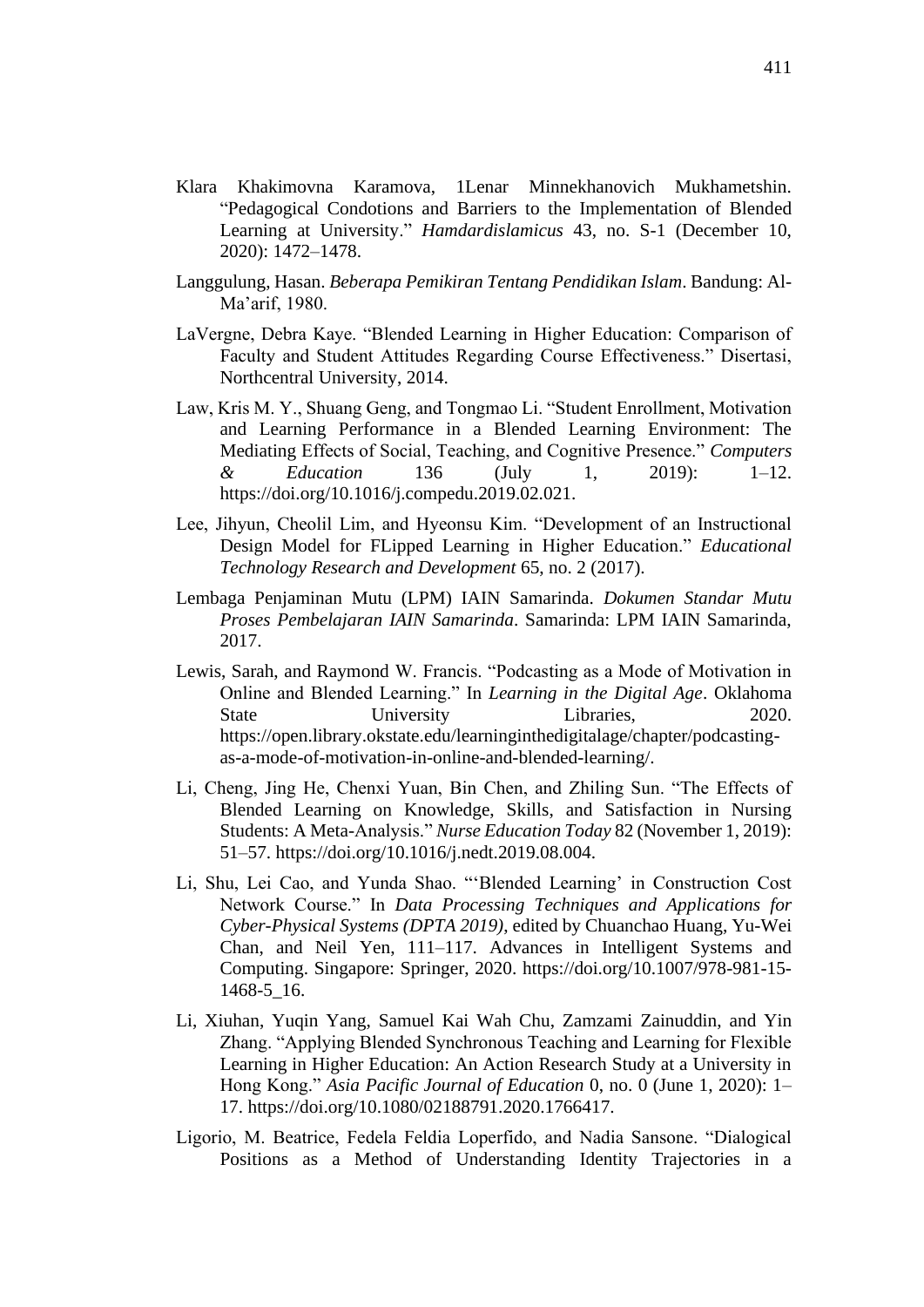Klara Khakimovna Karamova, 1Lenar Minnekhanovich Mukhametshin. "Pedagogical Condotions and Barriers to the Implementation of Blended Learning at University." *Hamdardislamicus* 43, no. S-1 (December 10, 2020): 1472–1478.

Langgulung, Hasan. *Beberapa Pemikiran Tentang Pendidikan Islam*. Bandung: Al-Ma'arif, 1980.

LaVergne, Debra Kaye. "Blended Learning in Higher Education: Comparison of Faculty and Student Attitudes Regarding Course Effectiveness." Disertasi, Northcentral University, 2014.

Law, Kris M. Y., Shuang Geng, and Tongmao Li. "Student Enrollment, Motivation and Learning Performance in a Blended Learning Environment: The Mediating Effects of Social, Teaching, and Cognitive Presence." *Computers & Education* 136 (July 1, 2019): 1–12. https://doi.org/10.1016/j.compedu.2019.02.021.

Lee, Jihyun, Cheolil Lim, and Hyeonsu Kim. "Development of an Instructional Design Model for FLipped Learning in Higher Education." *Educational Technology Research and Development* 65, no. 2 (2017).

Lembaga Penjaminan Mutu (LPM) IAIN Samarinda. *Dokumen Standar Mutu Proses Pembelajaran IAIN Samarinda*. Samarinda: LPM IAIN Samarinda, 2017.

Lewis, Sarah, and Raymond W. Francis. "Podcasting as a Mode of Motivation in Online and Blended Learning." In *Learning in the Digital Age*. Oklahoma State University Libraries, 2020. https://open.library.okstate.edu/learninginthedigitalage/chapter/podcasting-as-a-mode-of-motivation-in-online-and-blended-learning/.

Li, Cheng, Jing He, Chenxi Yuan, Bin Chen, and Zhiling Sun. "The Effects of Blended Learning on Knowledge, Skills, and Satisfaction in Nursing Students: A Meta-Analysis." *Nurse Education Today* 82 (November 1, 2019): 51–57. https://doi.org/10.1016/j.nedt.2019.08.004.

Li, Shu, Lei Cao, and Yunda Shao. "'Blended Learning' in Construction Cost Network Course." In *Data Processing Techniques and Applications for Cyber-Physical Systems (DPTA 2019)*, edited by Chuanchao Huang, Yu-Wei Chan, and Neil Yen, 111–117. Advances in Intelligent Systems and Computing. Singapore: Springer, 2020. https://doi.org/10.1007/978-981-15-1468-5_16.

Li, Xiuhan, Yuqin Yang, Samuel Kai Wah Chu, Zamzami Zainuddin, and Yin Zhang. "Applying Blended Synchronous Teaching and Learning for Flexible Learning in Higher Education: An Action Research Study at a University in Hong Kong." *Asia Pacific Journal of Education* 0, no. 0 (June 1, 2020): 1–17. https://doi.org/10.1080/02188791.2020.1766417.

Ligorio, M. Beatrice, Fedela Feldia Loperfido, and Nadia Sansone. "Dialogical Positions as a Method of Understanding Identity Trajectories in a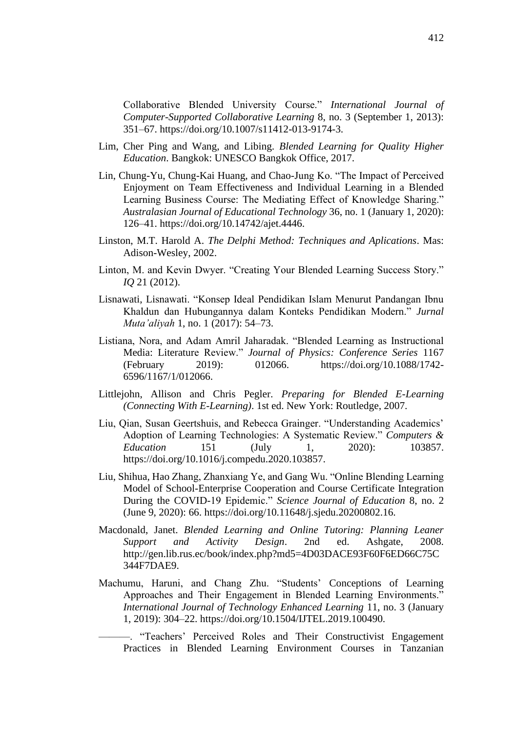Collaborative Blended University Course." *International Journal of Computer-Supported Collaborative Learning* 8, no. 3 (September 1, 2013): 351–67. https://doi.org/10.1007/s11412-013-9174-3.

Lim, Cher Ping and Wang, and Libing. *Blended Learning for Quality Higher Education*. Bangkok: UNESCO Bangkok Office, 2017.

Lin, Chung-Yu, Chung-Kai Huang, and Chao-Jung Ko. "The Impact of Perceived Enjoyment on Team Effectiveness and Individual Learning in a Blended Learning Business Course: The Mediating Effect of Knowledge Sharing." *Australasian Journal of Educational Technology* 36, no. 1 (January 1, 2020): 126–41. https://doi.org/10.14742/ajet.4446.

Linston, M.T. Harold A. *The Delphi Method: Techniques and Aplications*. Mas: Adison-Wesley, 2002.

Linton, M. and Kevin Dwyer. "Creating Your Blended Learning Success Story." *IQ* 21 (2012).

Lisnawati, Lisnawati. "Konsep Ideal Pendidikan Islam Menurut Pandangan Ibnu Khaldun dan Hubungannya dalam Konteks Pendidikan Modern." *Jurnal Muta'aliyah* 1, no. 1 (2017): 54–73.

Listiana, Nora, and Adam Amril Jaharadak. "Blended Learning as Instructional Media: Literature Review." *Journal of Physics: Conference Series* 1167 (February 2019): 012066. https://doi.org/10.1088/1742-6596/1167/1/012066.

Littlejohn, Allison and Chris Pegler. *Preparing for Blended E-Learning (Connecting With E-Learning)*. 1st ed. New York: Routledge, 2007.

Liu, Qian, Susan Geertshuis, and Rebecca Grainger. "Understanding Academics' Adoption of Learning Technologies: A Systematic Review." *Computers & Education* 151 (July 1, 2020): 103857. https://doi.org/10.1016/j.compedu.2020.103857.

Liu, Shihua, Hao Zhang, Zhanxiang Ye, and Gang Wu. "Online Blending Learning Model of School-Enterprise Cooperation and Course Certificate Integration During the COVID-19 Epidemic." *Science Journal of Education* 8, no. 2 (June 9, 2020): 66. https://doi.org/10.11648/j.sjedu.20200802.16.

Macdonald, Janet. *Blended Learning and Online Tutoring: Planning Leaner Support and Activity Design*. 2nd ed. Ashgate, 2008. http://gen.lib.rus.ec/book/index.php?md5=4D03DACE93F60F6ED66C75C344F7DAE9.

Machumu, Haruni, and Chang Zhu. "Students' Conceptions of Learning Approaches and Their Engagement in Blended Learning Environments." *International Journal of Technology Enhanced Learning* 11, no. 3 (January 1, 2019): 304–22. https://doi.org/10.1504/IJTEL.2019.100490.

———. "Teachers' Perceived Roles and Their Constructivist Engagement Practices in Blended Learning Environment Courses in Tanzanian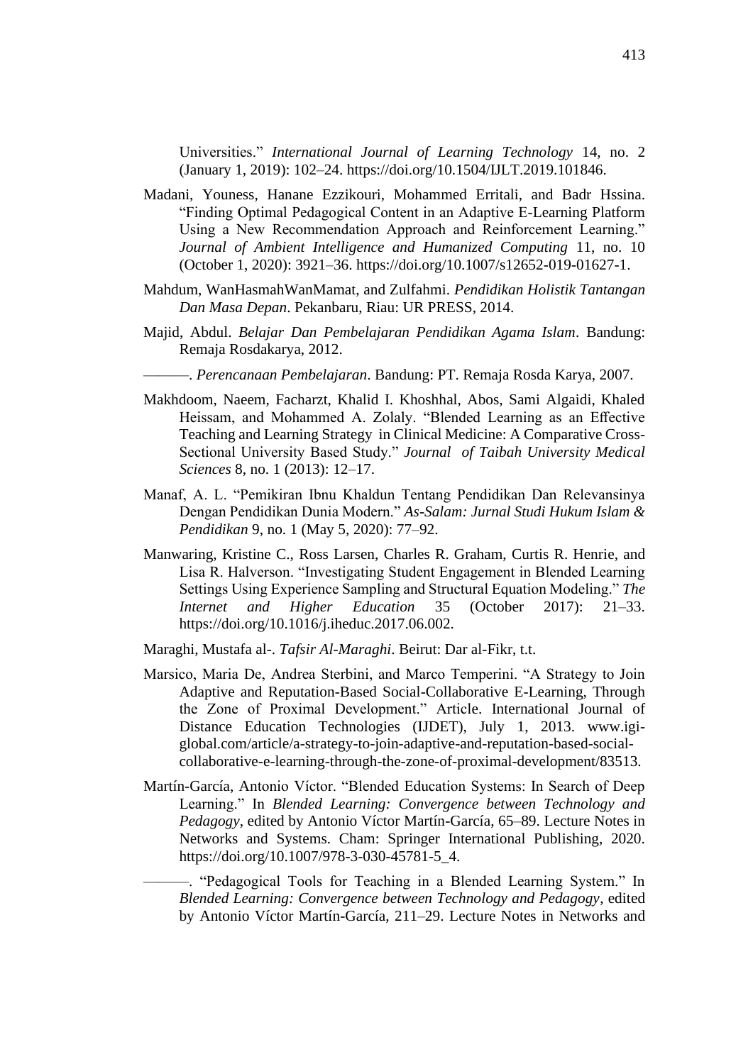Universities." *International Journal of Learning Technology* 14, no. 2 (January 1, 2019): 102–24. https://doi.org/10.1504/IJLT.2019.101846.

Madani, Youness, Hanane Ezzikouri, Mohammed Erritali, and Badr Hssina. "Finding Optimal Pedagogical Content in an Adaptive E-Learning Platform Using a New Recommendation Approach and Reinforcement Learning." *Journal of Ambient Intelligence and Humanized Computing* 11, no. 10 (October 1, 2020): 3921–36. https://doi.org/10.1007/s12652-019-01627-1.

Mahdum, WanHasmahWanMamat, and Zulfahmi. *Pendidikan Holistik Tantangan Dan Masa Depan*. Pekanbaru, Riau: UR PRESS, 2014.

Majid, Abdul. *Belajar Dan Pembelajaran Pendidikan Agama Islam*. Bandung: Remaja Rosdakarya, 2012.

———. *Perencanaan Pembelajaran*. Bandung: PT. Remaja Rosda Karya, 2007.

Makhdoom, Naeem, Facharzt, Khalid I. Khoshhal, Abos, Sami Algaidi, Khaled Heissam, and Mohammed A. Zolaly. "Blended Learning as an Effective Teaching and Learning Strategy in Clinical Medicine: A Comparative Cross-Sectional University Based Study." *Journal of Taibah University Medical Sciences* 8, no. 1 (2013): 12–17.

Manaf, A. L. "Pemikiran Ibnu Khaldun Tentang Pendidikan Dan Relevansinya Dengan Pendidikan Dunia Modern." *As-Salam: Jurnal Studi Hukum Islam & Pendidikan* 9, no. 1 (May 5, 2020): 77–92.

Manwaring, Kristine C., Ross Larsen, Charles R. Graham, Curtis R. Henrie, and Lisa R. Halverson. "Investigating Student Engagement in Blended Learning Settings Using Experience Sampling and Structural Equation Modeling." *The Internet and Higher Education* 35 (October 2017): 21–33. https://doi.org/10.1016/j.iheduc.2017.06.002.

Maraghi, Mustafa al-. *Tafsir Al-Maraghi*. Beirut: Dar al-Fikr, t.t.

Marsico, Maria De, Andrea Sterbini, and Marco Temperini. "A Strategy to Join Adaptive and Reputation-Based Social-Collaborative E-Learning, Through the Zone of Proximal Development." Article. International Journal of Distance Education Technologies (IJDET), July 1, 2013. www.igi-global.com/article/a-strategy-to-join-adaptive-and-reputation-based-social-collaborative-e-learning-through-the-zone-of-proximal-development/83513.

Martín-García, Antonio Víctor. "Blended Education Systems: In Search of Deep Learning." In *Blended Learning: Convergence between Technology and Pedagogy*, edited by Antonio Víctor Martín-García, 65–89. Lecture Notes in Networks and Systems. Cham: Springer International Publishing, 2020. https://doi.org/10.1007/978-3-030-45781-5_4.

———. "Pedagogical Tools for Teaching in a Blended Learning System." In *Blended Learning: Convergence between Technology and Pedagogy*, edited by Antonio Víctor Martín-García, 211–29. Lecture Notes in Networks and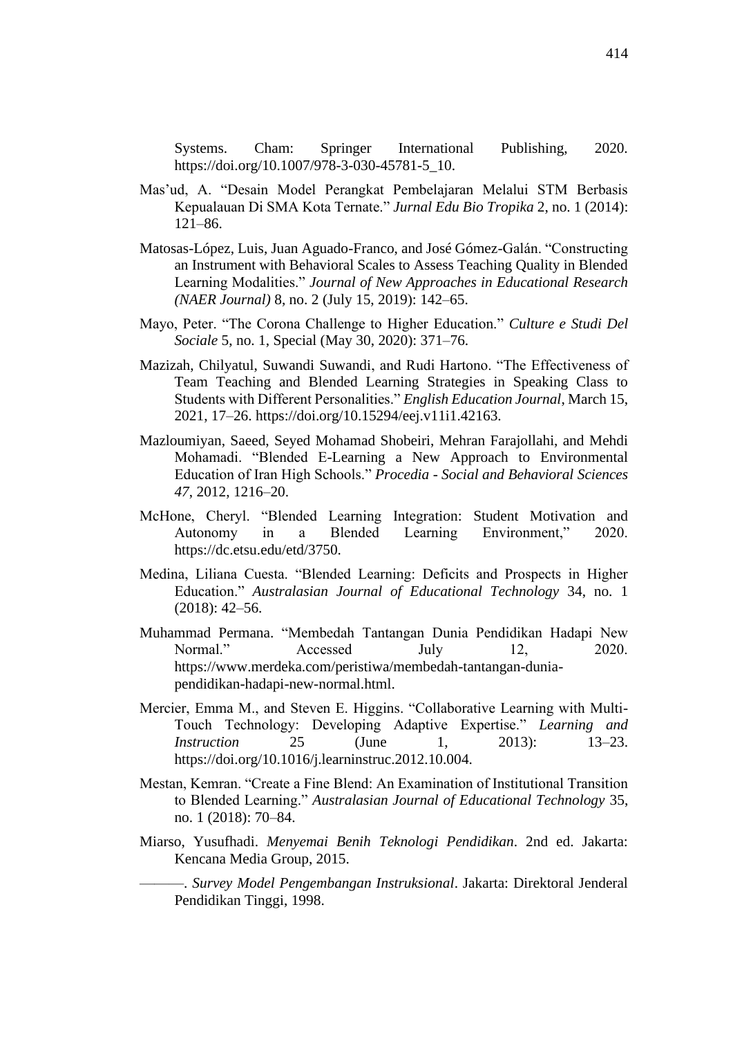Systems. Cham: Springer International Publishing, 2020. https://doi.org/10.1007/978-3-030-45781-5_10.

Mas'ud, A. "Desain Model Perangkat Pembelajaran Melalui STM Berbasis Kepualauan Di SMA Kota Ternate." *Jurnal Edu Bio Tropika* 2, no. 1 (2014): 121–86.

Matosas-López, Luis, Juan Aguado-Franco, and José Gómez-Galán. "Constructing an Instrument with Behavioral Scales to Assess Teaching Quality in Blended Learning Modalities." *Journal of New Approaches in Educational Research (NAER Journal)* 8, no. 2 (July 15, 2019): 142–65.

Mayo, Peter. "The Corona Challenge to Higher Education." *Culture e Studi Del Sociale* 5, no. 1, Special (May 30, 2020): 371–76.

Mazizah, Chilyatul, Suwandi Suwandi, and Rudi Hartono. "The Effectiveness of Team Teaching and Blended Learning Strategies in Speaking Class to Students with Different Personalities." *English Education Journal*, March 15, 2021, 17–26. https://doi.org/10.15294/eej.v11i1.42163.

Mazloumiyan, Saeed, Seyed Mohamad Shobeiri, Mehran Farajollahi, and Mehdi Mohamadi. "Blended E-Learning a New Approach to Environmental Education of Iran High Schools." *Procedia - Social and Behavioral Sciences 47*, 2012, 1216–20.

McHone, Cheryl. "Blended Learning Integration: Student Motivation and Autonomy in a Blended Learning Environment," 2020. https://dc.etsu.edu/etd/3750.

Medina, Liliana Cuesta. "Blended Learning: Deficits and Prospects in Higher Education." *Australasian Journal of Educational Technology* 34, no. 1 (2018): 42–56.

Muhammad Permana. "Membedah Tantangan Dunia Pendidikan Hadapi New Normal." Accessed July 12, 2020. https://www.merdeka.com/peristiwa/membedah-tantangan-dunia-pendidikan-hadapi-new-normal.html.

Mercier, Emma M., and Steven E. Higgins. "Collaborative Learning with Multi-Touch Technology: Developing Adaptive Expertise." *Learning and Instruction* 25 (June 1, 2013): 13–23. https://doi.org/10.1016/j.learninstruc.2012.10.004.

Mestan, Kemran. "Create a Fine Blend: An Examination of Institutional Transition to Blended Learning." *Australasian Journal of Educational Technology* 35, no. 1 (2018): 70–84.

Miarso, Yusufhadi. *Menyemai Benih Teknologi Pendidikan*. 2nd ed. Jakarta: Kencana Media Group, 2015.

———. *Survey Model Pengembangan Instruksional*. Jakarta: Direktoral Jenderal Pendidikan Tinggi, 1998.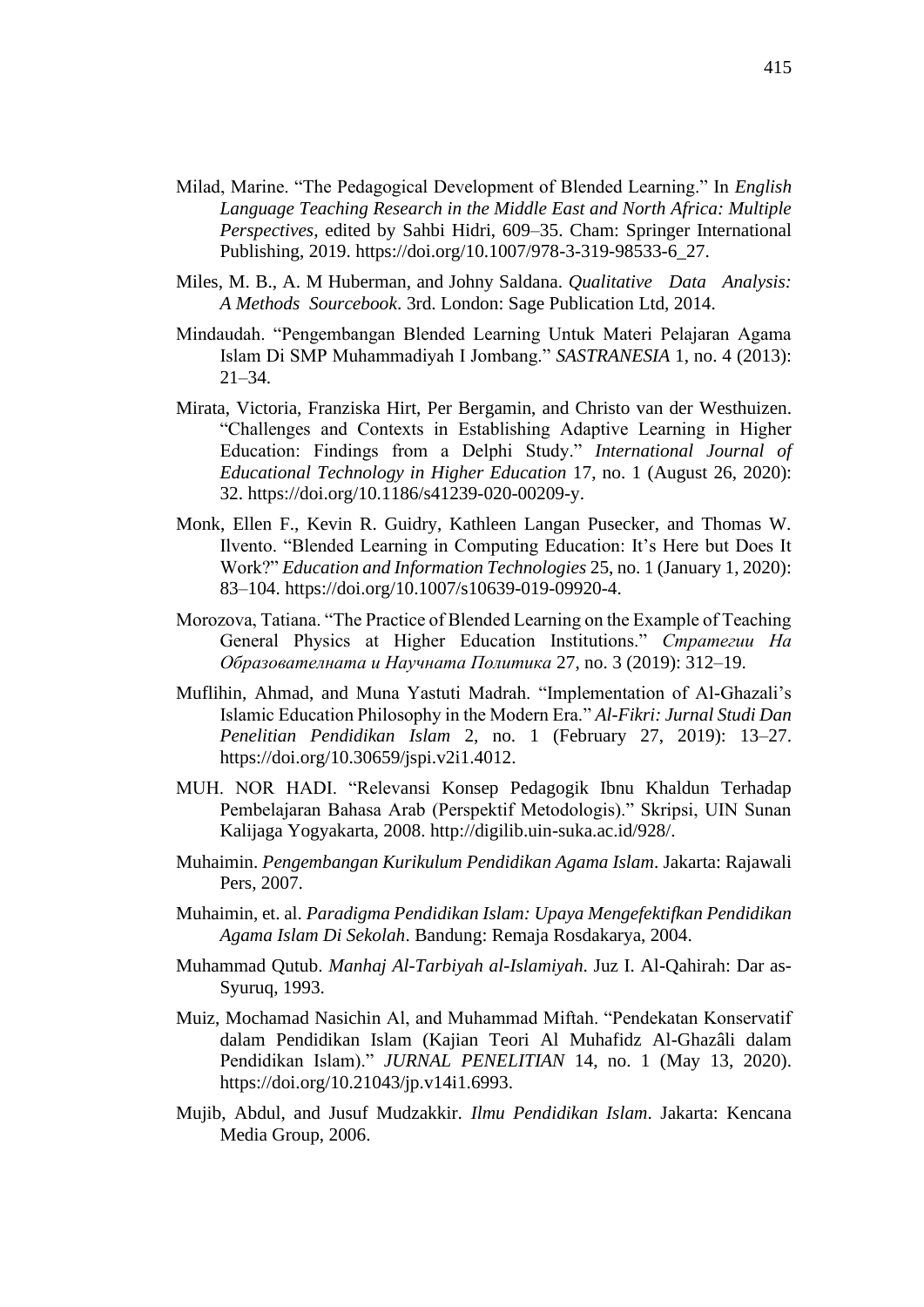Milad, Marine. "The Pedagogical Development of Blended Learning." In *English Language Teaching Research in the Middle East and North Africa: Multiple Perspectives*, edited by Sahbi Hidri, 609–35. Cham: Springer International Publishing, 2019. https://doi.org/10.1007/978-3-319-98533-6_27.

Miles, M. B., A. M Huberman, and Johny Saldana. *Qualitative Data Analysis: A Methods Sourcebook*. 3rd. London: Sage Publication Ltd, 2014.

Mindaudah. "Pengembangan Blended Learning Untuk Materi Pelajaran Agama Islam Di SMP Muhammadiyah I Jombang." *SASTRANESIA* 1, no. 4 (2013): 21–34.

Mirata, Victoria, Franziska Hirt, Per Bergamin, and Christo van der Westhuizen. "Challenges and Contexts in Establishing Adaptive Learning in Higher Education: Findings from a Delphi Study." *International Journal of Educational Technology in Higher Education* 17, no. 1 (August 26, 2020): 32. https://doi.org/10.1186/s41239-020-00209-y.

Monk, Ellen F., Kevin R. Guidry, Kathleen Langan Pusecker, and Thomas W. Ilvento. "Blended Learning in Computing Education: It's Here but Does It Work?" *Education and Information Technologies* 25, no. 1 (January 1, 2020): 83–104. https://doi.org/10.1007/s10639-019-09920-4.

Morozova, Tatiana. "The Practice of Blended Learning on the Example of Teaching General Physics at Higher Education Institutions." *Стратегии На Образователната и Научната Политика* 27, no. 3 (2019): 312–19.

Muflihin, Ahmad, and Muna Yastuti Madrah. "Implementation of Al-Ghazali's Islamic Education Philosophy in the Modern Era." *Al-Fikri: Jurnal Studi Dan Penelitian Pendidikan Islam* 2, no. 1 (February 27, 2019): 13–27. https://doi.org/10.30659/jspi.v2i1.4012.

MUH. NOR HADI. "Relevansi Konsep Pedagogik Ibnu Khaldun Terhadap Pembelajaran Bahasa Arab (Perspektif Metodologis)." Skripsi, UIN Sunan Kalijaga Yogyakarta, 2008. http://digilib.uin-suka.ac.id/928/.

Muhaimin. *Pengembangan Kurikulum Pendidikan Agama Islam*. Jakarta: Rajawali Pers, 2007.

Muhaimin, et. al. *Paradigma Pendidikan Islam: Upaya Mengefektifkan Pendidikan Agama Islam Di Sekolah*. Bandung: Remaja Rosdakarya, 2004.

Muhammad Qutub. *Manhaj Al-Tarbiyah al-Islamiyah*. Juz I. Al-Qahirah: Dar as-Syuruq, 1993.

Muiz, Mochamad Nasichin Al, and Muhammad Miftah. "Pendekatan Konservatif dalam Pendidikan Islam (Kajian Teori Al Muhafidz Al-Ghazâli dalam Pendidikan Islam)." *JURNAL PENELITIAN* 14, no. 1 (May 13, 2020). https://doi.org/10.21043/jp.v14i1.6993.

Mujib, Abdul, and Jusuf Mudzakkir. *Ilmu Pendidikan Islam*. Jakarta: Kencana Media Group, 2006.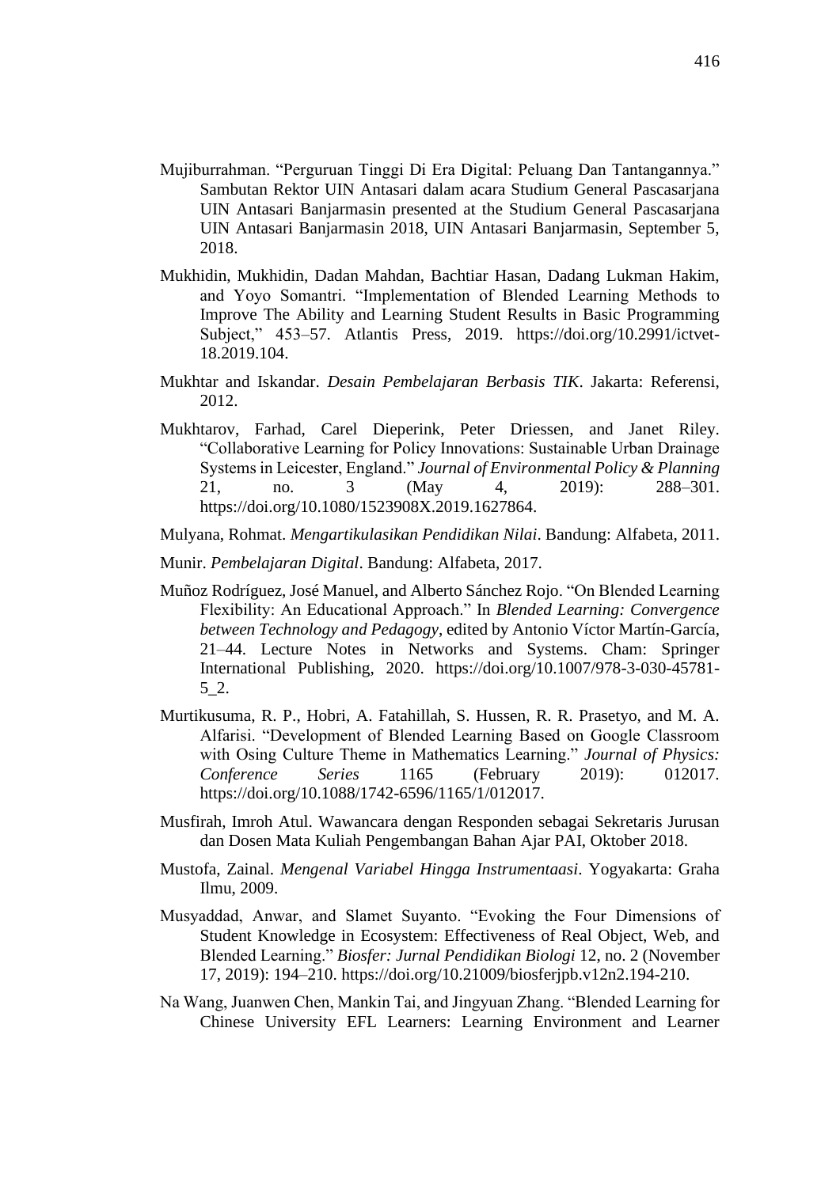Mujiburrahman. "Perguruan Tinggi Di Era Digital: Peluang Dan Tantangannya." Sambutan Rektor UIN Antasari dalam acara Studium General Pascasarjana UIN Antasari Banjarmasin presented at the Studium General Pascasarjana UIN Antasari Banjarmasin 2018, UIN Antasari Banjarmasin, September 5, 2018.

Mukhidin, Mukhidin, Dadan Mahdan, Bachtiar Hasan, Dadang Lukman Hakim, and Yoyo Somantri. "Implementation of Blended Learning Methods to Improve The Ability and Learning Student Results in Basic Programming Subject," 453–57. Atlantis Press, 2019. https://doi.org/10.2991/ictvet-18.2019.104.

Mukhtar and Iskandar. *Desain Pembelajaran Berbasis TIK*. Jakarta: Referensi, 2012.

Mukhtarov, Farhad, Carel Dieperink, Peter Driessen, and Janet Riley. "Collaborative Learning for Policy Innovations: Sustainable Urban Drainage Systems in Leicester, England." *Journal of Environmental Policy & Planning* 21, no. 3 (May 4, 2019): 288–301. https://doi.org/10.1080/1523908X.2019.1627864.

Mulyana, Rohmat. *Mengartikulasikan Pendidikan Nilai*. Bandung: Alfabeta, 2011.

Munir. *Pembelajaran Digital*. Bandung: Alfabeta, 2017.

Muñoz Rodríguez, José Manuel, and Alberto Sánchez Rojo. "On Blended Learning Flexibility: An Educational Approach." In *Blended Learning: Convergence between Technology and Pedagogy*, edited by Antonio Víctor Martín-García, 21–44. Lecture Notes in Networks and Systems. Cham: Springer International Publishing, 2020. https://doi.org/10.1007/978-3-030-45781-5_2.

Murtikusuma, R. P., Hobri, A. Fatahillah, S. Hussen, R. R. Prasetyo, and M. A. Alfarisi. "Development of Blended Learning Based on Google Classroom with Osing Culture Theme in Mathematics Learning." *Journal of Physics: Conference Series* 1165 (February 2019): 012017. https://doi.org/10.1088/1742-6596/1165/1/012017.

Musfirah, Imroh Atul. Wawancara dengan Responden sebagai Sekretaris Jurusan dan Dosen Mata Kuliah Pengembangan Bahan Ajar PAI, Oktober 2018.

Mustofa, Zainal. *Mengenal Variabel Hingga Instrumentaasi*. Yogyakarta: Graha Ilmu, 2009.

Musyaddad, Anwar, and Slamet Suyanto. "Evoking the Four Dimensions of Student Knowledge in Ecosystem: Effectiveness of Real Object, Web, and Blended Learning." *Biosfer: Jurnal Pendidikan Biologi* 12, no. 2 (November 17, 2019): 194–210. https://doi.org/10.21009/biosferjpb.v12n2.194-210.

Na Wang, Juanwen Chen, Mankin Tai, and Jingyuan Zhang. "Blended Learning for Chinese University EFL Learners: Learning Environment and Learner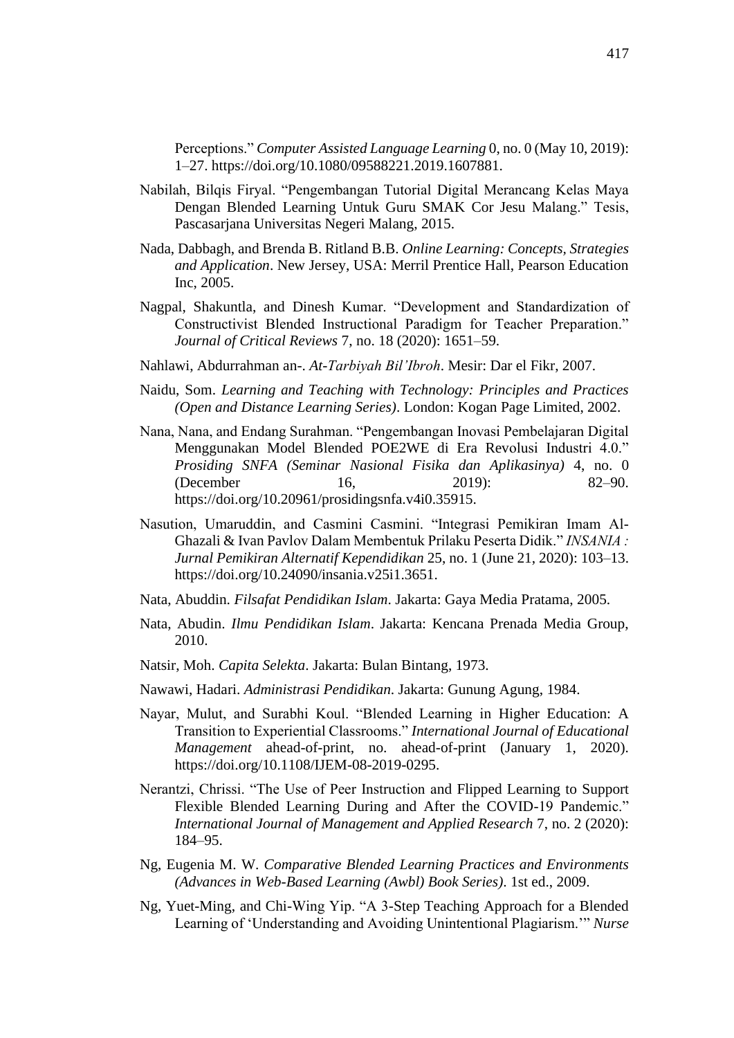Perceptions." *Computer Assisted Language Learning* 0, no. 0 (May 10, 2019): 1–27. https://doi.org/10.1080/09588221.2019.1607881.

Nabilah, Bilqis Firyal. "Pengembangan Tutorial Digital Merancang Kelas Maya Dengan Blended Learning Untuk Guru SMAK Cor Jesu Malang." Tesis, Pascasarjana Universitas Negeri Malang, 2015.

Nada, Dabbagh, and Brenda B. Ritland B.B. *Online Learning: Concepts, Strategies and Application*. New Jersey, USA: Merril Prentice Hall, Pearson Education Inc, 2005.

Nagpal, Shakuntla, and Dinesh Kumar. "Development and Standardization of Constructivist Blended Instructional Paradigm for Teacher Preparation." *Journal of Critical Reviews* 7, no. 18 (2020): 1651–59.

Nahlawi, Abdurrahman an-. *At-Tarbiyah Bil'Ibroh*. Mesir: Dar el Fikr, 2007.

Naidu, Som. *Learning and Teaching with Technology: Principles and Practices (Open and Distance Learning Series)*. London: Kogan Page Limited, 2002.

Nana, Nana, and Endang Surahman. "Pengembangan Inovasi Pembelajaran Digital Menggunakan Model Blended POE2WE di Era Revolusi Industri 4.0." *Prosiding SNFA (Seminar Nasional Fisika dan Aplikasinya)* 4, no. 0 (December 16, 2019): 82–90. https://doi.org/10.20961/prosidingsnfa.v4i0.35915.

Nasution, Umaruddin, and Casmini Casmini. "Integrasi Pemikiran Imam Al-Ghazali & Ivan Pavlov Dalam Membentuk Prilaku Peserta Didik." *INSANIA : Jurnal Pemikiran Alternatif Kependidikan* 25, no. 1 (June 21, 2020): 103–13. https://doi.org/10.24090/insania.v25i1.3651.

Nata, Abuddin. *Filsafat Pendidikan Islam*. Jakarta: Gaya Media Pratama, 2005.

Nata, Abudin. *Ilmu Pendidikan Islam*. Jakarta: Kencana Prenada Media Group, 2010.

Natsir, Moh. *Capita Selekta*. Jakarta: Bulan Bintang, 1973.

Nawawi, Hadari. *Administrasi Pendidikan*. Jakarta: Gunung Agung, 1984.

Nayar, Mulut, and Surabhi Koul. "Blended Learning in Higher Education: A Transition to Experiential Classrooms." *International Journal of Educational Management* ahead-of-print, no. ahead-of-print (January 1, 2020). https://doi.org/10.1108/IJEM-08-2019-0295.

Nerantzi, Chrissi. "The Use of Peer Instruction and Flipped Learning to Support Flexible Blended Learning During and After the COVID-19 Pandemic." *International Journal of Management and Applied Research* 7, no. 2 (2020): 184–95.

Ng, Eugenia M. W. *Comparative Blended Learning Practices and Environments (Advances in Web-Based Learning (Awbl) Book Series)*. 1st ed., 2009.

Ng, Yuet-Ming, and Chi-Wing Yip. "A 3-Step Teaching Approach for a Blended Learning of 'Understanding and Avoiding Unintentional Plagiarism.'" *Nurse*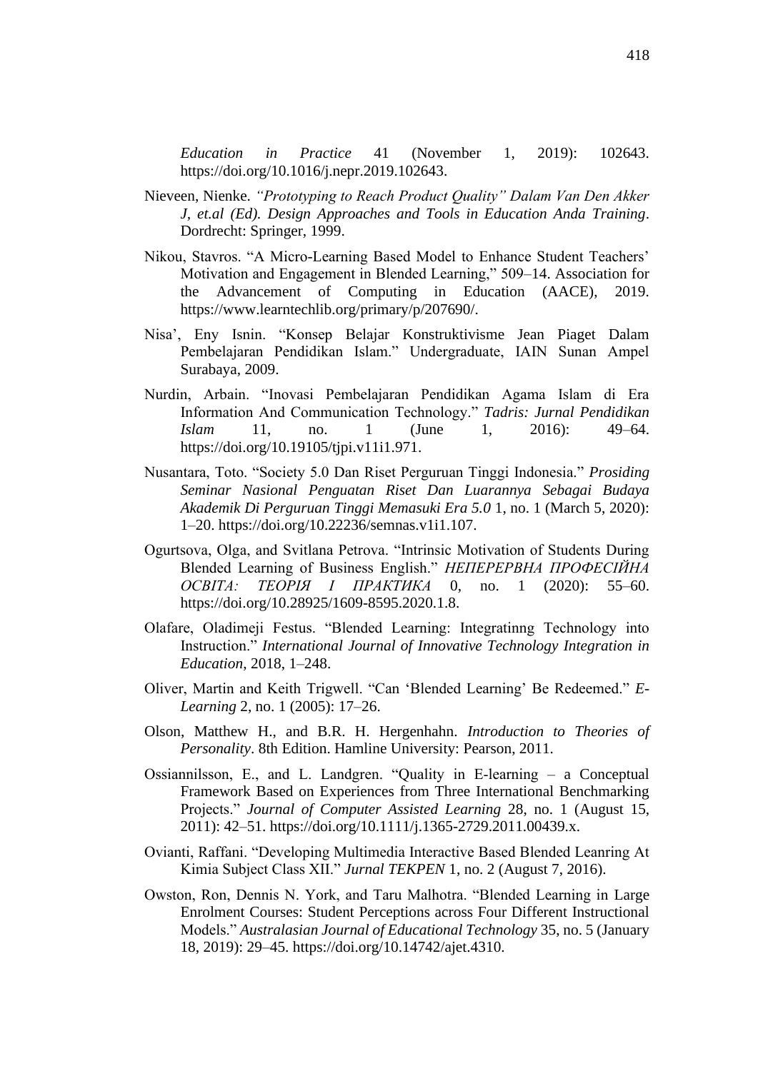*Education in Practice* 41 (November 1, 2019): 102643. https://doi.org/10.1016/j.nepr.2019.102643.

Nieveen, Nienke. *"Prototyping to Reach Product Quality" Dalam Van Den Akker J, et.al (Ed). Design Approaches and Tools in Education Anda Training*. Dordrecht: Springer, 1999.

Nikou, Stavros. "A Micro-Learning Based Model to Enhance Student Teachers' Motivation and Engagement in Blended Learning," 509–14. Association for the Advancement of Computing in Education (AACE), 2019. https://www.learntechlib.org/primary/p/207690/.

Nisa', Eny Isnin. "Konsep Belajar Konstruktivisme Jean Piaget Dalam Pembelajaran Pendidikan Islam." Undergraduate, IAIN Sunan Ampel Surabaya, 2009.

Nurdin, Arbain. "Inovasi Pembelajaran Pendidikan Agama Islam di Era Information And Communication Technology." *Tadris: Jurnal Pendidikan Islam* 11, no. 1 (June 1, 2016): 49–64. https://doi.org/10.19105/tjpi.v11i1.971.

Nusantara, Toto. "Society 5.0 Dan Riset Perguruan Tinggi Indonesia." *Prosiding Seminar Nasional Penguatan Riset Dan Luarannya Sebagai Budaya Akademik Di Perguruan Tinggi Memasuki Era 5.0* 1, no. 1 (March 5, 2020): 1–20. https://doi.org/10.22236/semnas.v1i1.107.

Ogurtsova, Olga, and Svitlana Petrova. "Intrinsic Motivation of Students During Blended Learning of Business English." *НЕПЕРЕРВНА ПРОФЕСІЙНА ОСВІТА: ТЕОРІЯ І ПРАКТИКА* 0, no. 1 (2020): 55–60. https://doi.org/10.28925/1609-8595.2020.1.8.

Olafare, Oladimeji Festus. "Blended Learning: Integratinng Technology into Instruction." *International Journal of Innovative Technology Integration in Education*, 2018, 1–248.

Oliver, Martin and Keith Trigwell. "Can 'Blended Learning' Be Redeemed." *E-Learning* 2, no. 1 (2005): 17–26.

Olson, Matthew H., and B.R. H. Hergenhahn. *Introduction to Theories of Personality*. 8th Edition. Hamline University: Pearson, 2011.

Ossiannilsson, E., and L. Landgren. "Quality in E-learning – a Conceptual Framework Based on Experiences from Three International Benchmarking Projects." *Journal of Computer Assisted Learning* 28, no. 1 (August 15, 2011): 42–51. https://doi.org/10.1111/j.1365-2729.2011.00439.x.

Ovianti, Raffani. "Developing Multimedia Interactive Based Blended Leanring At Kimia Subject Class XII." *Jurnal TEKPEN* 1, no. 2 (August 7, 2016).

Owston, Ron, Dennis N. York, and Taru Malhotra. "Blended Learning in Large Enrolment Courses: Student Perceptions across Four Different Instructional Models." *Australasian Journal of Educational Technology* 35, no. 5 (January 18, 2019): 29–45. https://doi.org/10.14742/ajet.4310.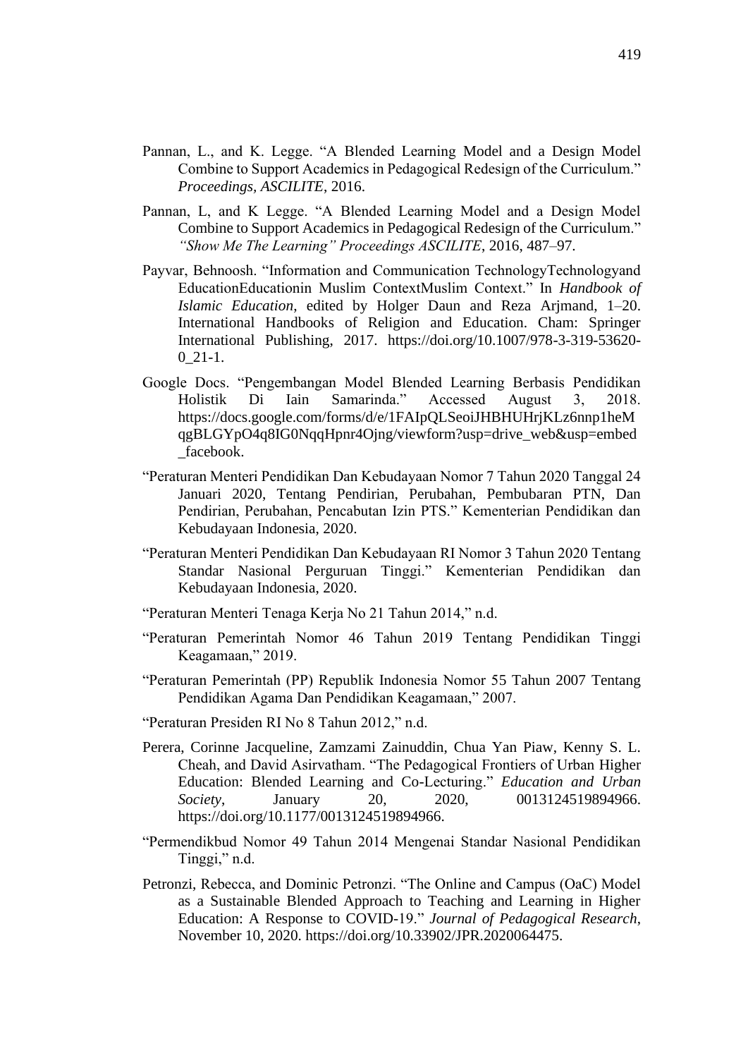Pannan, L., and K. Legge. "A Blended Learning Model and a Design Model Combine to Support Academics in Pedagogical Redesign of the Curriculum." *Proceedings, ASCILITE*, 2016.

Pannan, L, and K Legge. "A Blended Learning Model and a Design Model Combine to Support Academics in Pedagogical Redesign of the Curriculum." *"Show Me The Learning" Proceedings ASCILITE*, 2016, 487–97.

Payvar, Behnoosh. "Information and Communication TechnologyTechnologyand EducationEducationin Muslim ContextMuslim Context." In *Handbook of Islamic Education*, edited by Holger Daun and Reza Arjmand, 1–20. International Handbooks of Religion and Education. Cham: Springer International Publishing, 2017. https://doi.org/10.1007/978-3-319-53620-0_21-1.

Google Docs. "Pengembangan Model Blended Learning Berbasis Pendidikan Holistik Di Iain Samarinda." Accessed August 3, 2018. https://docs.google.com/forms/d/e/1FAIpQLSeoiJHBHUHrjKLz6nnp1heMqgBLGYpO4q8IG0NqqHpnr4Ojng/viewform?usp=drive_web&usp=embed_facebook.

"Peraturan Menteri Pendidikan Dan Kebudayaan Nomor 7 Tahun 2020 Tanggal 24 Januari 2020, Tentang Pendirian, Perubahan, Pembubaran PTN, Dan Pendirian, Perubahan, Pencabutan Izin PTS." Kementerian Pendidikan dan Kebudayaan Indonesia, 2020.

"Peraturan Menteri Pendidikan Dan Kebudayaan RI Nomor 3 Tahun 2020 Tentang Standar Nasional Perguruan Tinggi." Kementerian Pendidikan dan Kebudayaan Indonesia, 2020.

"Peraturan Menteri Tenaga Kerja No 21 Tahun 2014," n.d.

"Peraturan Pemerintah Nomor 46 Tahun 2019 Tentang Pendidikan Tinggi Keagamaan," 2019.

"Peraturan Pemerintah (PP) Republik Indonesia Nomor 55 Tahun 2007 Tentang Pendidikan Agama Dan Pendidikan Keagamaan," 2007.

"Peraturan Presiden RI No 8 Tahun 2012," n.d.

Perera, Corinne Jacqueline, Zamzami Zainuddin, Chua Yan Piaw, Kenny S. L. Cheah, and David Asirvatham. "The Pedagogical Frontiers of Urban Higher Education: Blended Learning and Co-Lecturing." *Education and Urban Society*, January 20, 2020, 0013124519894966. https://doi.org/10.1177/0013124519894966.

"Permendikbud Nomor 49 Tahun 2014 Mengenai Standar Nasional Pendidikan Tinggi," n.d.

Petronzi, Rebecca, and Dominic Petronzi. "The Online and Campus (OaC) Model as a Sustainable Blended Approach to Teaching and Learning in Higher Education: A Response to COVID-19." *Journal of Pedagogical Research*, November 10, 2020. https://doi.org/10.33902/JPR.2020064475.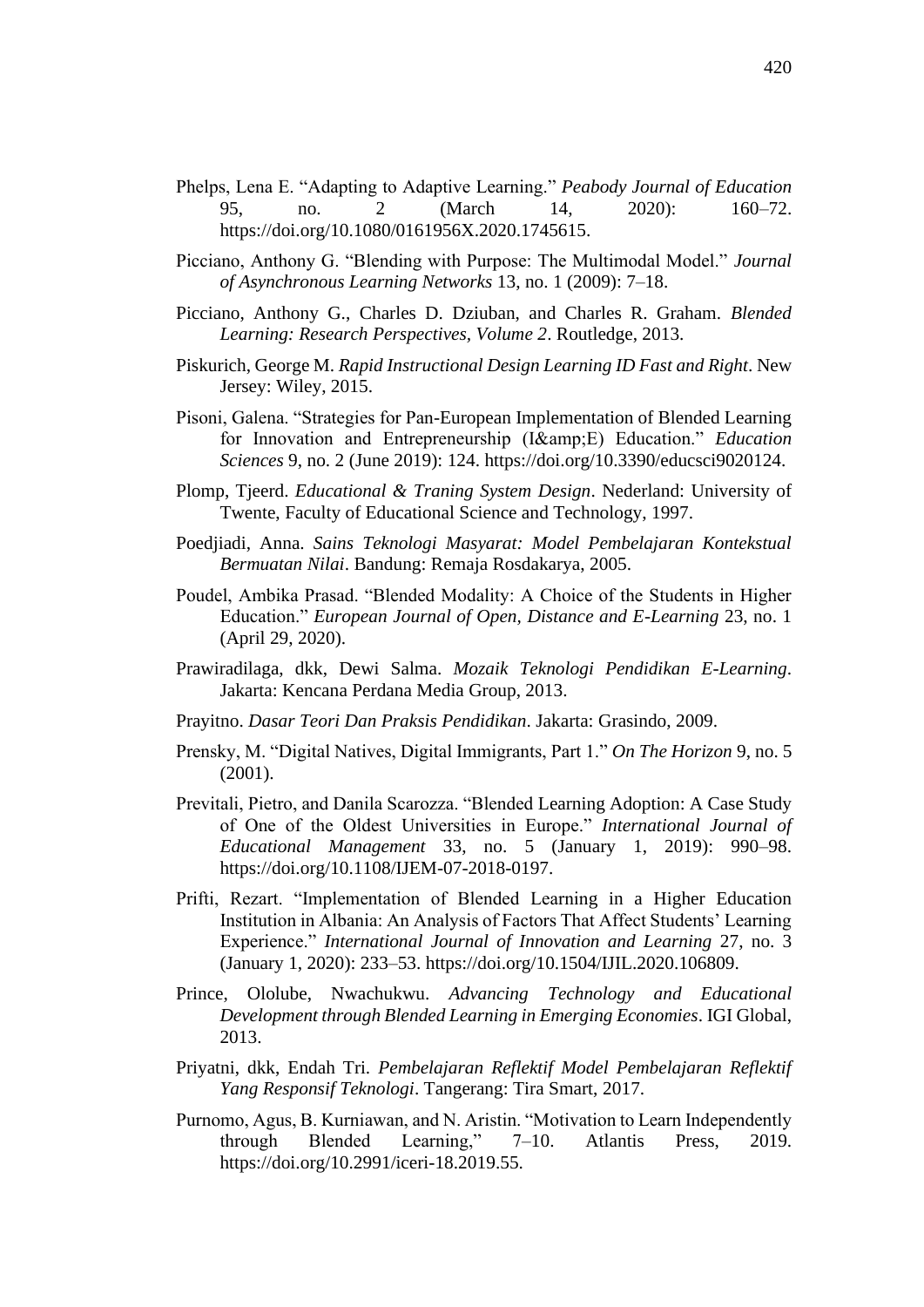Phelps, Lena E. “Adapting to Adaptive Learning.” *Peabody Journal of Education* 95, no. 2 (March 14, 2020): 160–72. https://doi.org/10.1080/0161956X.2020.1745615.

Picciano, Anthony G. “Blending with Purpose: The Multimodal Model.” *Journal of Asynchronous Learning Networks* 13, no. 1 (2009): 7–18.

Picciano, Anthony G., Charles D. Dziuban, and Charles R. Graham. *Blended Learning: Research Perspectives, Volume 2*. Routledge, 2013.

Piskurich, George M. *Rapid Instructional Design Learning ID Fast and Right*. New Jersey: Wiley, 2015.

Pisoni, Galena. “Strategies for Pan-European Implementation of Blended Learning for Innovation and Entrepreneurship (I&amp;E) Education.” *Education Sciences* 9, no. 2 (June 2019): 124. https://doi.org/10.3390/educsci9020124.

Plomp, Tjeerd. *Educational & Traning System Design*. Nederland: University of Twente, Faculty of Educational Science and Technology, 1997.

Poedjiadi, Anna. *Sains Teknologi Masyarat: Model Pembelajaran Kontekstual Bermuatan Nilai*. Bandung: Remaja Rosdakarya, 2005.

Poudel, Ambika Prasad. “Blended Modality: A Choice of the Students in Higher Education.” *European Journal of Open, Distance and E-Learning* 23, no. 1 (April 29, 2020).

Prawiradilaga, dkk, Dewi Salma. *Mozaik Teknologi Pendidikan E-Learning*. Jakarta: Kencana Perdana Media Group, 2013.

Prayitno. *Dasar Teori Dan Praksis Pendidikan*. Jakarta: Grasindo, 2009.

Prensky, M. “Digital Natives, Digital Immigrants, Part 1.” *On The Horizon* 9, no. 5 (2001).

Previtali, Pietro, and Danila Scarozza. “Blended Learning Adoption: A Case Study of One of the Oldest Universities in Europe.” *International Journal of Educational Management* 33, no. 5 (January 1, 2019): 990–98. https://doi.org/10.1108/IJEM-07-2018-0197.

Prifti, Rezart. “Implementation of Blended Learning in a Higher Education Institution in Albania: An Analysis of Factors That Affect Students’ Learning Experience.” *International Journal of Innovation and Learning* 27, no. 3 (January 1, 2020): 233–53. https://doi.org/10.1504/IJIL.2020.106809.

Prince, Ololube, Nwachukwu. *Advancing Technology and Educational Development through Blended Learning in Emerging Economies*. IGI Global, 2013.

Priyatni, dkk, Endah Tri. *Pembelajaran Reflektif Model Pembelajaran Reflektif Yang Responsif Teknologi*. Tangerang: Tira Smart, 2017.

Purnomo, Agus, B. Kurniawan, and N. Aristin. “Motivation to Learn Independently through Blended Learning,” 7–10. Atlantis Press, 2019. https://doi.org/10.2991/iceri-18.2019.55.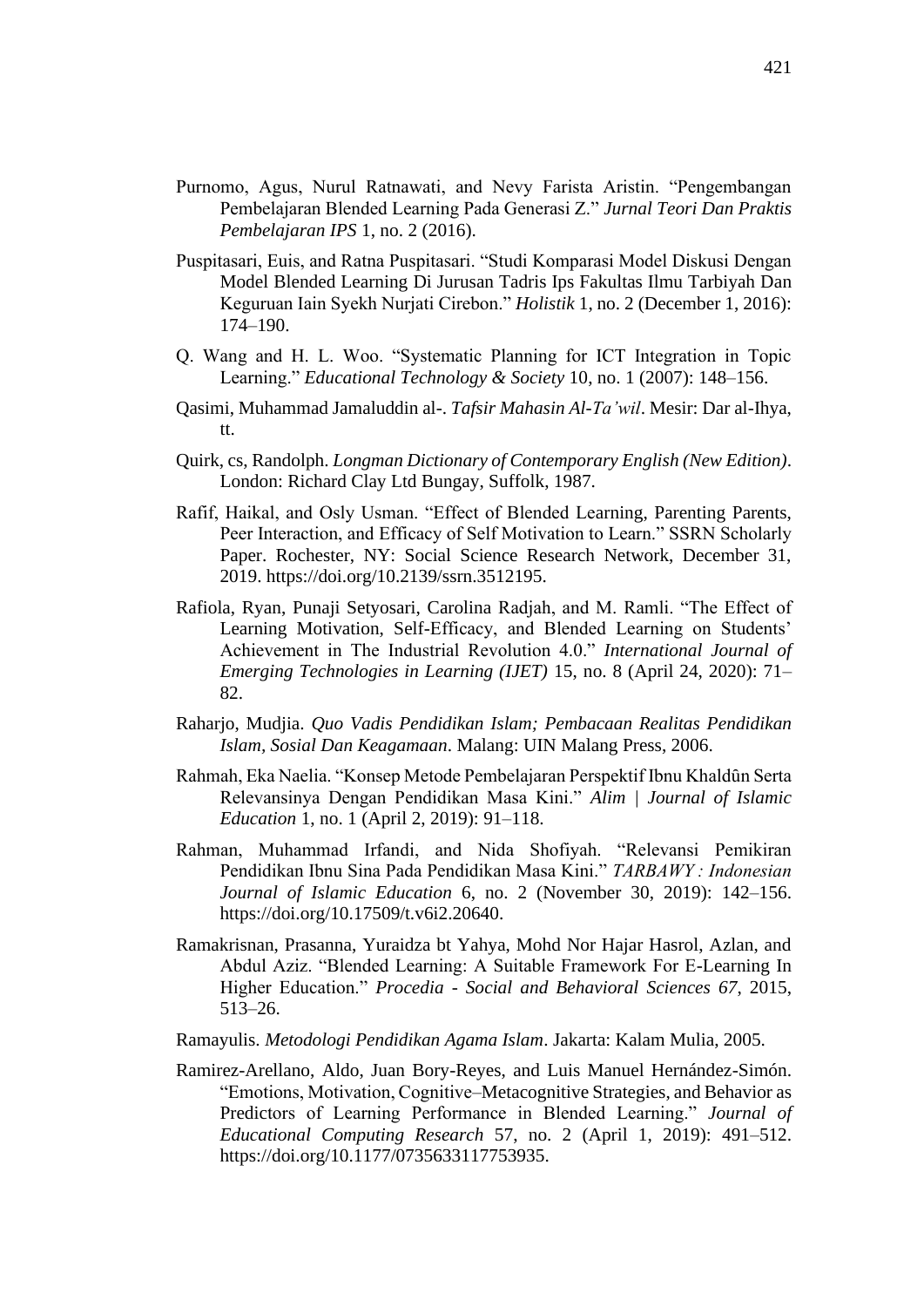Purnomo, Agus, Nurul Ratnawati, and Nevy Farista Aristin. "Pengembangan Pembelajaran Blended Learning Pada Generasi Z." *Jurnal Teori Dan Praktis Pembelajaran IPS* 1, no. 2 (2016).

Puspitasari, Euis, and Ratna Puspitasari. "Studi Komparasi Model Diskusi Dengan Model Blended Learning Di Jurusan Tadris Ips Fakultas Ilmu Tarbiyah Dan Keguruan Iain Syekh Nurjati Cirebon." *Holistik* 1, no. 2 (December 1, 2016): 174–190.

Q. Wang and H. L. Woo. "Systematic Planning for ICT Integration in Topic Learning." *Educational Technology & Society* 10, no. 1 (2007): 148–156.

Qasimi, Muhammad Jamaluddin al-. *Tafsir Mahasin Al-Ta'wil*. Mesir: Dar al-Ihya, tt.

Quirk, cs, Randolph. *Longman Dictionary of Contemporary English (New Edition)*. London: Richard Clay Ltd Bungay, Suffolk, 1987.

Rafif, Haikal, and Osly Usman. "Effect of Blended Learning, Parenting Parents, Peer Interaction, and Efficacy of Self Motivation to Learn." SSRN Scholarly Paper. Rochester, NY: Social Science Research Network, December 31, 2019. https://doi.org/10.2139/ssrn.3512195.

Rafiola, Ryan, Punaji Setyosari, Carolina Radjah, and M. Ramli. "The Effect of Learning Motivation, Self-Efficacy, and Blended Learning on Students' Achievement in The Industrial Revolution 4.0." *International Journal of Emerging Technologies in Learning (IJET)* 15, no. 8 (April 24, 2020): 71–82.

Raharjo, Mudjia. *Quo Vadis Pendidikan Islam; Pembacaan Realitas Pendidikan Islam, Sosial Dan Keagamaan*. Malang: UIN Malang Press, 2006.

Rahmah, Eka Naelia. "Konsep Metode Pembelajaran Perspektif Ibnu Khaldûn Serta Relevansinya Dengan Pendidikan Masa Kini." *Alim | Journal of Islamic Education* 1, no. 1 (April 2, 2019): 91–118.

Rahman, Muhammad Irfandi, and Nida Shofiyah. "Relevansi Pemikiran Pendidikan Ibnu Sina Pada Pendidikan Masa Kini." *TARBAWY : Indonesian Journal of Islamic Education* 6, no. 2 (November 30, 2019): 142–156. https://doi.org/10.17509/t.v6i2.20640.

Ramakrisnan, Prasanna, Yuraidza bt Yahya, Mohd Nor Hajar Hasrol, Azlan, and Abdul Aziz. "Blended Learning: A Suitable Framework For E-Learning In Higher Education." *Procedia - Social and Behavioral Sciences 67*, 2015, 513–26.

Ramayulis. *Metodologi Pendidikan Agama Islam*. Jakarta: Kalam Mulia, 2005.

Ramirez-Arellano, Aldo, Juan Bory-Reyes, and Luis Manuel Hernández-Simón. "Emotions, Motivation, Cognitive–Metacognitive Strategies, and Behavior as Predictors of Learning Performance in Blended Learning." *Journal of Educational Computing Research* 57, no. 2 (April 1, 2019): 491–512. https://doi.org/10.1177/0735633117753935.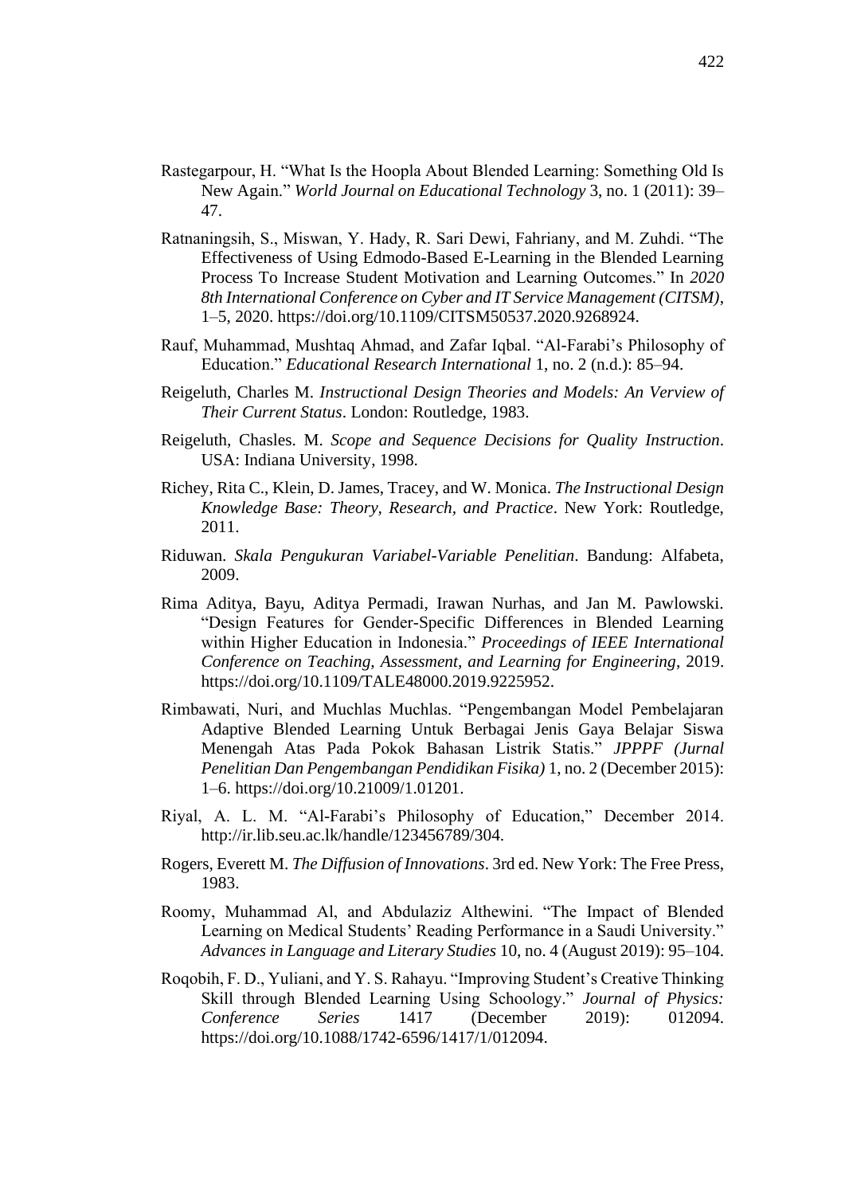Rastegarpour, H. “What Is the Hoopla About Blended Learning: Something Old Is New Again.” *World Journal on Educational Technology* 3, no. 1 (2011): 39–47.

Ratnaningsih, S., Miswan, Y. Hady, R. Sari Dewi, Fahriany, and M. Zuhdi. “The Effectiveness of Using Edmodo-Based E-Learning in the Blended Learning Process To Increase Student Motivation and Learning Outcomes.” In *2020 8th International Conference on Cyber and IT Service Management (CITSM)*, 1–5, 2020. https://doi.org/10.1109/CITSM50537.2020.9268924.

Rauf, Muhammad, Mushtaq Ahmad, and Zafar Iqbal. “Al-Farabi’s Philosophy of Education.” *Educational Research International* 1, no. 2 (n.d.): 85–94.

Reigeluth, Charles M. *Instructional Design Theories and Models: An Verview of Their Current Status*. London: Routledge, 1983.

Reigeluth, Chasles. M. *Scope and Sequence Decisions for Quality Instruction*. USA: Indiana University, 1998.

Richey, Rita C., Klein, D. James, Tracey, and W. Monica. *The Instructional Design Knowledge Base: Theory, Research, and Practice*. New York: Routledge, 2011.

Riduwan. *Skala Pengukuran Variabel-Variable Penelitian*. Bandung: Alfabeta, 2009.

Rima Aditya, Bayu, Aditya Permadi, Irawan Nurhas, and Jan M. Pawlowski. “Design Features for Gender-Specific Differences in Blended Learning within Higher Education in Indonesia.” *Proceedings of IEEE International Conference on Teaching, Assessment, and Learning for Engineering*, 2019. https://doi.org/10.1109/TALE48000.2019.9225952.

Rimbawati, Nuri, and Muchlas Muchlas. “Pengembangan Model Pembelajaran Adaptive Blended Learning Untuk Berbagai Jenis Gaya Belajar Siswa Menengah Atas Pada Pokok Bahasan Listrik Statis.” *JPPPF (Jurnal Penelitian Dan Pengembangan Pendidikan Fisika)* 1, no. 2 (December 2015): 1–6. https://doi.org/10.21009/1.01201.

Riyal, A. L. M. “Al-Farabi’s Philosophy of Education,” December 2014. http://ir.lib.seu.ac.lk/handle/123456789/304.

Rogers, Everett M. *The Diffusion of Innovations*. 3rd ed. New York: The Free Press, 1983.

Roomy, Muhammad Al, and Abdulaziz Althewini. “The Impact of Blended Learning on Medical Students’ Reading Performance in a Saudi University.” *Advances in Language and Literary Studies* 10, no. 4 (August 2019): 95–104.

Roqobih, F. D., Yuliani, and Y. S. Rahayu. “Improving Student’s Creative Thinking Skill through Blended Learning Using Schoology.” *Journal of Physics: Conference Series* 1417 (December 2019): 012094. https://doi.org/10.1088/1742-6596/1417/1/012094.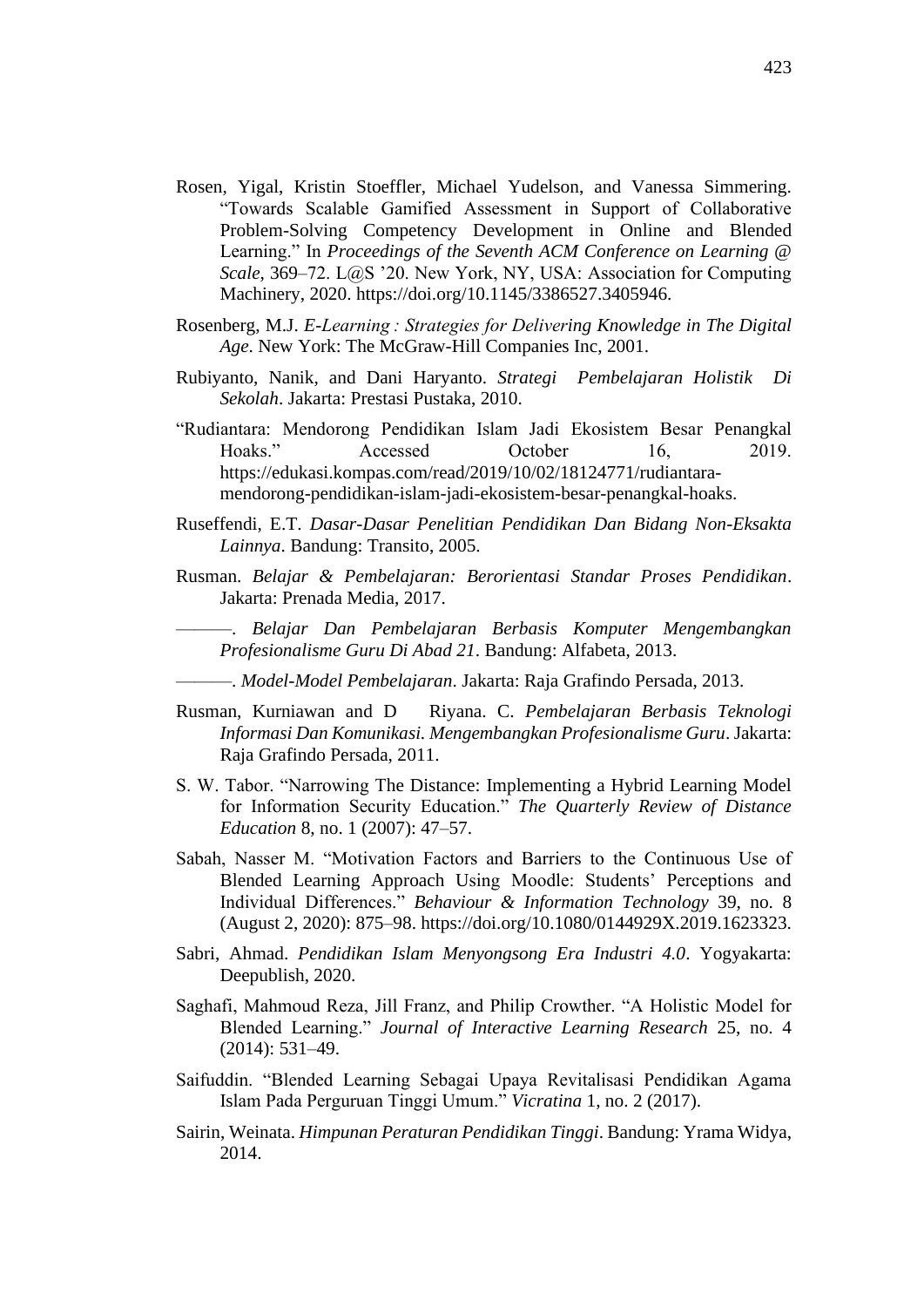Rosen, Yigal, Kristin Stoeffler, Michael Yudelson, and Vanessa Simmering. "Towards Scalable Gamified Assessment in Support of Collaborative Problem-Solving Competency Development in Online and Blended Learning." In *Proceedings of the Seventh ACM Conference on Learning @ Scale*, 369–72. L@S '20. New York, NY, USA: Association for Computing Machinery, 2020. https://doi.org/10.1145/3386527.3405946.

Rosenberg, M.J. *E-Learning : Strategies for Delivering Knowledge in The Digital Age*. New York: The McGraw-Hill Companies Inc, 2001.

Rubiyanto, Nanik, and Dani Haryanto. *Strategi Pembelajaran Holistik Di Sekolah*. Jakarta: Prestasi Pustaka, 2010.

"Rudiantara: Mendorong Pendidikan Islam Jadi Ekosistem Besar Penangkal Hoaks." Accessed October 16, 2019. https://edukasi.kompas.com/read/2019/10/02/18124771/rudiantara-mendorong-pendidikan-islam-jadi-ekosistem-besar-penangkal-hoaks.

Ruseffendi, E.T. *Dasar-Dasar Penelitian Pendidikan Dan Bidang Non-Eksakta Lainnya*. Bandung: Transito, 2005.

Rusman. *Belajar & Pembelajaran: Berorientasi Standar Proses Pendidikan*. Jakarta: Prenada Media, 2017.

———. *Belajar Dan Pembelajaran Berbasis Komputer Mengembangkan Profesionalisme Guru Di Abad 21*. Bandung: Alfabeta, 2013.

———. *Model-Model Pembelajaran*. Jakarta: Raja Grafindo Persada, 2013.

Rusman, Kurniawan and D Riyana. C. *Pembelajaran Berbasis Teknologi Informasi Dan Komunikasi. Mengembangkan Profesionalisme Guru*. Jakarta: Raja Grafindo Persada, 2011.

S. W. Tabor. "Narrowing The Distance: Implementing a Hybrid Learning Model for Information Security Education." *The Quarterly Review of Distance Education* 8, no. 1 (2007): 47–57.

Sabah, Nasser M. "Motivation Factors and Barriers to the Continuous Use of Blended Learning Approach Using Moodle: Students' Perceptions and Individual Differences." *Behaviour & Information Technology* 39, no. 8 (August 2, 2020): 875–98. https://doi.org/10.1080/0144929X.2019.1623323.

Sabri, Ahmad. *Pendidikan Islam Menyongsong Era Industri 4.0*. Yogyakarta: Deepublish, 2020.

Saghafi, Mahmoud Reza, Jill Franz, and Philip Crowther. "A Holistic Model for Blended Learning." *Journal of Interactive Learning Research* 25, no. 4 (2014): 531–49.

Saifuddin. "Blended Learning Sebagai Upaya Revitalisasi Pendidikan Agama Islam Pada Perguruan Tinggi Umum." *Vicratina* 1, no. 2 (2017).

Sairin, Weinata. *Himpunan Peraturan Pendidikan Tinggi*. Bandung: Yrama Widya, 2014.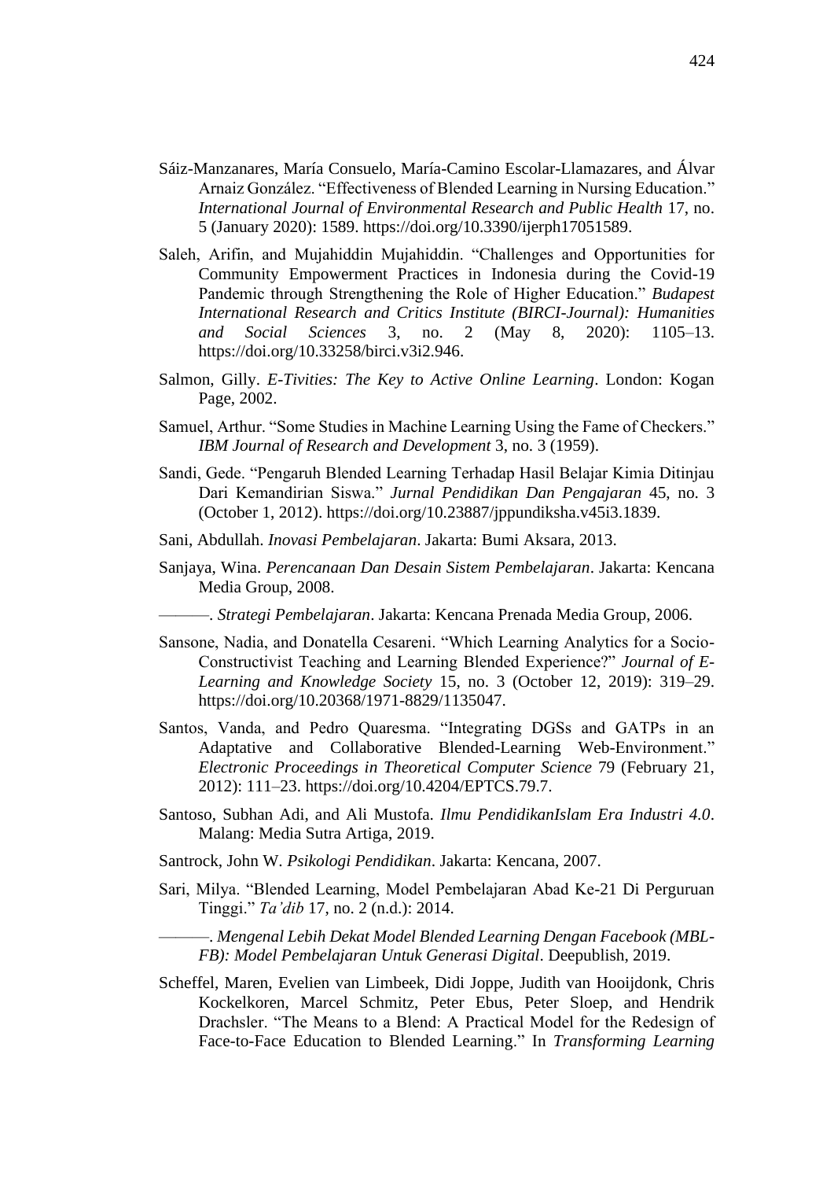Sáiz-Manzanares, María Consuelo, María-Camino Escolar-Llamazares, and Álvar Arnaiz González. "Effectiveness of Blended Learning in Nursing Education." *International Journal of Environmental Research and Public Health* 17, no. 5 (January 2020): 1589. https://doi.org/10.3390/ijerph17051589.

Saleh, Arifin, and Mujahiddin Mujahiddin. "Challenges and Opportunities for Community Empowerment Practices in Indonesia during the Covid-19 Pandemic through Strengthening the Role of Higher Education." *Budapest International Research and Critics Institute (BIRCI-Journal): Humanities and Social Sciences* 3, no. 2 (May 8, 2020): 1105–13. https://doi.org/10.33258/birci.v3i2.946.

Salmon, Gilly. *E-Tivities: The Key to Active Online Learning*. London: Kogan Page, 2002.

Samuel, Arthur. "Some Studies in Machine Learning Using the Fame of Checkers." *IBM Journal of Research and Development* 3, no. 3 (1959).

Sandi, Gede. "Pengaruh Blended Learning Terhadap Hasil Belajar Kimia Ditinjau Dari Kemandirian Siswa." *Jurnal Pendidikan Dan Pengajaran* 45, no. 3 (October 1, 2012). https://doi.org/10.23887/jppundiksha.v45i3.1839.

Sani, Abdullah. *Inovasi Pembelajaran*. Jakarta: Bumi Aksara, 2013.

Sanjaya, Wina. *Perencanaan Dan Desain Sistem Pembelajaran*. Jakarta: Kencana Media Group, 2008.

———. *Strategi Pembelajaran*. Jakarta: Kencana Prenada Media Group, 2006.

Sansone, Nadia, and Donatella Cesareni. "Which Learning Analytics for a Socio-Constructivist Teaching and Learning Blended Experience?" *Journal of E-Learning and Knowledge Society* 15, no. 3 (October 12, 2019): 319–29. https://doi.org/10.20368/1971-8829/1135047.

Santos, Vanda, and Pedro Quaresma. "Integrating DGSs and GATPs in an Adaptative and Collaborative Blended-Learning Web-Environment." *Electronic Proceedings in Theoretical Computer Science* 79 (February 21, 2012): 111–23. https://doi.org/10.4204/EPTCS.79.7.

Santoso, Subhan Adi, and Ali Mustofa. *Ilmu PendidikanIslam Era Industri 4.0*. Malang: Media Sutra Artiga, 2019.

Santrock, John W. *Psikologi Pendidikan*. Jakarta: Kencana, 2007.

Sari, Milya. "Blended Learning, Model Pembelajaran Abad Ke-21 Di Perguruan Tinggi." *Ta'dib* 17, no. 2 (n.d.): 2014.

———. *Mengenal Lebih Dekat Model Blended Learning Dengan Facebook (MBL-FB): Model Pembelajaran Untuk Generasi Digital*. Deepublish, 2019.

Scheffel, Maren, Evelien van Limbeek, Didi Joppe, Judith van Hooijdonk, Chris Kockelkoren, Marcel Schmitz, Peter Ebus, Peter Sloep, and Hendrik Drachsler. "The Means to a Blend: A Practical Model for the Redesign of Face-to-Face Education to Blended Learning." In *Transforming Learning*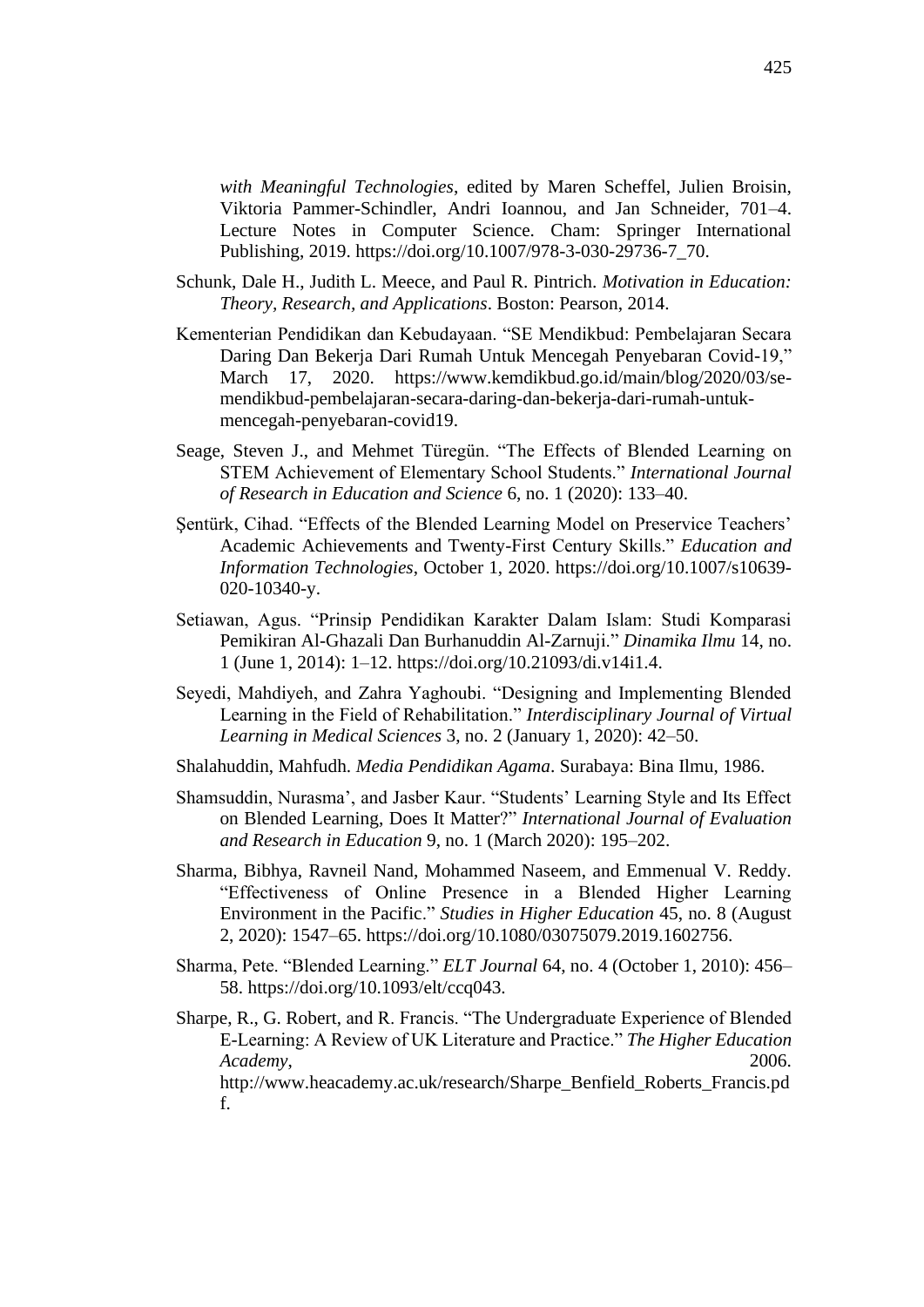*with Meaningful Technologies*, edited by Maren Scheffel, Julien Broisin, Viktoria Pammer-Schindler, Andri Ioannou, and Jan Schneider, 701–4. Lecture Notes in Computer Science. Cham: Springer International Publishing, 2019. https://doi.org/10.1007/978-3-030-29736-7_70.

Schunk, Dale H., Judith L. Meece, and Paul R. Pintrich. *Motivation in Education: Theory, Research, and Applications*. Boston: Pearson, 2014.

Kementerian Pendidikan dan Kebudayaan. "SE Mendikbud: Pembelajaran Secara Daring Dan Bekerja Dari Rumah Untuk Mencegah Penyebaran Covid-19," March 17, 2020. https://www.kemdikbud.go.id/main/blog/2020/03/se-mendikbud-pembelajaran-secara-daring-dan-bekerja-dari-rumah-untuk-mencegah-penyebaran-covid19.

Seage, Steven J., and Mehmet Türegün. "The Effects of Blended Learning on STEM Achievement of Elementary School Students." *International Journal of Research in Education and Science* 6, no. 1 (2020): 133–40.

Şentürk, Cihad. "Effects of the Blended Learning Model on Preservice Teachers' Academic Achievements and Twenty-First Century Skills." *Education and Information Technologies*, October 1, 2020. https://doi.org/10.1007/s10639-020-10340-y.

Setiawan, Agus. "Prinsip Pendidikan Karakter Dalam Islam: Studi Komparasi Pemikiran Al-Ghazali Dan Burhanuddin Al-Zarnuji." *Dinamika Ilmu* 14, no. 1 (June 1, 2014): 1–12. https://doi.org/10.21093/di.v14i1.4.

Seyedi, Mahdiyeh, and Zahra Yaghoubi. "Designing and Implementing Blended Learning in the Field of Rehabilitation." *Interdisciplinary Journal of Virtual Learning in Medical Sciences* 3, no. 2 (January 1, 2020): 42–50.

Shalahuddin, Mahfudh. *Media Pendidikan Agama*. Surabaya: Bina Ilmu, 1986.

Shamsuddin, Nurasma', and Jasber Kaur. "Students' Learning Style and Its Effect on Blended Learning, Does It Matter?" *International Journal of Evaluation and Research in Education* 9, no. 1 (March 2020): 195–202.

Sharma, Bibhya, Ravneil Nand, Mohammed Naseem, and Emmenual V. Reddy. "Effectiveness of Online Presence in a Blended Higher Learning Environment in the Pacific." *Studies in Higher Education* 45, no. 8 (August 2, 2020): 1547–65. https://doi.org/10.1080/03075079.2019.1602756.

Sharma, Pete. "Blended Learning." *ELT Journal* 64, no. 4 (October 1, 2010): 456–58. https://doi.org/10.1093/elt/ccq043.

Sharpe, R., G. Robert, and R. Francis. "The Undergraduate Experience of Blended E-Learning: A Review of UK Literature and Practice." *The Higher Education Academy*, 2006. http://www.heacademy.ac.uk/research/Sharpe_Benfield_Roberts_Francis.pdf.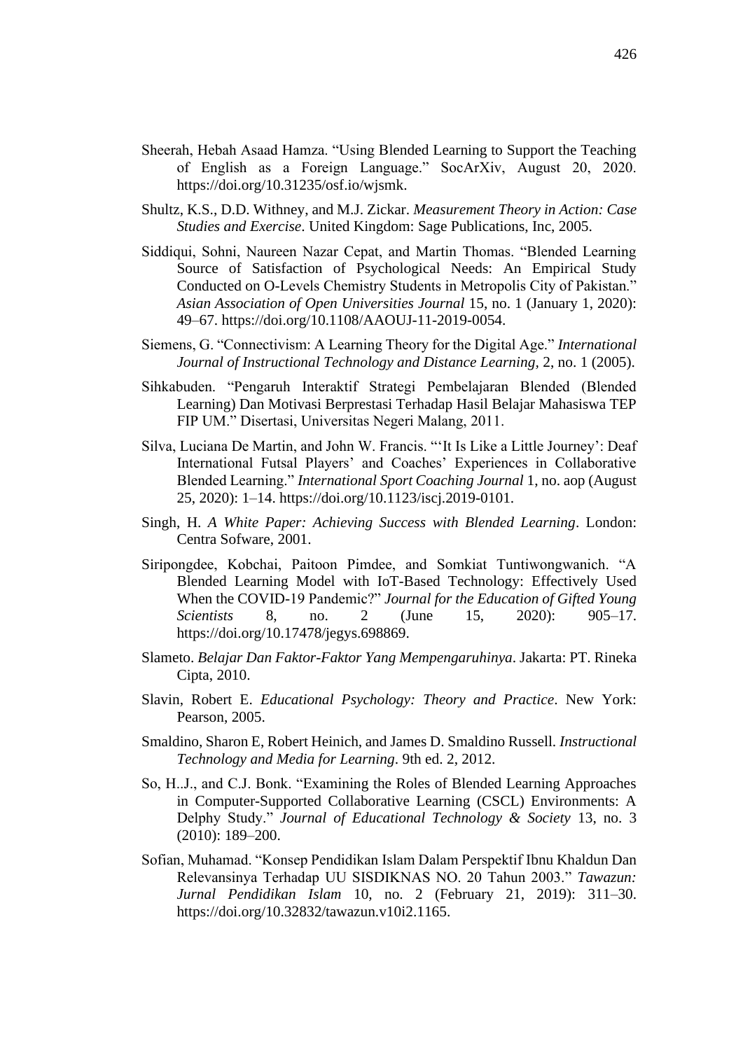Sheerah, Hebah Asaad Hamza. “Using Blended Learning to Support the Teaching of English as a Foreign Language.” SocArXiv, August 20, 2020. https://doi.org/10.31235/osf.io/wjsmk.

Shultz, K.S., D.D. Withney, and M.J. Zickar. *Measurement Theory in Action: Case Studies and Exercise*. United Kingdom: Sage Publications, Inc, 2005.

Siddiqui, Sohni, Naureen Nazar Cepat, and Martin Thomas. “Blended Learning Source of Satisfaction of Psychological Needs: An Empirical Study Conducted on O-Levels Chemistry Students in Metropolis City of Pakistan.” *Asian Association of Open Universities Journal* 15, no. 1 (January 1, 2020): 49–67. https://doi.org/10.1108/AAOUJ-11-2019-0054.

Siemens, G. “Connectivism: A Learning Theory for the Digital Age.” *International Journal of Instructional Technology and Distance Learning*, 2, no. 1 (2005).

Sihkabuden. “Pengaruh Interaktif Strategi Pembelajaran Blended (Blended Learning) Dan Motivasi Berprestasi Terhadap Hasil Belajar Mahasiswa TEP FIP UM.” Disertasi, Universitas Negeri Malang, 2011.

Silva, Luciana De Martin, and John W. Francis. “‘It Is Like a Little Journey’: Deaf International Futsal Players’ and Coaches’ Experiences in Collaborative Blended Learning.” *International Sport Coaching Journal* 1, no. aop (August 25, 2020): 1–14. https://doi.org/10.1123/iscj.2019-0101.

Singh, H. *A White Paper: Achieving Success with Blended Learning*. London: Centra Sofware, 2001.

Siripongdee, Kobchai, Paitoon Pimdee, and Somkiat Tuntiwongwanich. “A Blended Learning Model with IoT-Based Technology: Effectively Used When the COVID-19 Pandemic?” *Journal for the Education of Gifted Young Scientists* 8, no. 2 (June 15, 2020): 905–17. https://doi.org/10.17478/jegys.698869.

Slameto. *Belajar Dan Faktor-Faktor Yang Mempengaruhinya*. Jakarta: PT. Rineka Cipta, 2010.

Slavin, Robert E. *Educational Psychology: Theory and Practice*. New York: Pearson, 2005.

Smaldino, Sharon E, Robert Heinich, and James D. Smaldino Russell. *Instructional Technology and Media for Learning*. 9th ed. 2, 2012.

So, H..J., and C.J. Bonk. “Examining the Roles of Blended Learning Approaches in Computer-Supported Collaborative Learning (CSCL) Environments: A Delphy Study.” *Journal of Educational Technology & Society* 13, no. 3 (2010): 189–200.

Sofian, Muhamad. “Konsep Pendidikan Islam Dalam Perspektif Ibnu Khaldun Dan Relevansinya Terhadap UU SISDIKNAS NO. 20 Tahun 2003.” *Tawazun: Jurnal Pendidikan Islam* 10, no. 2 (February 21, 2019): 311–30. https://doi.org/10.32832/tawazun.v10i2.1165.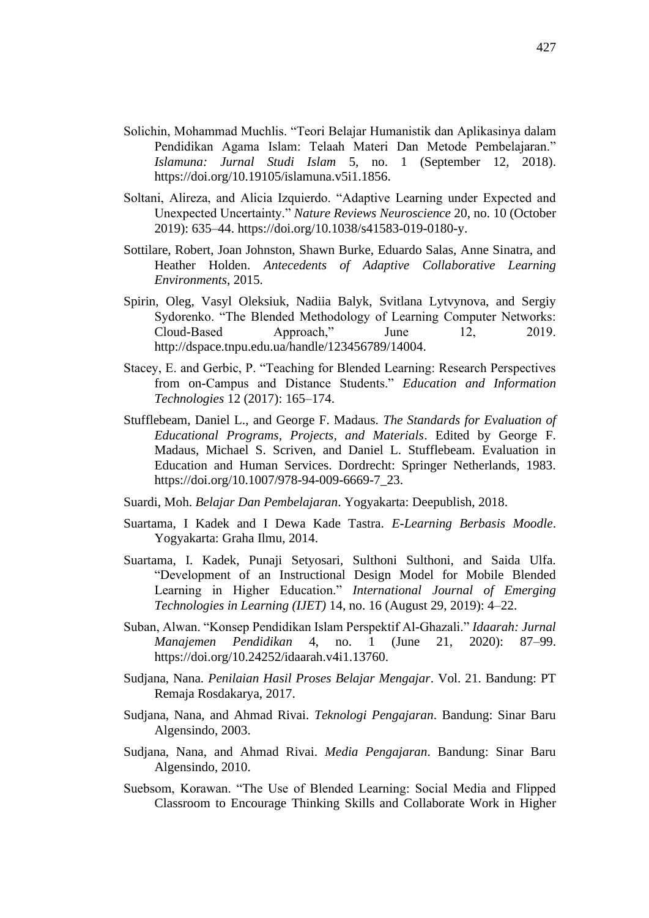Solichin, Mohammad Muchlis. “Teori Belajar Humanistik dan Aplikasinya dalam Pendidikan Agama Islam: Telaah Materi Dan Metode Pembelajaran.” *Islamuna: Jurnal Studi Islam* 5, no. 1 (September 12, 2018). https://doi.org/10.19105/islamuna.v5i1.1856.

Soltani, Alireza, and Alicia Izquierdo. “Adaptive Learning under Expected and Unexpected Uncertainty.” *Nature Reviews Neuroscience* 20, no. 10 (October 2019): 635–44. https://doi.org/10.1038/s41583-019-0180-y.

Sottilare, Robert, Joan Johnston, Shawn Burke, Eduardo Salas, Anne Sinatra, and Heather Holden. *Antecedents of Adaptive Collaborative Learning Environments*, 2015.

Spirin, Oleg, Vasyl Oleksiuk, Nadiia Balyk, Svitlana Lytvynova, and Sergiy Sydorenko. “The Blended Methodology of Learning Computer Networks: Cloud-Based Approach,” June 12, 2019. http://dspace.tnpu.edu.ua/handle/123456789/14004.

Stacey, E. and Gerbic, P. “Teaching for Blended Learning: Research Perspectives from on-Campus and Distance Students.” *Education and Information Technologies* 12 (2017): 165–174.

Stufflebeam, Daniel L., and George F. Madaus. *The Standards for Evaluation of Educational Programs, Projects, and Materials*. Edited by George F. Madaus, Michael S. Scriven, and Daniel L. Stufflebeam. Evaluation in Education and Human Services. Dordrecht: Springer Netherlands, 1983. https://doi.org/10.1007/978-94-009-6669-7_23.

Suardi, Moh. *Belajar Dan Pembelajaran*. Yogyakarta: Deepublish, 2018.

Suartama, I Kadek and I Dewa Kade Tastra. *E-Learning Berbasis Moodle*. Yogyakarta: Graha Ilmu, 2014.

Suartama, I. Kadek, Punaji Setyosari, Sulthoni Sulthoni, and Saida Ulfa. “Development of an Instructional Design Model for Mobile Blended Learning in Higher Education.” *International Journal of Emerging Technologies in Learning (IJET)* 14, no. 16 (August 29, 2019): 4–22.

Suban, Alwan. “Konsep Pendidikan Islam Perspektif Al-Ghazali.” *Idaarah: Jurnal Manajemen Pendidikan* 4, no. 1 (June 21, 2020): 87–99. https://doi.org/10.24252/idaarah.v4i1.13760.

Sudjana, Nana. *Penilaian Hasil Proses Belajar Mengajar*. Vol. 21. Bandung: PT Remaja Rosdakarya, 2017.

Sudjana, Nana, and Ahmad Rivai. *Teknologi Pengajaran*. Bandung: Sinar Baru Algensindo, 2003.

Sudjana, Nana, and Ahmad Rivai. *Media Pengajaran*. Bandung: Sinar Baru Algensindo, 2010.

Suebsom, Korawan. “The Use of Blended Learning: Social Media and Flipped Classroom to Encourage Thinking Skills and Collaborate Work in Higher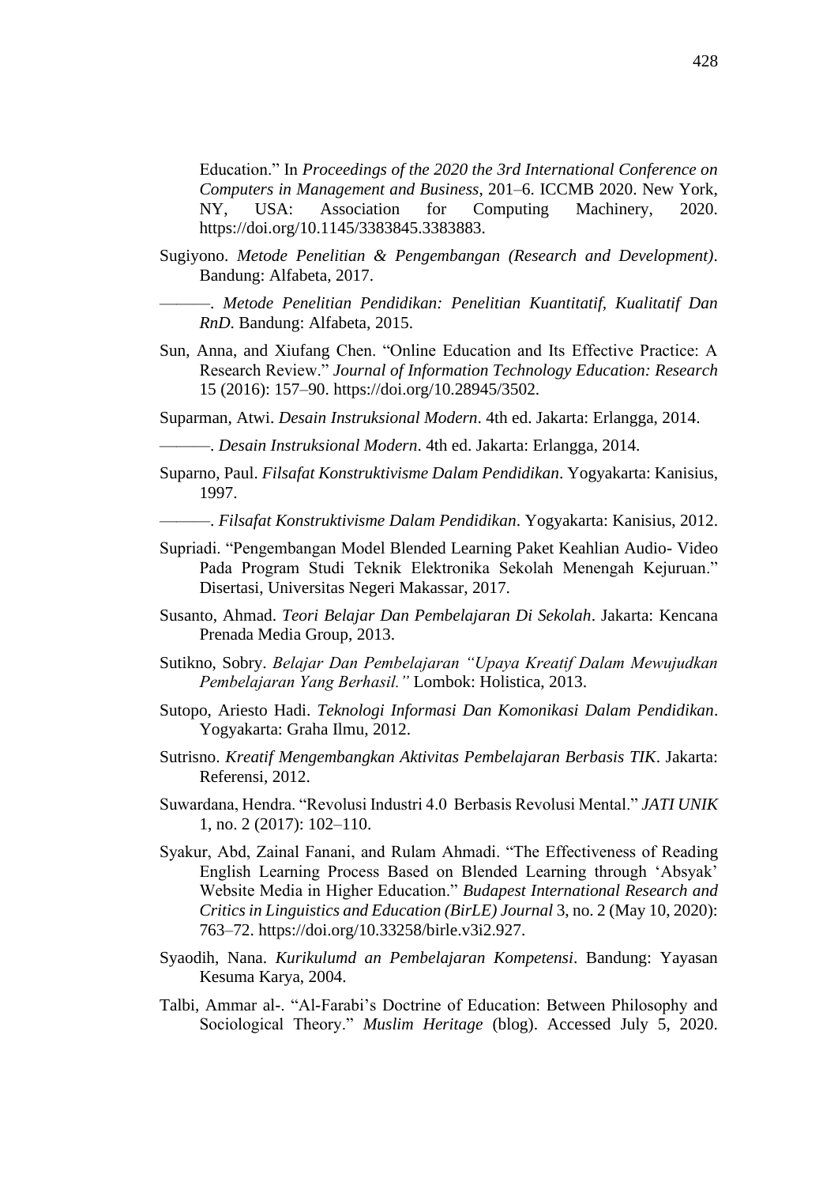Education." In *Proceedings of the 2020 the 3rd International Conference on Computers in Management and Business*, 201–6. ICCMB 2020. New York, NY, USA: Association for Computing Machinery, 2020. https://doi.org/10.1145/3383845.3383883.

Sugiyono. *Metode Penelitian & Pengembangan (Research and Development)*. Bandung: Alfabeta, 2017.

———. *Metode Penelitian Pendidikan: Penelitian Kuantitatif, Kualitatif Dan RnD*. Bandung: Alfabeta, 2015.

Sun, Anna, and Xiufang Chen. "Online Education and Its Effective Practice: A Research Review." *Journal of Information Technology Education: Research* 15 (2016): 157–90. https://doi.org/10.28945/3502.

Suparman, Atwi. *Desain Instruksional Modern*. 4th ed. Jakarta: Erlangga, 2014.

———. *Desain Instruksional Modern*. 4th ed. Jakarta: Erlangga, 2014.

Suparno, Paul. *Filsafat Konstruktivisme Dalam Pendidikan*. Yogyakarta: Kanisius, 1997.

———. *Filsafat Konstruktivisme Dalam Pendidikan*. Yogyakarta: Kanisius, 2012.

Supriadi. "Pengembangan Model Blended Learning Paket Keahlian Audio- Video Pada Program Studi Teknik Elektronika Sekolah Menengah Kejuruan." Disertasi, Universitas Negeri Makassar, 2017.

Susanto, Ahmad. *Teori Belajar Dan Pembelajaran Di Sekolah*. Jakarta: Kencana Prenada Media Group, 2013.

Sutikno, Sobry. *Belajar Dan Pembelajaran "Upaya Kreatif Dalam Mewujudkan Pembelajaran Yang Berhasil."* Lombok: Holistica, 2013.

Sutopo, Ariesto Hadi. *Teknologi Informasi Dan Komonikasi Dalam Pendidikan*. Yogyakarta: Graha Ilmu, 2012.

Sutrisno. *Kreatif Mengembangkan Aktivitas Pembelajaran Berbasis TIK*. Jakarta: Referensi, 2012.

Suwardana, Hendra. "Revolusi Industri 4.0 Berbasis Revolusi Mental." *JATI UNIK* 1, no. 2 (2017): 102–110.

Syakur, Abd, Zainal Fanani, and Rulam Ahmadi. "The Effectiveness of Reading English Learning Process Based on Blended Learning through 'Absyak' Website Media in Higher Education." *Budapest International Research and Critics in Linguistics and Education (BirLE) Journal* 3, no. 2 (May 10, 2020): 763–72. https://doi.org/10.33258/birle.v3i2.927.

Syaodih, Nana. *Kurikulumd an Pembelajaran Kompetensi*. Bandung: Yayasan Kesuma Karya, 2004.

Talbi, Ammar al-. "Al-Farabi's Doctrine of Education: Between Philosophy and Sociological Theory." *Muslim Heritage* (blog). Accessed July 5, 2020.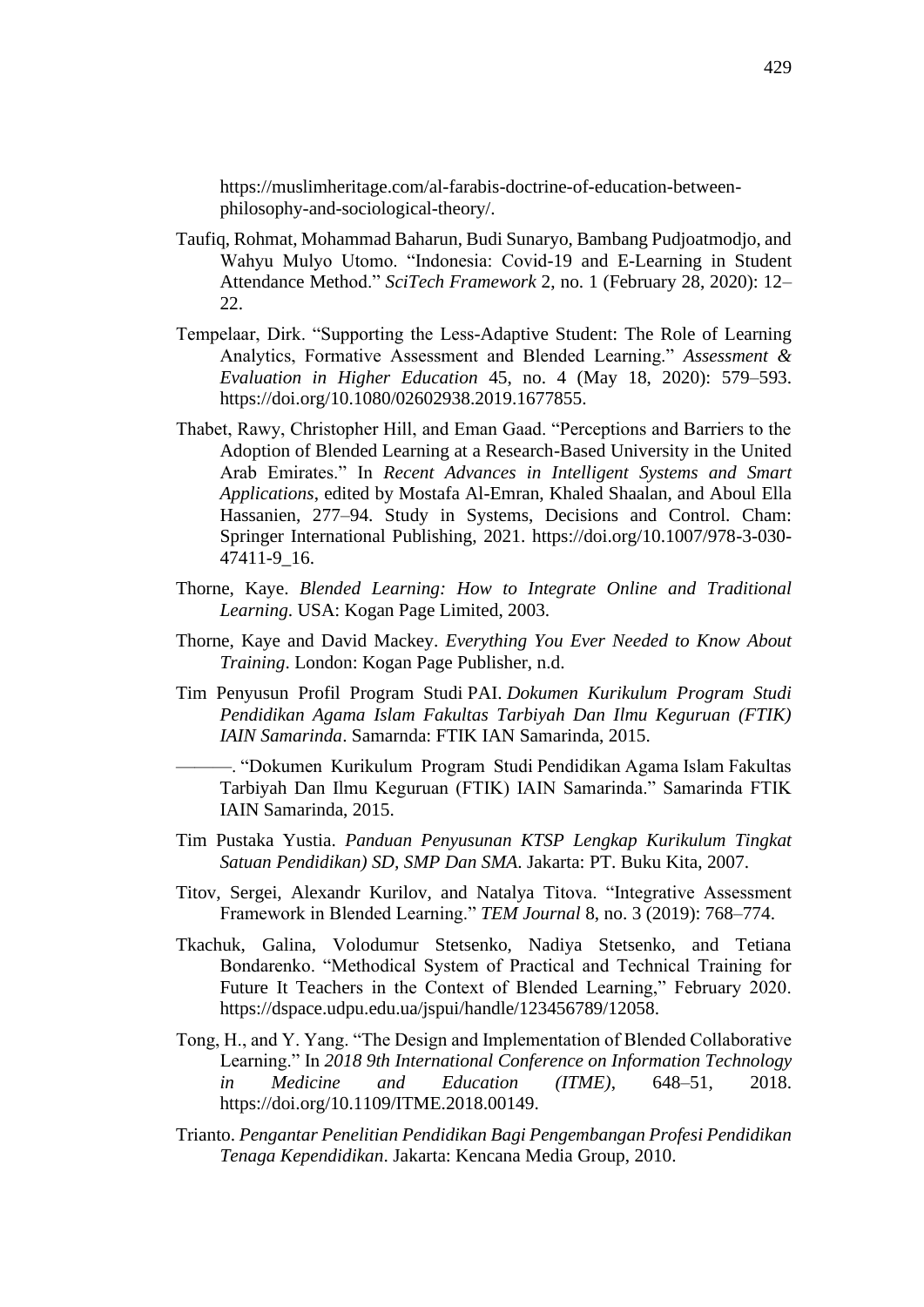https://muslimheritage.com/al-farabis-doctrine-of-education-between-philosophy-and-sociological-theory/.

Taufiq, Rohmat, Mohammad Baharun, Budi Sunaryo, Bambang Pudjoatmodjo, and Wahyu Mulyo Utomo. "Indonesia: Covid-19 and E-Learning in Student Attendance Method." *SciTech Framework* 2, no. 1 (February 28, 2020): 12–22.

Tempelaar, Dirk. "Supporting the Less-Adaptive Student: The Role of Learning Analytics, Formative Assessment and Blended Learning." *Assessment & Evaluation in Higher Education* 45, no. 4 (May 18, 2020): 579–593. https://doi.org/10.1080/02602938.2019.1677855.

Thabet, Rawy, Christopher Hill, and Eman Gaad. "Perceptions and Barriers to the Adoption of Blended Learning at a Research-Based University in the United Arab Emirates." In *Recent Advances in Intelligent Systems and Smart Applications*, edited by Mostafa Al-Emran, Khaled Shaalan, and Aboul Ella Hassanien, 277–94. Study in Systems, Decisions and Control. Cham: Springer International Publishing, 2021. https://doi.org/10.1007/978-3-030-47411-9_16.

Thorne, Kaye. *Blended Learning: How to Integrate Online and Traditional Learning*. USA: Kogan Page Limited, 2003.

Thorne, Kaye and David Mackey. *Everything You Ever Needed to Know About Training*. London: Kogan Page Publisher, n.d.

Tim Penyusun Profil Program Studi PAI. *Dokumen Kurikulum Program Studi Pendidikan Agama Islam Fakultas Tarbiyah Dan Ilmu Keguruan (FTIK) IAIN Samarinda*. Samarnda: FTIK IAN Samarinda, 2015.

———. "Dokumen Kurikulum Program Studi Pendidikan Agama Islam Fakultas Tarbiyah Dan Ilmu Keguruan (FTIK) IAIN Samarinda." Samarinda FTIK IAIN Samarinda, 2015.

Tim Pustaka Yustia. *Panduan Penyusunan KTSP Lengkap Kurikulum Tingkat Satuan Pendidikan) SD, SMP Dan SMA*. Jakarta: PT. Buku Kita, 2007.

Titov, Sergei, Alexandr Kurilov, and Natalya Titova. "Integrative Assessment Framework in Blended Learning." *TEM Journal* 8, no. 3 (2019): 768–774.

Tkachuk, Galina, Volodumur Stetsenko, Nadiya Stetsenko, and Tetiana Bondarenko. "Methodical System of Practical and Technical Training for Future It Teachers in the Context of Blended Learning," February 2020. https://dspace.udpu.edu.ua/jspui/handle/123456789/12058.

Tong, H., and Y. Yang. "The Design and Implementation of Blended Collaborative Learning." In *2018 9th International Conference on Information Technology in Medicine and Education (ITME)*, 648–51, 2018. https://doi.org/10.1109/ITME.2018.00149.

Trianto. *Pengantar Penelitian Pendidikan Bagi Pengembangan Profesi Pendidikan Tenaga Kependidikan*. Jakarta: Kencana Media Group, 2010.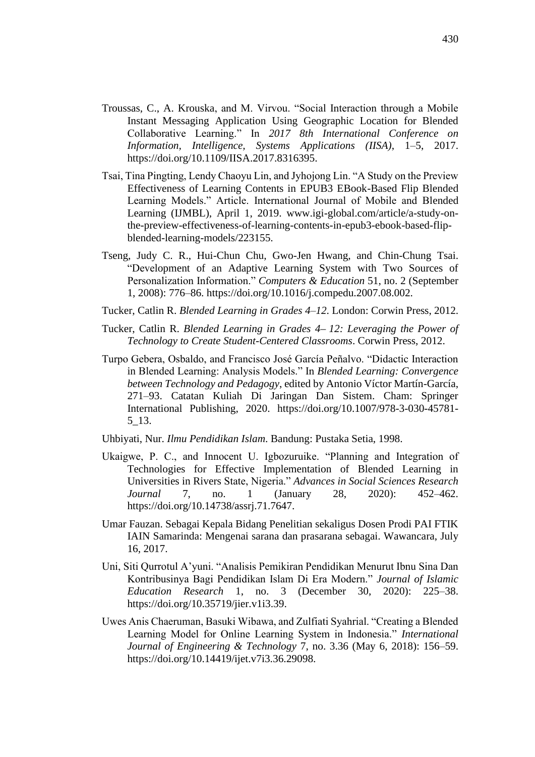Troussas, C., A. Krouska, and M. Virvou. "Social Interaction through a Mobile Instant Messaging Application Using Geographic Location for Blended Collaborative Learning." In *2017 8th International Conference on Information, Intelligence, Systems Applications (IISA)*, 1–5, 2017. https://doi.org/10.1109/IISA.2017.8316395.

Tsai, Tina Pingting, Lendy Chaoyu Lin, and Jyhojong Lin. "A Study on the Preview Effectiveness of Learning Contents in EPUB3 EBook-Based Flip Blended Learning Models." Article. International Journal of Mobile and Blended Learning (IJMBL), April 1, 2019. www.igi-global.com/article/a-study-on-the-preview-effectiveness-of-learning-contents-in-epub3-ebook-based-flip-blended-learning-models/223155.

Tseng, Judy C. R., Hui-Chun Chu, Gwo-Jen Hwang, and Chin-Chung Tsai. "Development of an Adaptive Learning System with Two Sources of Personalization Information." *Computers & Education* 51, no. 2 (September 1, 2008): 776–86. https://doi.org/10.1016/j.compedu.2007.08.002.

Tucker, Catlin R. *Blended Learning in Grades 4–12*. London: Corwin Press, 2012.

Tucker, Catlin R. *Blended Learning in Grades 4– 12: Leveraging the Power of Technology to Create Student-Centered Classrooms*. Corwin Press, 2012.

Turpo Gebera, Osbaldo, and Francisco José García Peñalvo. "Didactic Interaction in Blended Learning: Analysis Models." In *Blended Learning: Convergence between Technology and Pedagogy*, edited by Antonio Víctor Martín-García, 271–93. Catatan Kuliah Di Jaringan Dan Sistem. Cham: Springer International Publishing, 2020. https://doi.org/10.1007/978-3-030-45781-5_13.

Uhbiyati, Nur. *Ilmu Pendidikan Islam*. Bandung: Pustaka Setia, 1998.

Ukaigwe, P. C., and Innocent U. Igbozuruike. "Planning and Integration of Technologies for Effective Implementation of Blended Learning in Universities in Rivers State, Nigeria." *Advances in Social Sciences Research Journal* 7, no. 1 (January 28, 2020): 452–462. https://doi.org/10.14738/assrj.71.7647.

Umar Fauzan. Sebagai Kepala Bidang Penelitian sekaligus Dosen Prodi PAI FTIK IAIN Samarinda: Mengenai sarana dan prasarana sebagai. Wawancara, July 16, 2017.

Uni, Siti Qurrotul A'yuni. "Analisis Pemikiran Pendidikan Menurut Ibnu Sina Dan Kontribusinya Bagi Pendidikan Islam Di Era Modern." *Journal of Islamic Education Research* 1, no. 3 (December 30, 2020): 225–38. https://doi.org/10.35719/jier.v1i3.39.

Uwes Anis Chaeruman, Basuki Wibawa, and Zulfiati Syahrial. "Creating a Blended Learning Model for Online Learning System in Indonesia." *International Journal of Engineering & Technology* 7, no. 3.36 (May 6, 2018): 156–59. https://doi.org/10.14419/ijet.v7i3.36.29098.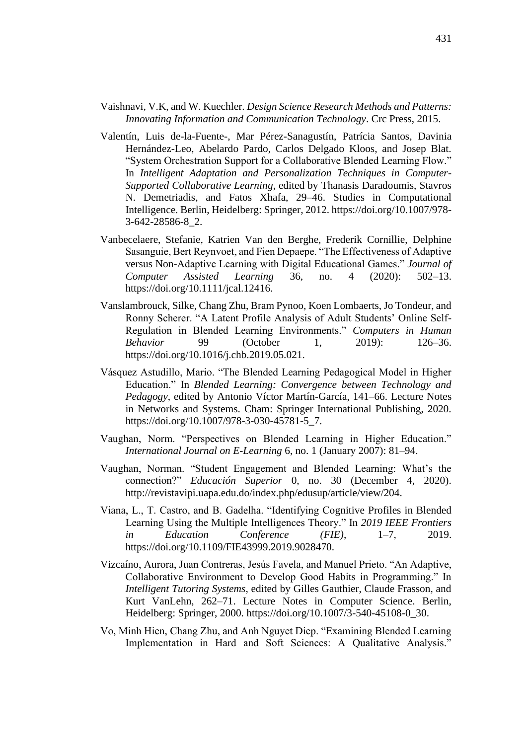Vaishnavi, V.K, and W. Kuechler. *Design Science Research Methods and Patterns: Innovating Information and Communication Technology*. Crc Press, 2015.

Valentín, Luis de-la-Fuente-, Mar Pérez-Sanagustín, Patrícia Santos, Davinia Hernández-Leo, Abelardo Pardo, Carlos Delgado Kloos, and Josep Blat. "System Orchestration Support for a Collaborative Blended Learning Flow." In *Intelligent Adaptation and Personalization Techniques in Computer-Supported Collaborative Learning*, edited by Thanasis Daradoumis, Stavros N. Demetriadis, and Fatos Xhafa, 29–46. Studies in Computational Intelligence. Berlin, Heidelberg: Springer, 2012. https://doi.org/10.1007/978-3-642-28586-8_2.

Vanbecelaere, Stefanie, Katrien Van den Berghe, Frederik Cornillie, Delphine Sasanguie, Bert Reynvoet, and Fien Depaepe. "The Effectiveness of Adaptive versus Non-Adaptive Learning with Digital Educational Games." *Journal of Computer Assisted Learning* 36, no. 4 (2020): 502–13. https://doi.org/10.1111/jcal.12416.

Vanslambrouck, Silke, Chang Zhu, Bram Pynoo, Koen Lombaerts, Jo Tondeur, and Ronny Scherer. "A Latent Profile Analysis of Adult Students' Online Self-Regulation in Blended Learning Environments." *Computers in Human Behavior* 99 (October 1, 2019): 126–36. https://doi.org/10.1016/j.chb.2019.05.021.

Vásquez Astudillo, Mario. "The Blended Learning Pedagogical Model in Higher Education." In *Blended Learning: Convergence between Technology and Pedagogy*, edited by Antonio Víctor Martín-García, 141–66. Lecture Notes in Networks and Systems. Cham: Springer International Publishing, 2020. https://doi.org/10.1007/978-3-030-45781-5_7.

Vaughan, Norm. "Perspectives on Blended Learning in Higher Education." *International Journal on E-Learning* 6, no. 1 (January 2007): 81–94.

Vaughan, Norman. "Student Engagement and Blended Learning: What's the connection?" *Educación Superior* 0, no. 30 (December 4, 2020). http://revistavipi.uapa.edu.do/index.php/edusup/article/view/204.

Viana, L., T. Castro, and B. Gadelha. "Identifying Cognitive Profiles in Blended Learning Using the Multiple Intelligences Theory." In *2019 IEEE Frontiers in Education Conference (FIE)*, 1–7, 2019. https://doi.org/10.1109/FIE43999.2019.9028470.

Vizcaíno, Aurora, Juan Contreras, Jesús Favela, and Manuel Prieto. "An Adaptive, Collaborative Environment to Develop Good Habits in Programming." In *Intelligent Tutoring Systems*, edited by Gilles Gauthier, Claude Frasson, and Kurt VanLehn, 262–71. Lecture Notes in Computer Science. Berlin, Heidelberg: Springer, 2000. https://doi.org/10.1007/3-540-45108-0_30.

Vo, Minh Hien, Chang Zhu, and Anh Nguyet Diep. "Examining Blended Learning Implementation in Hard and Soft Sciences: A Qualitative Analysis."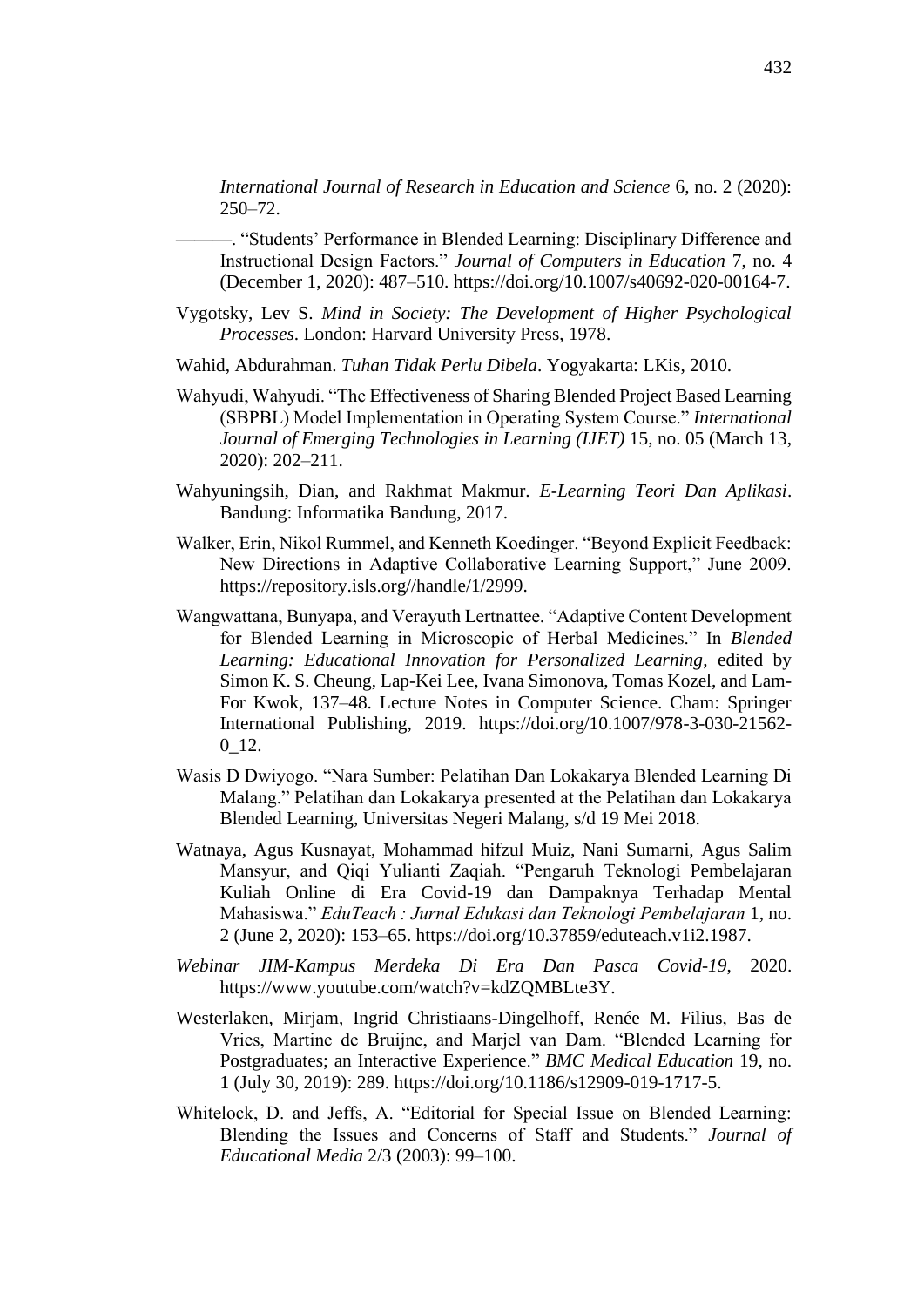*International Journal of Research in Education and Science* 6, no. 2 (2020): 250–72.

———. "Students' Performance in Blended Learning: Disciplinary Difference and Instructional Design Factors." *Journal of Computers in Education* 7, no. 4 (December 1, 2020): 487–510. https://doi.org/10.1007/s40692-020-00164-7.

Vygotsky, Lev S. *Mind in Society: The Development of Higher Psychological Processes*. London: Harvard University Press, 1978.

Wahid, Abdurahman. *Tuhan Tidak Perlu Dibela*. Yogyakarta: LKis, 2010.

Wahyudi, Wahyudi. "The Effectiveness of Sharing Blended Project Based Learning (SBPBL) Model Implementation in Operating System Course." *International Journal of Emerging Technologies in Learning (IJET)* 15, no. 05 (March 13, 2020): 202–211.

Wahyuningsih, Dian, and Rakhmat Makmur. *E-Learning Teori Dan Aplikasi*. Bandung: Informatika Bandung, 2017.

Walker, Erin, Nikol Rummel, and Kenneth Koedinger. "Beyond Explicit Feedback: New Directions in Adaptive Collaborative Learning Support," June 2009. https://repository.isls.org//handle/1/2999.

Wangwattana, Bunyapa, and Verayuth Lertnattee. "Adaptive Content Development for Blended Learning in Microscopic of Herbal Medicines." In *Blended Learning: Educational Innovation for Personalized Learning*, edited by Simon K. S. Cheung, Lap-Kei Lee, Ivana Simonova, Tomas Kozel, and Lam-For Kwok, 137–48. Lecture Notes in Computer Science. Cham: Springer International Publishing, 2019. https://doi.org/10.1007/978-3-030-21562-0_12.

Wasis D Dwiyogo. "Nara Sumber: Pelatihan Dan Lokakarya Blended Learning Di Malang." Pelatihan dan Lokakarya presented at the Pelatihan dan Lokakarya Blended Learning, Universitas Negeri Malang, s/d 19 Mei 2018.

Watnaya, Agus Kusnayat, Mohammad hifzul Muiz, Nani Sumarni, Agus Salim Mansyur, and Qiqi Yulianti Zaqiah. "Pengaruh Teknologi Pembelajaran Kuliah Online di Era Covid-19 dan Dampaknya Terhadap Mental Mahasiswa." *EduTeach : Jurnal Edukasi dan Teknologi Pembelajaran* 1, no. 2 (June 2, 2020): 153–65. https://doi.org/10.37859/eduteach.v1i2.1987.

*Webinar JIM-Kampus Merdeka Di Era Dan Pasca Covid-19*, 2020. https://www.youtube.com/watch?v=kdZQMBLte3Y.

Westerlaken, Mirjam, Ingrid Christiaans-Dingelhoff, Renée M. Filius, Bas de Vries, Martine de Bruijne, and Marjel van Dam. "Blended Learning for Postgraduates; an Interactive Experience." *BMC Medical Education* 19, no. 1 (July 30, 2019): 289. https://doi.org/10.1186/s12909-019-1717-5.

Whitelock, D. and Jeffs, A. "Editorial for Special Issue on Blended Learning: Blending the Issues and Concerns of Staff and Students." *Journal of Educational Media* 2/3 (2003): 99–100.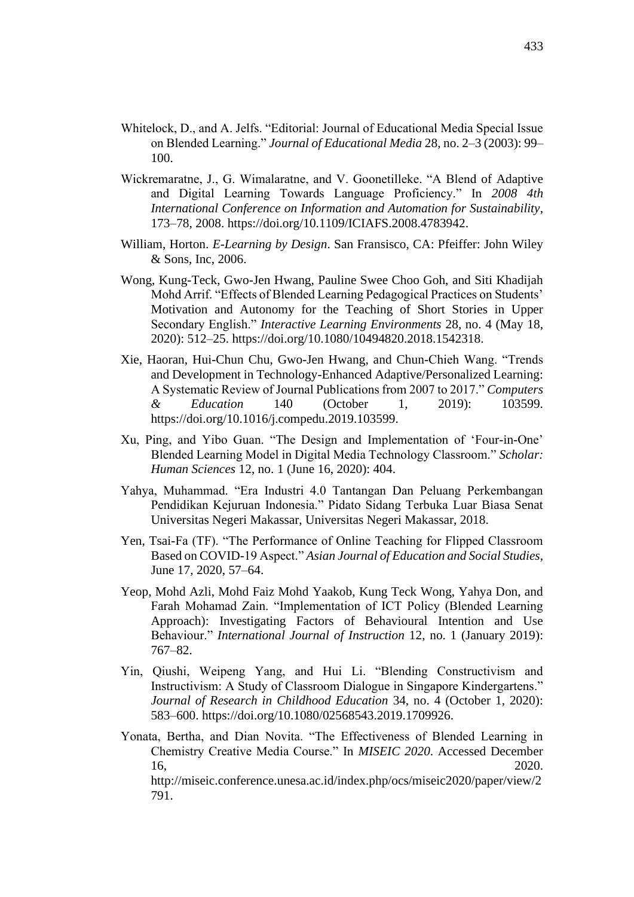Whitelock, D., and A. Jelfs. "Editorial: Journal of Educational Media Special Issue on Blended Learning." *Journal of Educational Media* 28, no. 2–3 (2003): 99–100.

Wickremaratne, J., G. Wimalaratne, and V. Goonetilleke. "A Blend of Adaptive and Digital Learning Towards Language Proficiency." In *2008 4th International Conference on Information and Automation for Sustainability*, 173–78, 2008. https://doi.org/10.1109/ICIAFS.2008.4783942.

William, Horton. *E-Learning by Design*. San Fransisco, CA: Pfeiffer: John Wiley & Sons, Inc, 2006.

Wong, Kung-Teck, Gwo-Jen Hwang, Pauline Swee Choo Goh, and Siti Khadijah Mohd Arrif. "Effects of Blended Learning Pedagogical Practices on Students' Motivation and Autonomy for the Teaching of Short Stories in Upper Secondary English." *Interactive Learning Environments* 28, no. 4 (May 18, 2020): 512–25. https://doi.org/10.1080/10494820.2018.1542318.

Xie, Haoran, Hui-Chun Chu, Gwo-Jen Hwang, and Chun-Chieh Wang. "Trends and Development in Technology-Enhanced Adaptive/Personalized Learning: A Systematic Review of Journal Publications from 2007 to 2017." *Computers & Education* 140 (October 1, 2019): 103599. https://doi.org/10.1016/j.compedu.2019.103599.

Xu, Ping, and Yibo Guan. "The Design and Implementation of 'Four-in-One' Blended Learning Model in Digital Media Technology Classroom." *Scholar: Human Sciences* 12, no. 1 (June 16, 2020): 404.

Yahya, Muhammad. "Era Industri 4.0 Tantangan Dan Peluang Perkembangan Pendidikan Kejuruan Indonesia." Pidato Sidang Terbuka Luar Biasa Senat Universitas Negeri Makassar, Universitas Negeri Makassar, 2018.

Yen, Tsai-Fa (TF). "The Performance of Online Teaching for Flipped Classroom Based on COVID-19 Aspect." *Asian Journal of Education and Social Studies*, June 17, 2020, 57–64.

Yeop, Mohd Azli, Mohd Faiz Mohd Yaakob, Kung Teck Wong, Yahya Don, and Farah Mohamad Zain. "Implementation of ICT Policy (Blended Learning Approach): Investigating Factors of Behavioural Intention and Use Behaviour." *International Journal of Instruction* 12, no. 1 (January 2019): 767–82.

Yin, Qiushi, Weipeng Yang, and Hui Li. "Blending Constructivism and Instructivism: A Study of Classroom Dialogue in Singapore Kindergartens." *Journal of Research in Childhood Education* 34, no. 4 (October 1, 2020): 583–600. https://doi.org/10.1080/02568543.2019.1709926.

Yonata, Bertha, and Dian Novita. "The Effectiveness of Blended Learning in Chemistry Creative Media Course." In *MISEIC 2020*. Accessed December 16, 2020. http://miseic.conference.unesa.ac.id/index.php/ocs/miseic2020/paper/view/2791.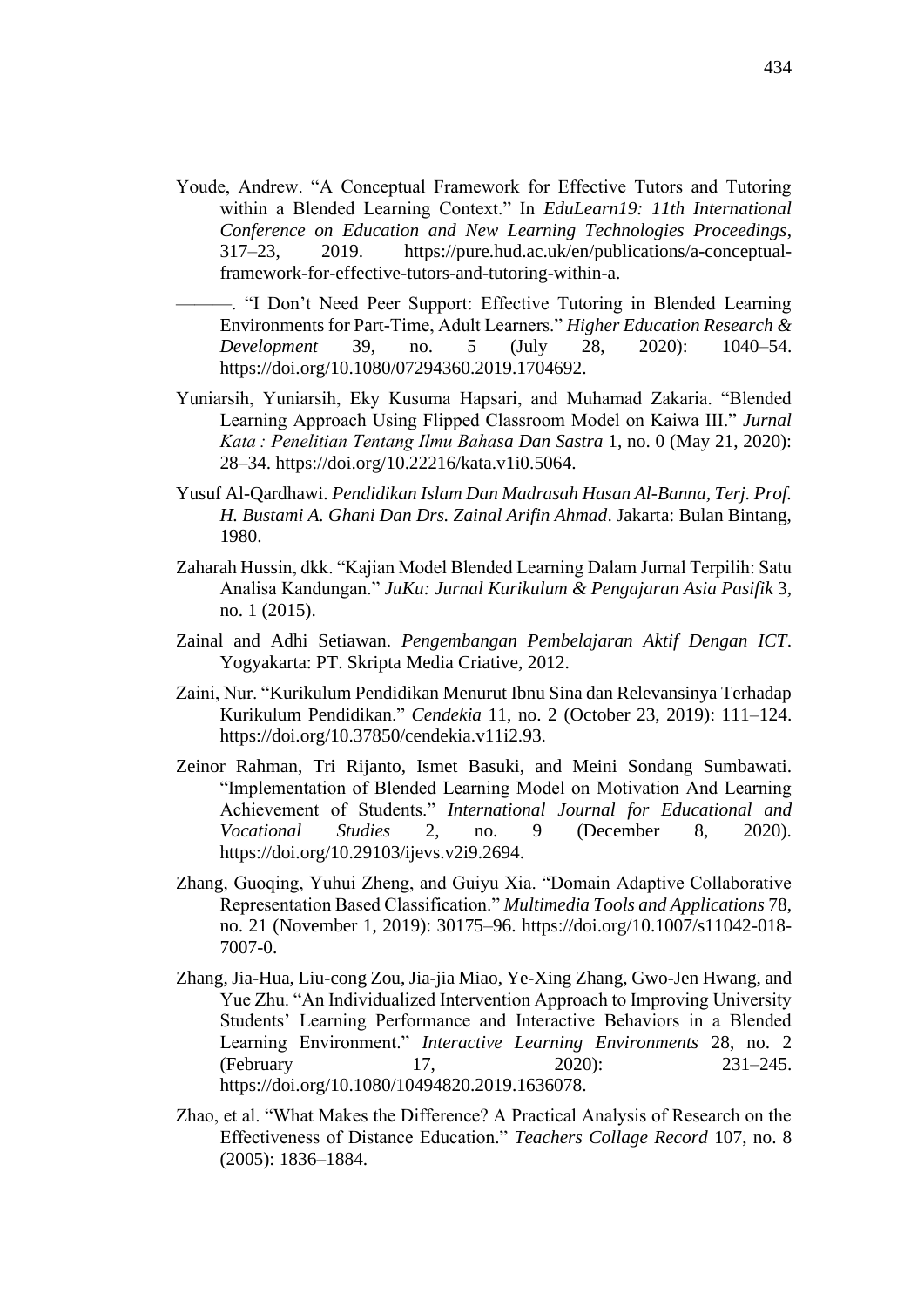Youde, Andrew. "A Conceptual Framework for Effective Tutors and Tutoring within a Blended Learning Context." In *EduLearn19: 11th International Conference on Education and New Learning Technologies Proceedings*, 317–23, 2019. https://pure.hud.ac.uk/en/publications/a-conceptual-framework-for-effective-tutors-and-tutoring-within-a.

———. "I Don't Need Peer Support: Effective Tutoring in Blended Learning Environments for Part-Time, Adult Learners." *Higher Education Research & Development* 39, no. 5 (July 28, 2020): 1040–54. https://doi.org/10.1080/07294360.2019.1704692.

Yuniarsih, Yuniarsih, Eky Kusuma Hapsari, and Muhamad Zakaria. "Blended Learning Approach Using Flipped Classroom Model on Kaiwa III." *Jurnal Kata : Penelitian Tentang Ilmu Bahasa Dan Sastra* 1, no. 0 (May 21, 2020): 28–34. https://doi.org/10.22216/kata.v1i0.5064.

Yusuf Al-Qardhawi. *Pendidikan Islam Dan Madrasah Hasan Al-Banna, Terj. Prof. H. Bustami A. Ghani Dan Drs. Zainal Arifin Ahmad*. Jakarta: Bulan Bintang, 1980.

Zaharah Hussin, dkk. "Kajian Model Blended Learning Dalam Jurnal Terpilih: Satu Analisa Kandungan." *JuKu: Jurnal Kurikulum & Pengajaran Asia Pasifik* 3, no. 1 (2015).

Zainal and Adhi Setiawan. *Pengembangan Pembelajaran Aktif Dengan ICT*. Yogyakarta: PT. Skripta Media Criative, 2012.

Zaini, Nur. "Kurikulum Pendidikan Menurut Ibnu Sina dan Relevansinya Terhadap Kurikulum Pendidikan." *Cendekia* 11, no. 2 (October 23, 2019): 111–124. https://doi.org/10.37850/cendekia.v11i2.93.

Zeinor Rahman, Tri Rijanto, Ismet Basuki, and Meini Sondang Sumbawati. "Implementation of Blended Learning Model on Motivation And Learning Achievement of Students." *International Journal for Educational and Vocational Studies* 2, no. 9 (December 8, 2020). https://doi.org/10.29103/ijevs.v2i9.2694.

Zhang, Guoqing, Yuhui Zheng, and Guiyu Xia. "Domain Adaptive Collaborative Representation Based Classification." *Multimedia Tools and Applications* 78, no. 21 (November 1, 2019): 30175–96. https://doi.org/10.1007/s11042-018-7007-0.

Zhang, Jia-Hua, Liu-cong Zou, Jia-jia Miao, Ye-Xing Zhang, Gwo-Jen Hwang, and Yue Zhu. "An Individualized Intervention Approach to Improving University Students' Learning Performance and Interactive Behaviors in a Blended Learning Environment." *Interactive Learning Environments* 28, no. 2 (February 17, 2020): 231–245. https://doi.org/10.1080/10494820.2019.1636078.

Zhao, et al. "What Makes the Difference? A Practical Analysis of Research on the Effectiveness of Distance Education." *Teachers Collage Record* 107, no. 8 (2005): 1836–1884.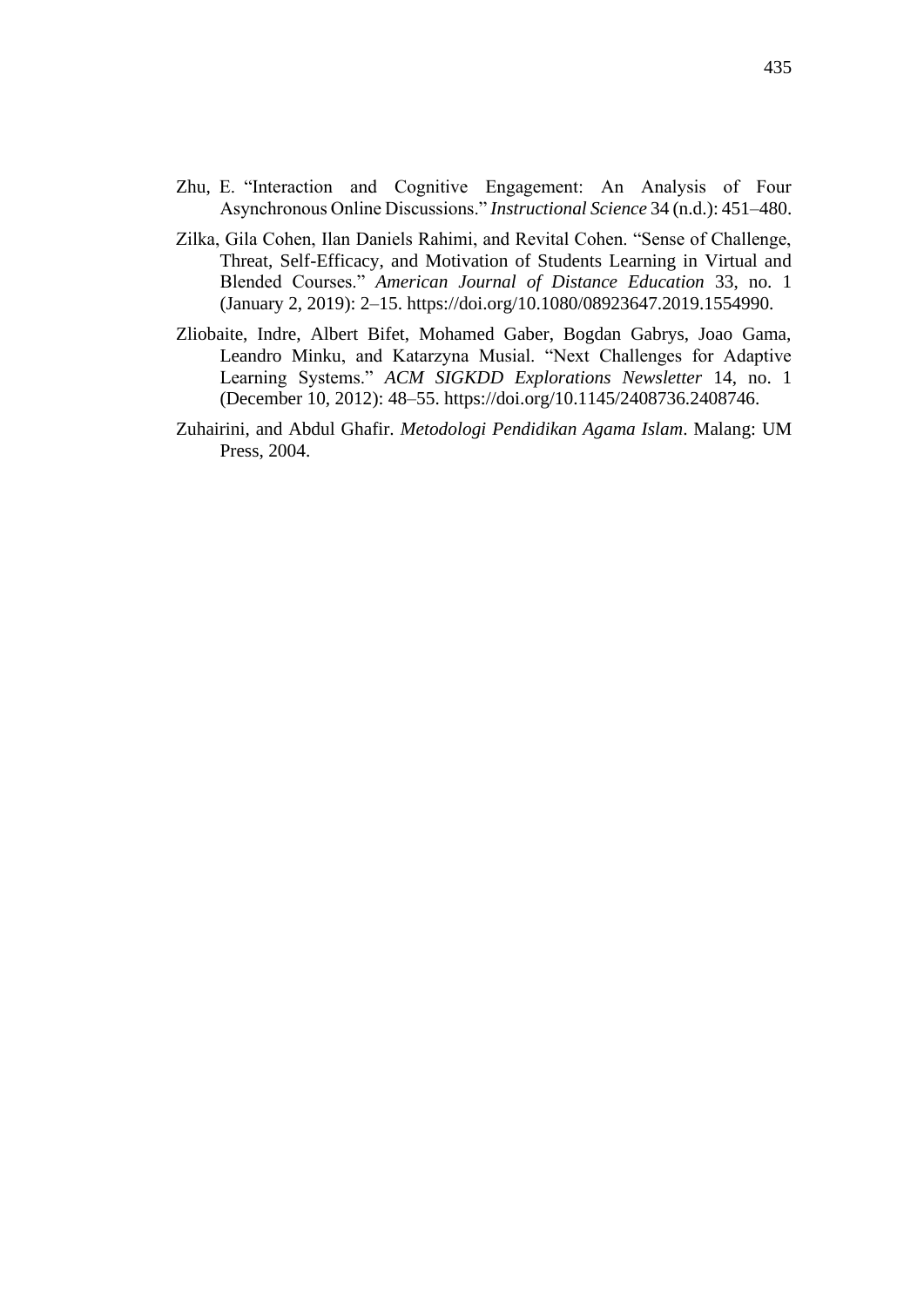Zhu, E. "Interaction and Cognitive Engagement: An Analysis of Four Asynchronous Online Discussions." *Instructional Science* 34 (n.d.): 451–480.

Zilka, Gila Cohen, Ilan Daniels Rahimi, and Revital Cohen. "Sense of Challenge, Threat, Self-Efficacy, and Motivation of Students Learning in Virtual and Blended Courses." *American Journal of Distance Education* 33, no. 1 (January 2, 2019): 2–15. https://doi.org/10.1080/08923647.2019.1554990.

Zliobaite, Indre, Albert Bifet, Mohamed Gaber, Bogdan Gabrys, Joao Gama, Leandro Minku, and Katarzyna Musial. "Next Challenges for Adaptive Learning Systems." *ACM SIGKDD Explorations Newsletter* 14, no. 1 (December 10, 2012): 48–55. https://doi.org/10.1145/2408736.2408746.

Zuhairini, and Abdul Ghafir. *Metodologi Pendidikan Agama Islam*. Malang: UM Press, 2004.